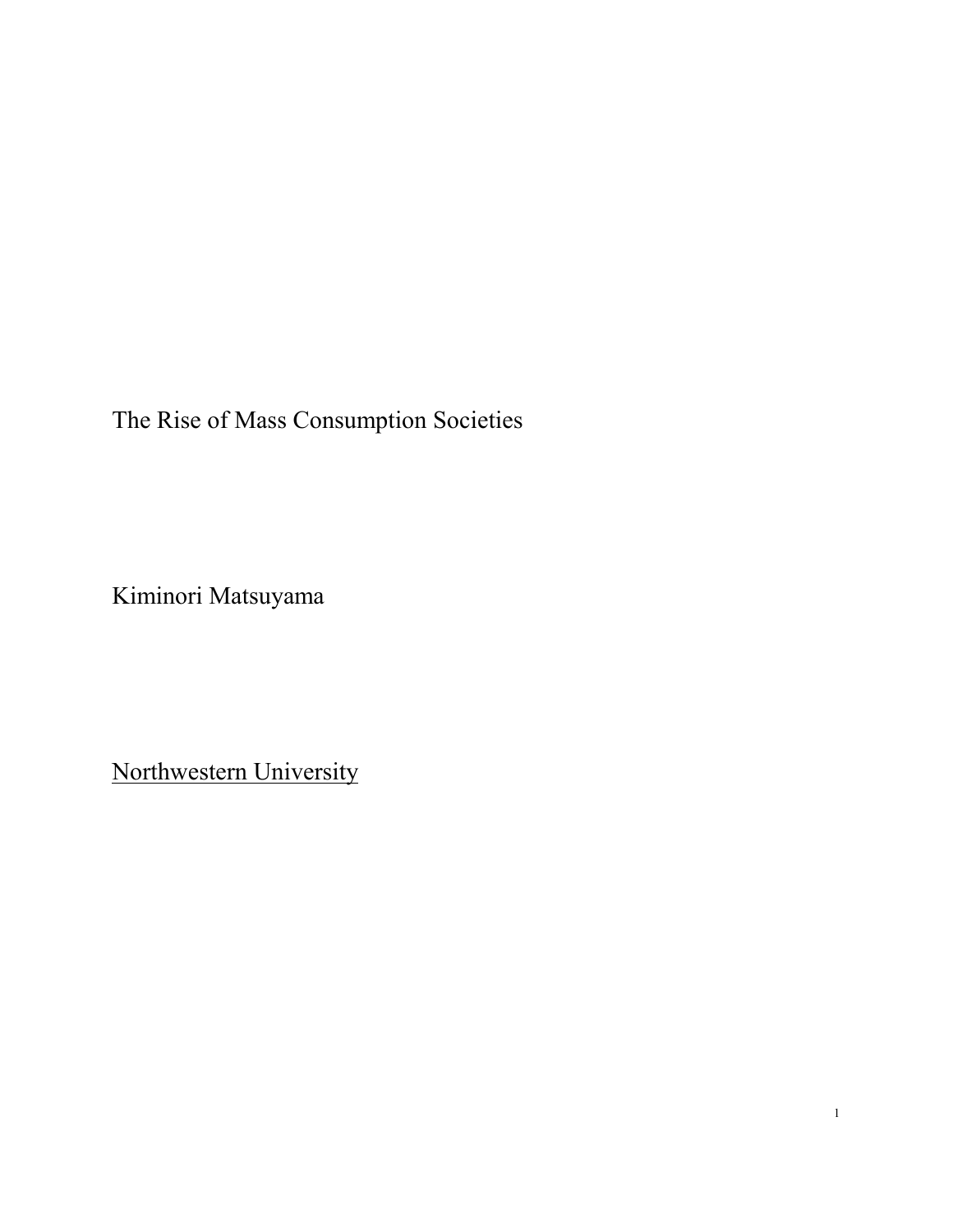# The Rise of Mass Consumption Societies

Kiminori Matsuyama

<u>Northwestern University</u>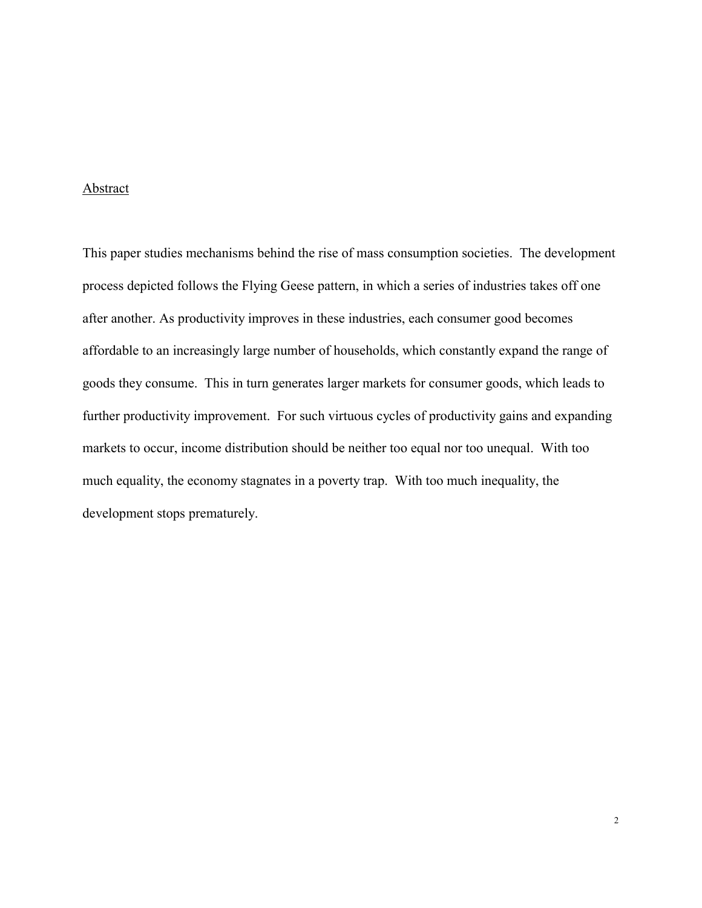## Abstract

This paper studies mechanisms behind the rise of mass consumption societies. The development process depicted follows the Flying Geese pattern, in which a series of industries takes off one after another. As productivity improves in these industries, each consumer good becomes affordable to an increasingly large number of households, which constantly expand the range of goods they consume. This in turn generates larger markets for consumer goods, which leads to further productivity improvement. For such virtuous cycles of productivity gains and expanding markets to occur, income distribution should be neither too equal nor too unequal. With too much equality, the economy stagnates in a poverty trap. With too much inequality, the development stops prematurely.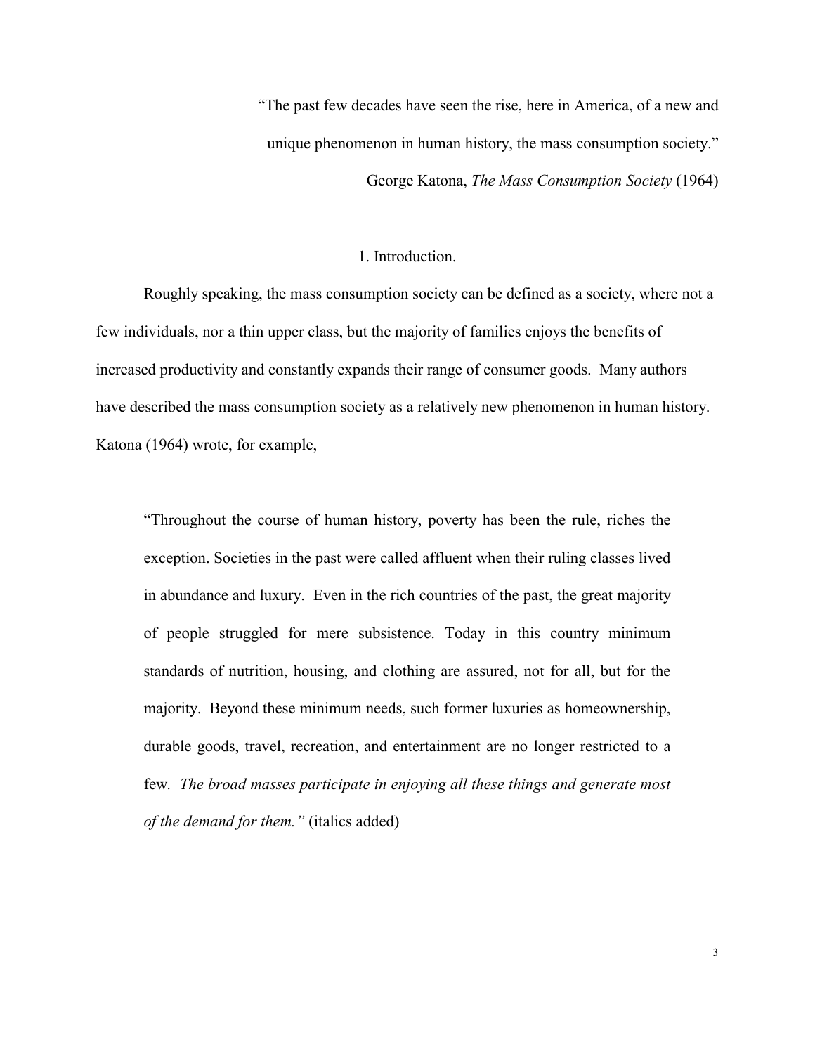> "The past few decades have seen the rise, here in America, of a new and unique phenomenon in human history, the mass consumption society."
>
> George Katona, *The Mass Consumption Society* (1964)

## 1. Introduction.

Roughly speaking, the mass consumption society can be defined as a society, where not a few individuals, nor a thin upper class, but the majority of families enjoys the benefits of increased productivity and constantly expands their range of consumer goods. Many authors have described the mass consumption society as a relatively new phenomenon in human history. Katona (1964) wrote, for example,

> "Throughout the course of human history, poverty has been the rule, riches the exception. Societies in the past were called affluent when their ruling classes lived in abundance and luxury. Even in the rich countries of the past, the great majority of people struggled for mere subsistence. Today in this country minimum standards of nutrition, housing, and clothing are assured, not for all, but for the majority. Beyond these minimum needs, such former luxuries as homeownership, durable goods, travel, recreation, and entertainment are no longer restricted to a few. *The broad masses participate in enjoying all these things and generate most of the demand for them."* (italics added)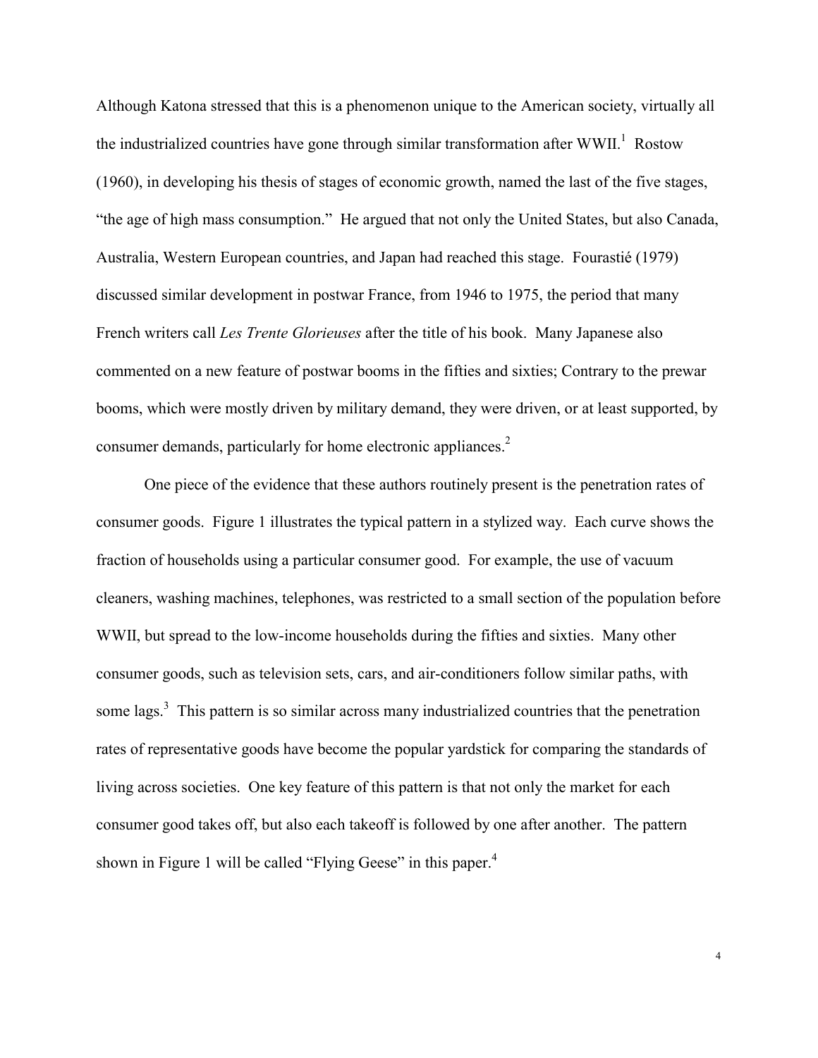Although Katona stressed that this is a phenomenon unique to the American society, virtually all the industrialized countries have gone through similar transformation after WWII.[1] Rostow (1960), in developing his thesis of stages of economic growth, named the last of the five stages, "the age of high mass consumption." He argued that not only the United States, but also Canada, Australia, Western European countries, and Japan had reached this stage. Fourastié (1979) discussed similar development in postwar France, from 1946 to 1975, the period that many French writers call *Les Trente Glorieuses* after the title of his book. Many Japanese also commented on a new feature of postwar booms in the fifties and sixties; Contrary to the prewar booms, which were mostly driven by military demand, they were driven, or at least supported, by consumer demands, particularly for home electronic appliances.[2]

One piece of the evidence that these authors routinely present is the penetration rates of consumer goods. Figure 1 illustrates the typical pattern in a stylized way. Each curve shows the fraction of households using a particular consumer good. For example, the use of vacuum cleaners, washing machines, telephones, was restricted to a small section of the population before WWII, but spread to the low-income households during the fifties and sixties. Many other consumer goods, such as television sets, cars, and air-conditioners follow similar paths, with some lags.[3] This pattern is so similar across many industrialized countries that the penetration rates of representative goods have become the popular yardstick for comparing the standards of living across societies. One key feature of this pattern is that not only the market for each consumer good takes off, but also each takeoff is followed by one after another. The pattern shown in Figure 1 will be called "Flying Geese" in this paper.[4]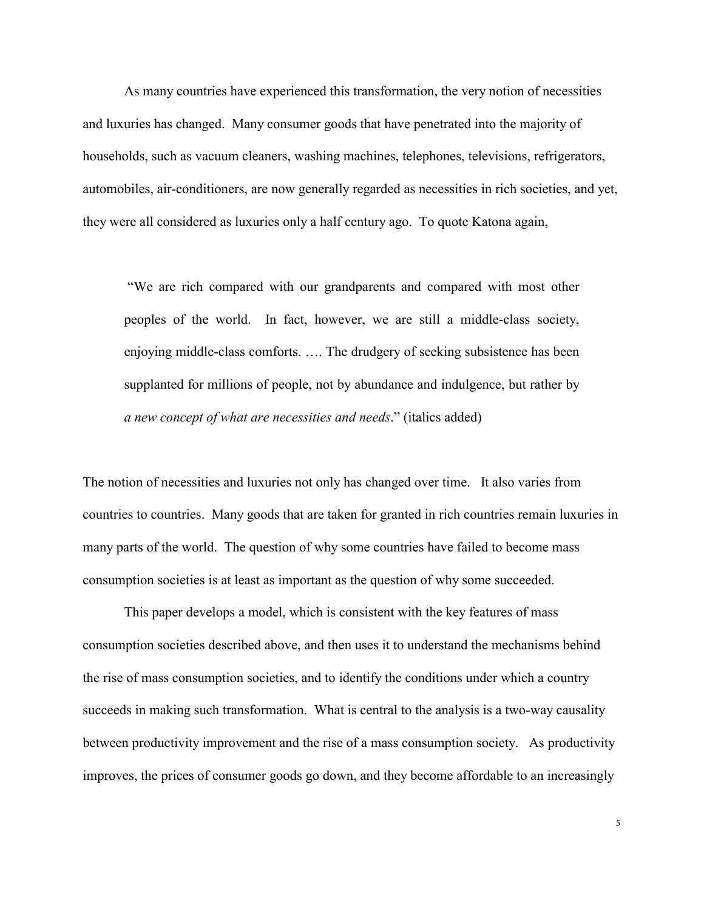As many countries have experienced this transformation, the very notion of necessities and luxuries has changed. Many consumer goods that have penetrated into the majority of households, such as vacuum cleaners, washing machines, telephones, televisions, refrigerators, automobiles, air-conditioners, are now generally regarded as necessities in rich societies, and yet, they were all considered as luxuries only a half century ago. To quote Katona again,

> "We are rich compared with our grandparents and compared with most other peoples of the world. In fact, however, we are still a middle-class society, enjoying middle-class comforts. …. The drudgery of seeking subsistence has been supplanted for millions of people, not by abundance and indulgence, but rather by *a new concept of what are necessities and needs*." (italics added)

The notion of necessities and luxuries not only has changed over time. It also varies from countries to countries. Many goods that are taken for granted in rich countries remain luxuries in many parts of the world. The question of why some countries have failed to become mass consumption societies is at least as important as the question of why some succeeded.

This paper develops a model, which is consistent with the key features of mass consumption societies described above, and then uses it to understand the mechanisms behind the rise of mass consumption societies, and to identify the conditions under which a country succeeds in making such transformation. What is central to the analysis is a two-way causality between productivity improvement and the rise of a mass consumption society. As productivity improves, the prices of consumer goods go down, and they become affordable to an increasingly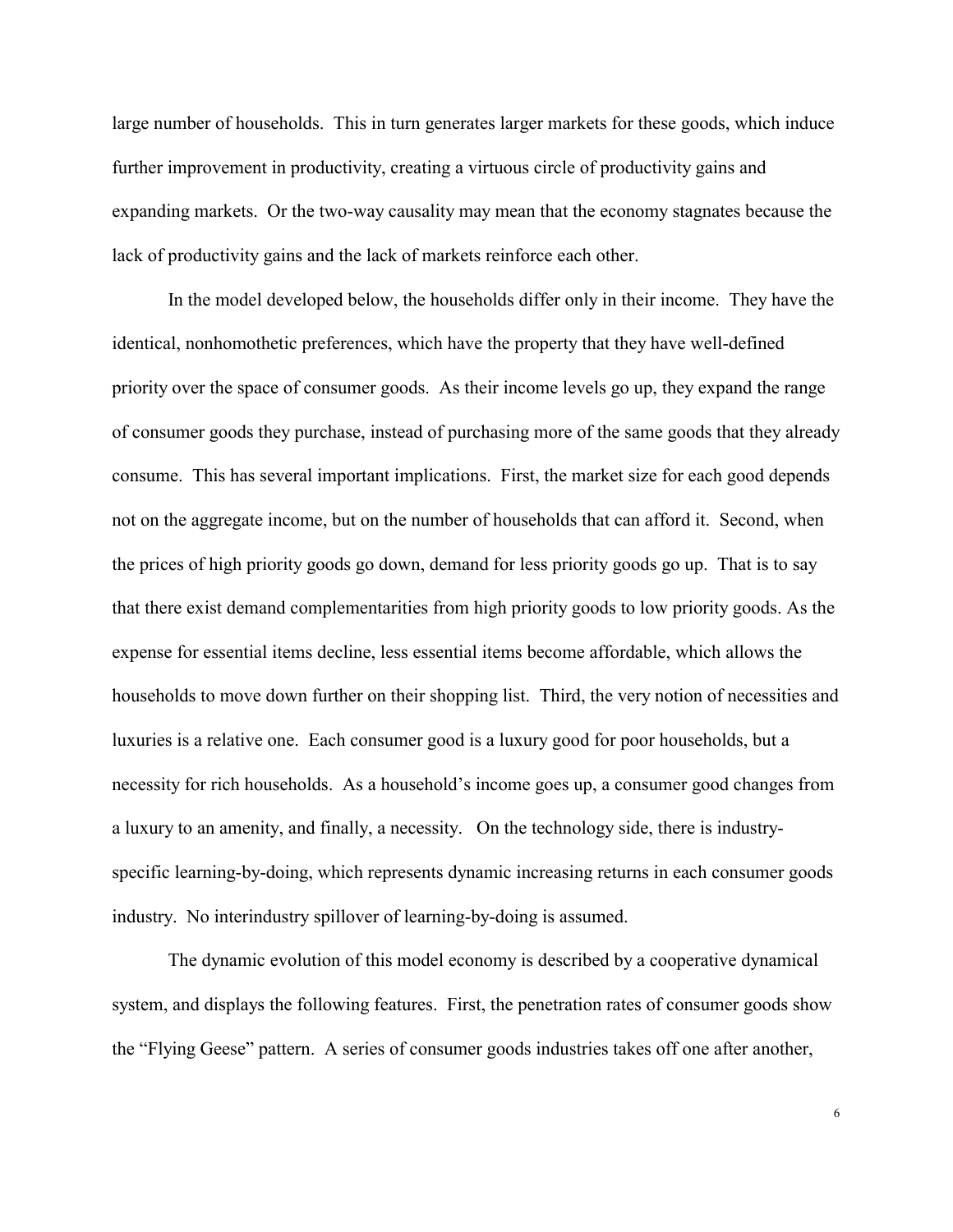large number of households. This in turn generates larger markets for these goods, which induce further improvement in productivity, creating a virtuous circle of productivity gains and expanding markets. Or the two-way causality may mean that the economy stagnates because the lack of productivity gains and the lack of markets reinforce each other.

In the model developed below, the households differ only in their income. They have the identical, nonhomothetic preferences, which have the property that they have well-defined priority over the space of consumer goods. As their income levels go up, they expand the range of consumer goods they purchase, instead of purchasing more of the same goods that they already consume. This has several important implications. First, the market size for each good depends not on the aggregate income, but on the number of households that can afford it. Second, when the prices of high priority goods go down, demand for less priority goods go up. That is to say that there exist demand complementarities from high priority goods to low priority goods. As the expense for essential items decline, less essential items become affordable, which allows the households to move down further on their shopping list. Third, the very notion of necessities and luxuries is a relative one. Each consumer good is a luxury good for poor households, but a necessity for rich households. As a household's income goes up, a consumer good changes from a luxury to an amenity, and finally, a necessity. On the technology side, there is industry-specific learning-by-doing, which represents dynamic increasing returns in each consumer goods industry. No interindustry spillover of learning-by-doing is assumed.

The dynamic evolution of this model economy is described by a cooperative dynamical system, and displays the following features. First, the penetration rates of consumer goods show the "Flying Geese" pattern. A series of consumer goods industries takes off one after another,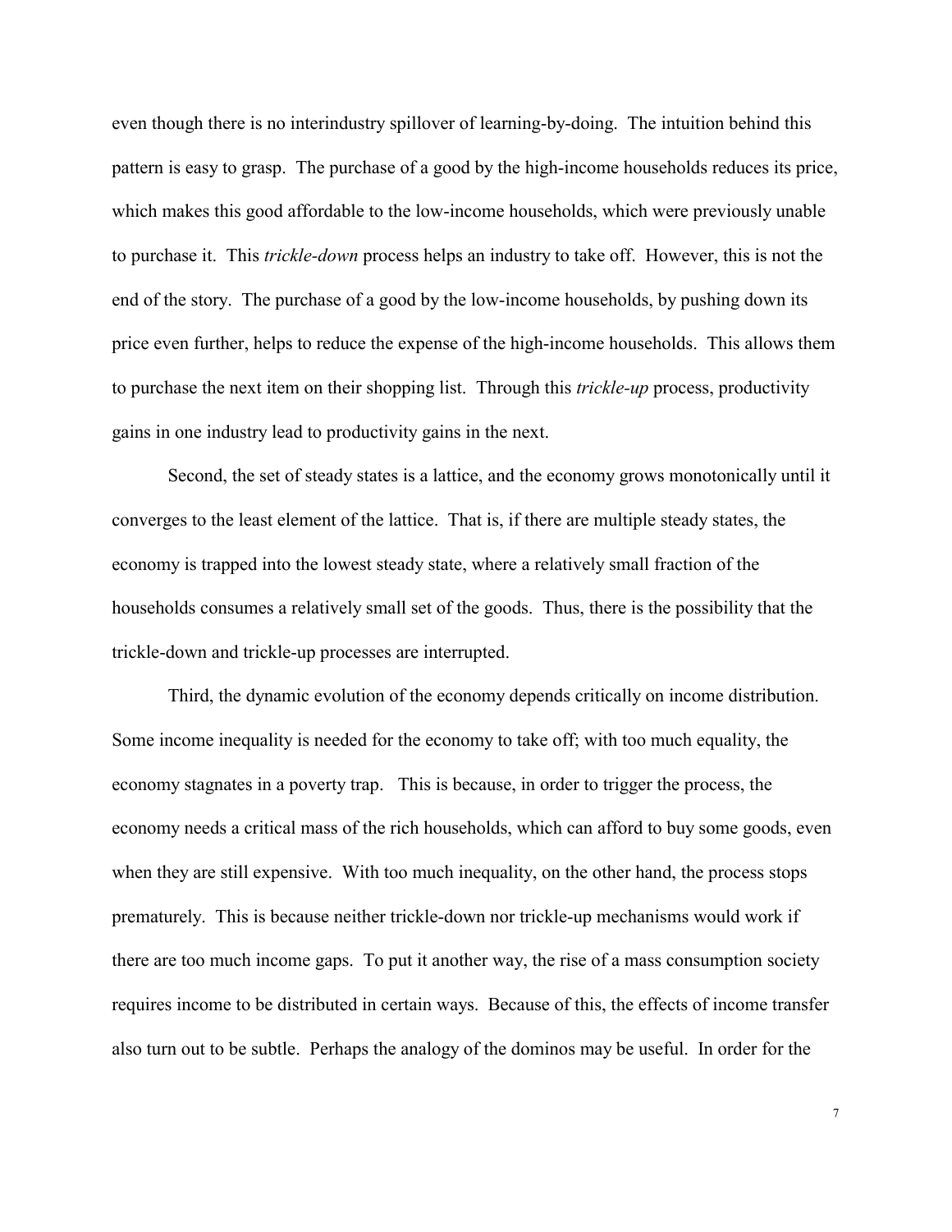even though there is no interindustry spillover of learning-by-doing. The intuition behind this pattern is easy to grasp. The purchase of a good by the high-income households reduces its price, which makes this good affordable to the low-income households, which were previously unable to purchase it. This *trickle-down* process helps an industry to take off. However, this is not the end of the story. The purchase of a good by the low-income households, by pushing down its price even further, helps to reduce the expense of the high-income households. This allows them to purchase the next item on their shopping list. Through this *trickle-up* process, productivity gains in one industry lead to productivity gains in the next.

Second, the set of steady states is a lattice, and the economy grows monotonically until it converges to the least element of the lattice. That is, if there are multiple steady states, the economy is trapped into the lowest steady state, where a relatively small fraction of the households consumes a relatively small set of the goods. Thus, there is the possibility that the trickle-down and trickle-up processes are interrupted.

Third, the dynamic evolution of the economy depends critically on income distribution. Some income inequality is needed for the economy to take off; with too much equality, the economy stagnates in a poverty trap. This is because, in order to trigger the process, the economy needs a critical mass of the rich households, which can afford to buy some goods, even when they are still expensive. With too much inequality, on the other hand, the process stops prematurely. This is because neither trickle-down nor trickle-up mechanisms would work if there are too much income gaps. To put it another way, the rise of a mass consumption society requires income to be distributed in certain ways. Because of this, the effects of income transfer also turn out to be subtle. Perhaps the analogy of the dominos may be useful. In order for the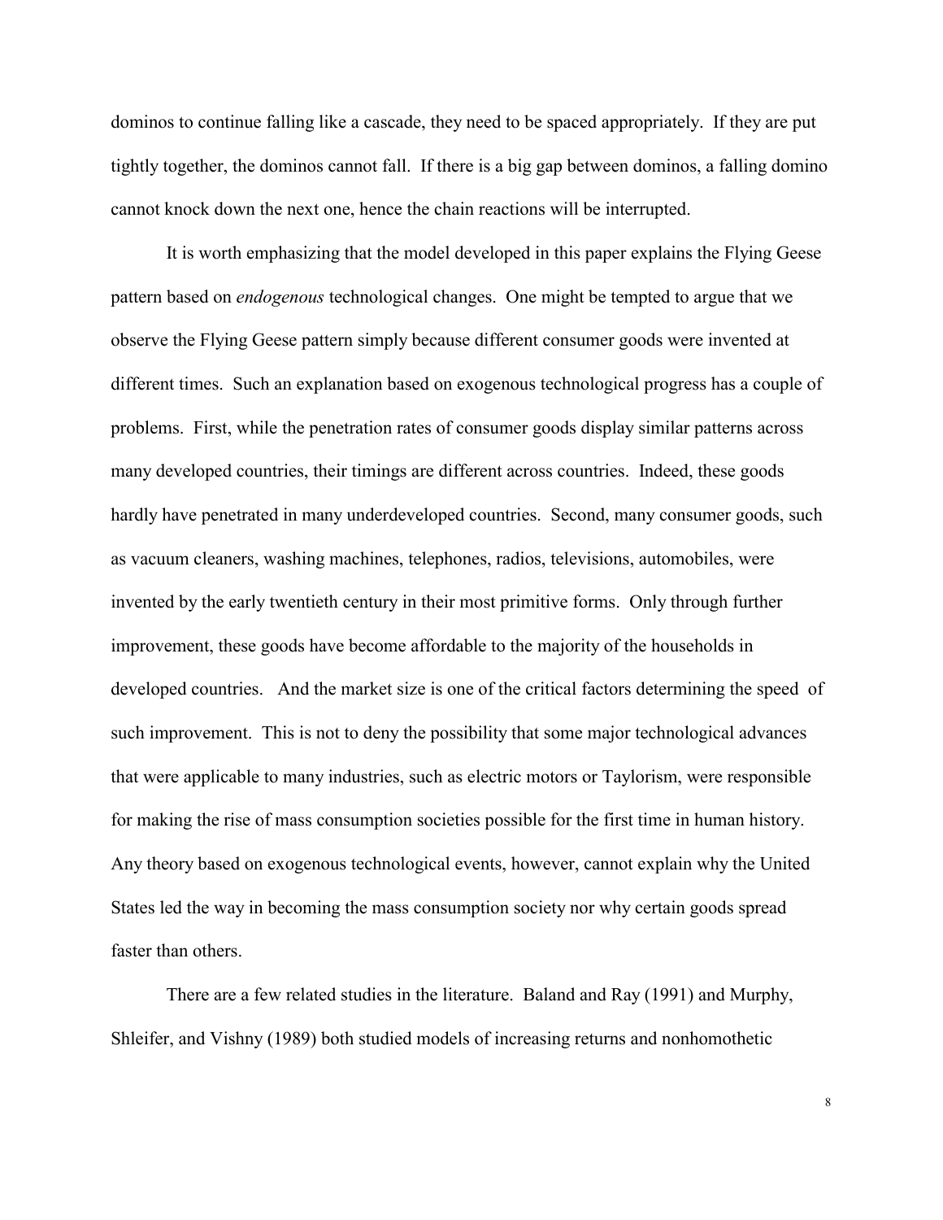dominos to continue falling like a cascade, they need to be spaced appropriately. If they are put tightly together, the dominos cannot fall. If there is a big gap between dominos, a falling domino cannot knock down the next one, hence the chain reactions will be interrupted.

It is worth emphasizing that the model developed in this paper explains the Flying Geese pattern based on *endogenous* technological changes. One might be tempted to argue that we observe the Flying Geese pattern simply because different consumer goods were invented at different times. Such an explanation based on exogenous technological progress has a couple of problems. First, while the penetration rates of consumer goods display similar patterns across many developed countries, their timings are different across countries. Indeed, these goods hardly have penetrated in many underdeveloped countries. Second, many consumer goods, such as vacuum cleaners, washing machines, telephones, radios, televisions, automobiles, were invented by the early twentieth century in their most primitive forms. Only through further improvement, these goods have become affordable to the majority of the households in developed countries. And the market size is one of the critical factors determining the speed of such improvement. This is not to deny the possibility that some major technological advances that were applicable to many industries, such as electric motors or Taylorism, were responsible for making the rise of mass consumption societies possible for the first time in human history. Any theory based on exogenous technological events, however, cannot explain why the United States led the way in becoming the mass consumption society nor why certain goods spread faster than others.

There are a few related studies in the literature. Baland and Ray (1991) and Murphy, Shleifer, and Vishny (1989) both studied models of increasing returns and nonhomothetic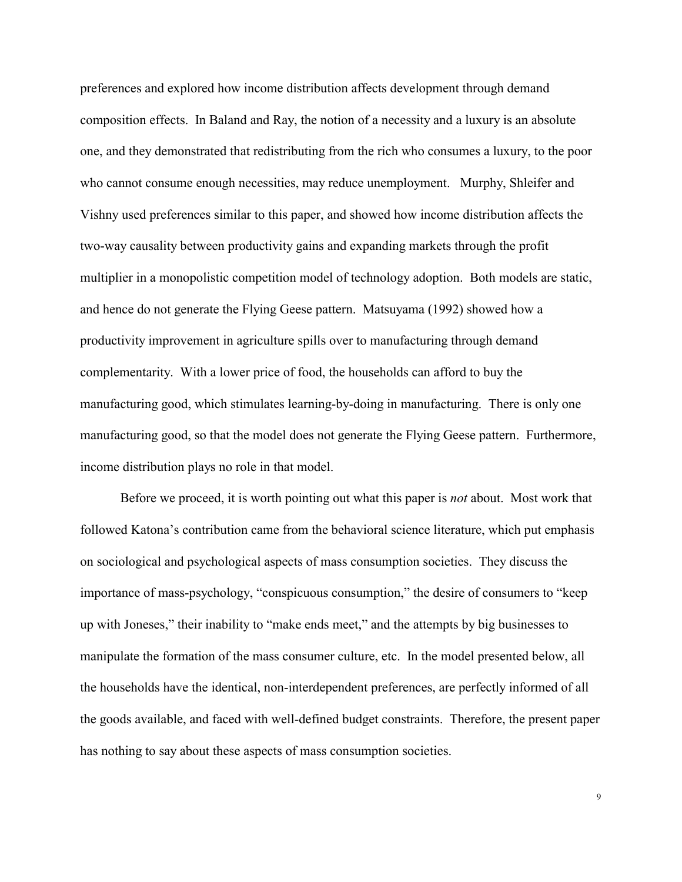preferences and explored how income distribution affects development through demand composition effects. In Baland and Ray, the notion of a necessity and a luxury is an absolute one, and they demonstrated that redistributing from the rich who consumes a luxury, to the poor who cannot consume enough necessities, may reduce unemployment. Murphy, Shleifer and Vishny used preferences similar to this paper, and showed how income distribution affects the two-way causality between productivity gains and expanding markets through the profit multiplier in a monopolistic competition model of technology adoption. Both models are static, and hence do not generate the Flying Geese pattern. Matsuyama (1992) showed how a productivity improvement in agriculture spills over to manufacturing through demand complementarity. With a lower price of food, the households can afford to buy the manufacturing good, which stimulates learning-by-doing in manufacturing. There is only one manufacturing good, so that the model does not generate the Flying Geese pattern. Furthermore, income distribution plays no role in that model.

Before we proceed, it is worth pointing out what this paper is *not* about. Most work that followed Katona's contribution came from the behavioral science literature, which put emphasis on sociological and psychological aspects of mass consumption societies. They discuss the importance of mass-psychology, "conspicuous consumption," the desire of consumers to "keep up with Joneses," their inability to "make ends meet," and the attempts by big businesses to manipulate the formation of the mass consumer culture, etc. In the model presented below, all the households have the identical, non-interdependent preferences, are perfectly informed of all the goods available, and faced with well-defined budget constraints. Therefore, the present paper has nothing to say about these aspects of mass consumption societies.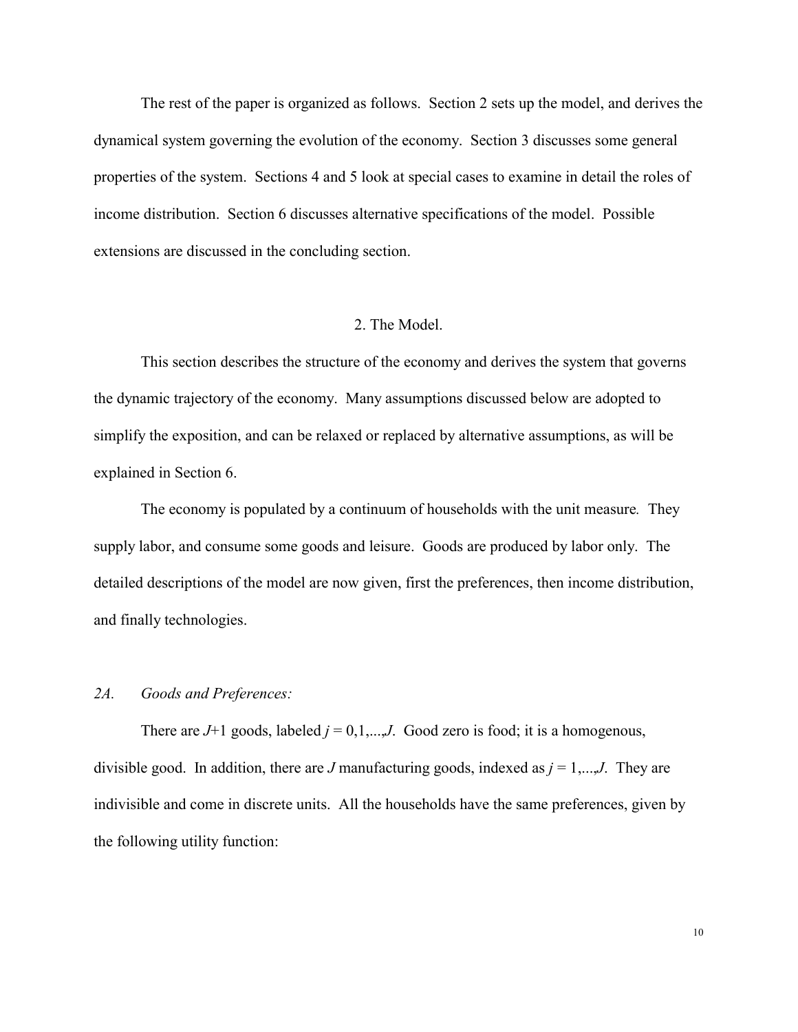The rest of the paper is organized as follows. Section 2 sets up the model, and derives the dynamical system governing the evolution of the economy. Section 3 discusses some general properties of the system. Sections 4 and 5 look at special cases to examine in detail the roles of income distribution. Section 6 discusses alternative specifications of the model. Possible extensions are discussed in the concluding section.

## 2. The Model.

This section describes the structure of the economy and derives the system that governs the dynamic trajectory of the economy. Many assumptions discussed below are adopted to simplify the exposition, and can be relaxed or replaced by alternative assumptions, as will be explained in Section 6.

The economy is populated by a continuum of households with the unit measure. They supply labor, and consume some goods and leisure. Goods are produced by labor only. The detailed descriptions of the model are now given, first the preferences, then income distribution, and finally technologies.

### *2A. Goods and Preferences:*

There are $J$+1 goods, labeled $j = 0,1,...,J$. Good zero is food; it is a homogenous, divisible good. In addition, there are $J$ manufacturing goods, indexed as $j = 1,...,J$. They are indivisible and come in discrete units. All the households have the same preferences, given by the following utility function: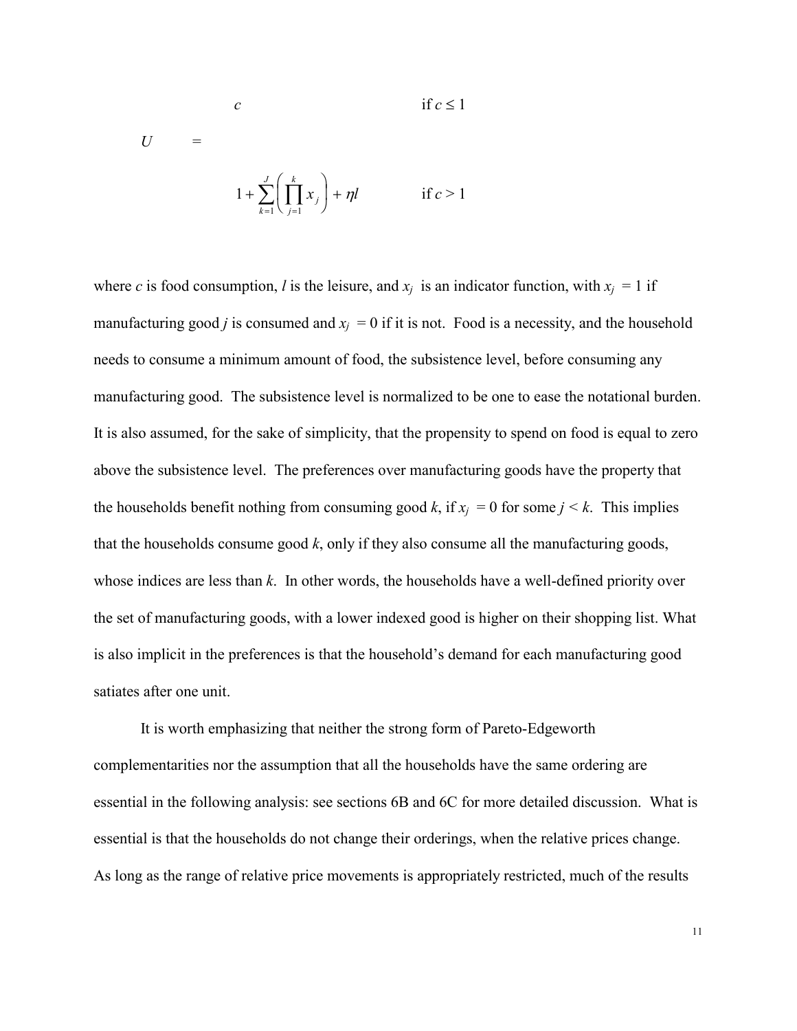$$
U = \begin{cases} c & \text{if } c \leq 1 \\ 1 + \sum_{k=1}^{J} \left( \prod_{j=1}^{k} x_j \right) + \eta l & \text{if } c > 1 \end{cases}
$$

where $c$ is food consumption, $l$ is the leisure, and $x_j$ is an indicator function, with $x_j = 1$ if manufacturing good $j$ is consumed and $x_j = 0$ if it is not. Food is a necessity, and the household needs to consume a minimum amount of food, the subsistence level, before consuming any manufacturing good. The subsistence level is normalized to be one to ease the notational burden. It is also assumed, for the sake of simplicity, that the propensity to spend on food is equal to zero above the subsistence level. The preferences over manufacturing goods have the property that the households benefit nothing from consuming good $k$, if $x_j = 0$ for some $j < k$. This implies that the households consume good $k$, only if they also consume all the manufacturing goods, whose indices are less than $k$. In other words, the households have a well-defined priority over the set of manufacturing goods, with a lower indexed good is higher on their shopping list. What is also implicit in the preferences is that the household's demand for each manufacturing good satiates after one unit.

It is worth emphasizing that neither the strong form of Pareto-Edgeworth complementarities nor the assumption that all the households have the same ordering are essential in the following analysis: see sections 6B and 6C for more detailed discussion. What is essential is that the households do not change their orderings, when the relative prices change. As long as the range of relative price movements is appropriately restricted, much of the results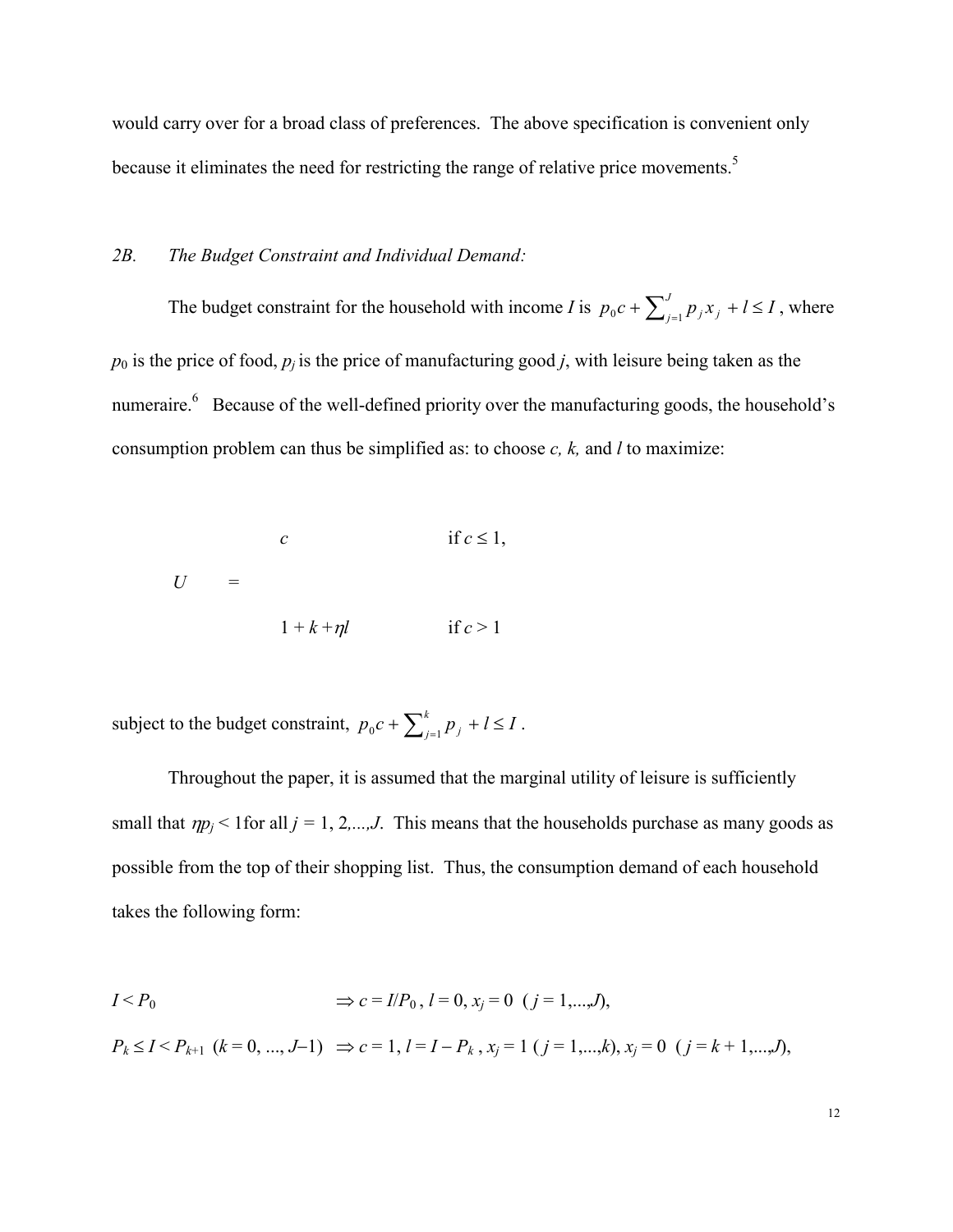would carry over for a broad class of preferences. The above specification is convenient only because it eliminates the need for restricting the range of relative price movements.[5]

*2B. The Budget Constraint and Individual Demand:*

The budget constraint for the household with income $I$ is $p_0 c + \sum_{j=1}^{J} p_j x_j + l \leq I$, where $p_0$ is the price of food, $p_j$ is the price of manufacturing good $j$, with leisure being taken as the numeraire.[6] Because of the well-defined priority over the manufacturing goods, the household's consumption problem can thus be simplified as: to choose $c$, $k$, and $l$ to maximize:

$$U = \begin{cases} c & \text{if } c \leq 1, \\ 1 + k + \eta l & \text{if } c > 1 \end{cases}$$

subject to the budget constraint, $p_0 c + \sum_{j=1}^{k} p_j + l \leq I$.

Throughout the paper, it is assumed that the marginal utility of leisure is sufficiently small that $\eta p_j < 1$ for all $j = 1, 2, ..., J$. This means that the households purchase as many goods as possible from the top of their shopping list. Thus, the consumption demand of each household takes the following form:

$$I < P_0 \quad \Rightarrow c = I/P_0,\ l = 0,\ x_j = 0 \ \ (j = 1,...,J),$$

$$P_k \leq I < P_{k+1} \ \ (k = 0, ..., J-1) \quad \Rightarrow c = 1,\ l = I - P_k,\ x_j = 1 \ (j = 1,...,k),\ x_j = 0 \ \ (j = k+1,...,J),$$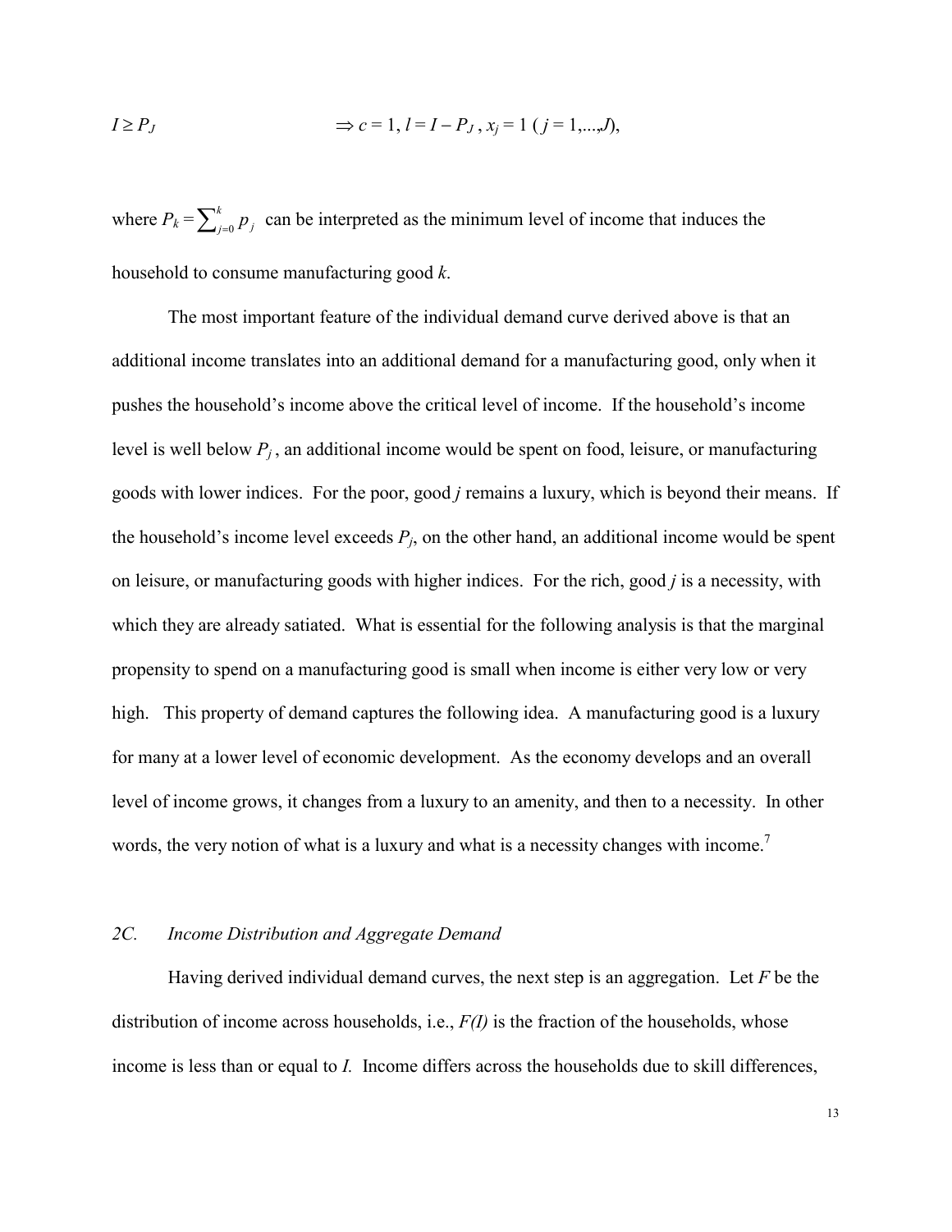$$I \geq P_J \qquad \Rightarrow c = 1, \; l = I - P_J \, , \; x_j = 1 \; ( j = 1,...,J),$$

where $P_k = \sum_{j=0}^{k} p_j$ can be interpreted as the minimum level of income that induces the household to consume manufacturing good $k$.

The most important feature of the individual demand curve derived above is that an additional income translates into an additional demand for a manufacturing good, only when it pushes the household's income above the critical level of income. If the household's income level is well below $P_j$ , an additional income would be spent on food, leisure, or manufacturing goods with lower indices. For the poor, good $j$ remains a luxury, which is beyond their means. If the household's income level exceeds $P_j$, on the other hand, an additional income would be spent on leisure, or manufacturing goods with higher indices. For the rich, good $j$ is a necessity, with which they are already satiated. What is essential for the following analysis is that the marginal propensity to spend on a manufacturing good is small when income is either very low or very high. This property of demand captures the following idea. A manufacturing good is a luxury for many at a lower level of economic development. As the economy develops and an overall level of income grows, it changes from a luxury to an amenity, and then to a necessity. In other words, the very notion of what is a luxury and what is a necessity changes with income.[7]

### *2C. Income Distribution and Aggregate Demand*

Having derived individual demand curves, the next step is an aggregation. Let $F$ be the distribution of income across households, i.e., $F(I)$ is the fraction of the households, whose income is less than or equal to $I$. Income differs across the households due to skill differences,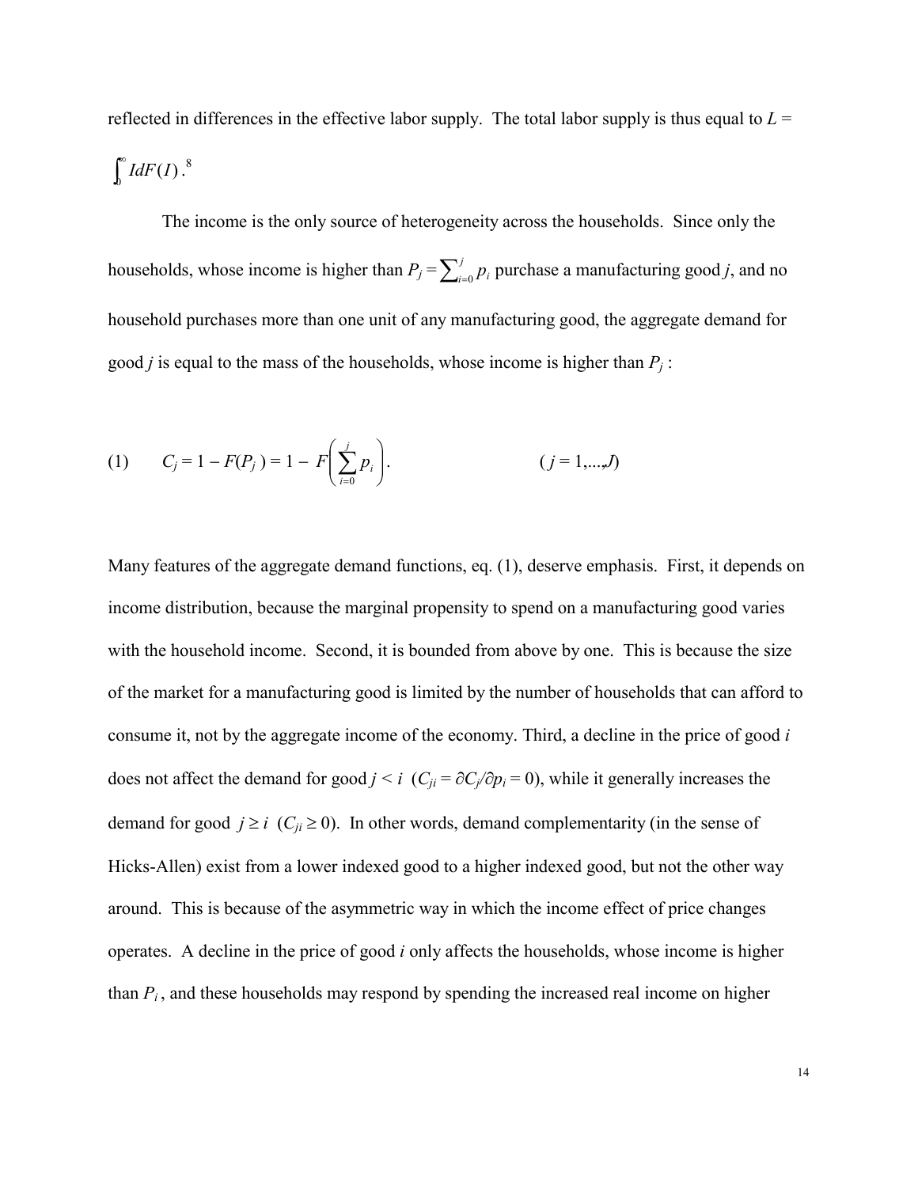reflected in differences in the effective labor supply. The total labor supply is thus equal to $L = \int_0^\infty I dF(I)$.[8]

The income is the only source of heterogeneity across the households. Since only the households, whose income is higher than $P_j = \sum_{i=0}^{j} p_i$ purchase a manufacturing good $j$, and no household purchases more than one unit of any manufacturing good, the aggregate demand for good $j$ is equal to the mass of the households, whose income is higher than $P_j$ :

$$\text{(1)} \qquad C_j = 1 - F(P_j) = 1 - F\left(\sum_{i=0}^{j} p_i\right). \qquad (j = 1,...,J)$$

Many features of the aggregate demand functions, eq. (1), deserve emphasis. First, it depends on income distribution, because the marginal propensity to spend on a manufacturing good varies with the household income. Second, it is bounded from above by one. This is because the size of the market for a manufacturing good is limited by the number of households that can afford to consume it, not by the aggregate income of the economy. Third, a decline in the price of good $i$ does not affect the demand for good $j < i$ ($C_{ji} = \partial C_j/\partial p_i = 0$), while it generally increases the demand for good $j \geq i$ ($C_{ji} \geq 0$). In other words, demand complementarity (in the sense of Hicks-Allen) exist from a lower indexed good to a higher indexed good, but not the other way around. This is because of the asymmetric way in which the income effect of price changes operates. A decline in the price of good $i$ only affects the households, whose income is higher than $P_i$, and these households may respond by spending the increased real income on higher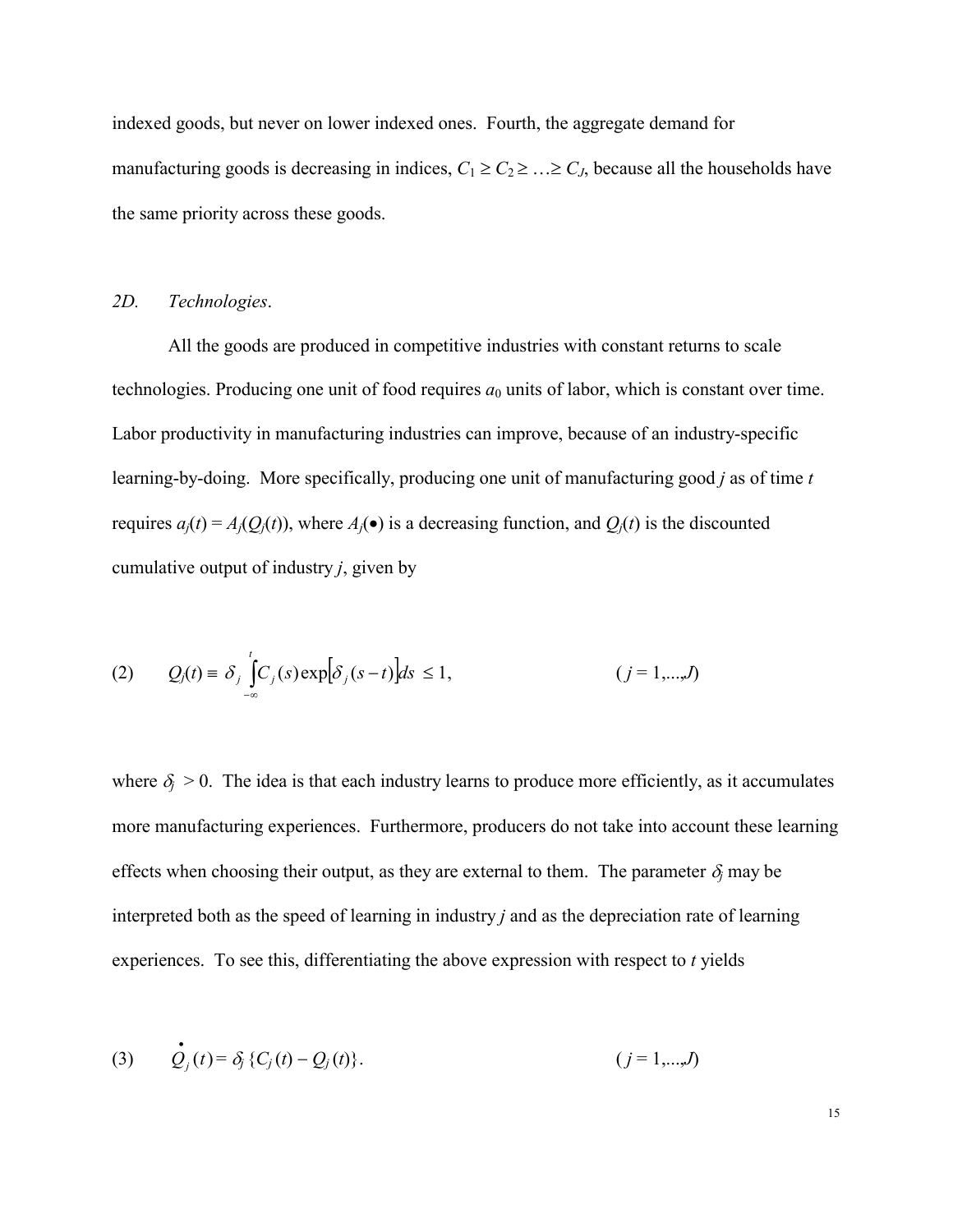indexed goods, but never on lower indexed ones. Fourth, the aggregate demand for manufacturing goods is decreasing in indices, $C_1 \geq C_2 \geq \ldots \geq C_J$, because all the households have the same priority across these goods.

*2D. Technologies*.

All the goods are produced in competitive industries with constant returns to scale technologies. Producing one unit of food requires $a_0$ units of labor, which is constant over time. Labor productivity in manufacturing industries can improve, because of an industry-specific learning-by-doing. More specifically, producing one unit of manufacturing good $j$ as of time $t$ requires $a_j(t) = A_j(Q_j(t))$, where $A_j(\bullet)$ is a decreasing function, and $Q_j(t)$ is the discounted cumulative output of industry $j$, given by

$$(2) \qquad Q_j(t) \equiv \delta_j \int_{-\infty}^{t} C_j(s) \exp[\delta_j (s-t)] ds \leq 1, \qquad (j = 1,\ldots,J)$$

where $\delta_j > 0$. The idea is that each industry learns to produce more efficiently, as it accumulates more manufacturing experiences. Furthermore, producers do not take into account these learning effects when choosing their output, as they are external to them. The parameter $\delta_j$ may be interpreted both as the speed of learning in industry $j$ and as the depreciation rate of learning experiences. To see this, differentiating the above expression with respect to $t$ yields

$$(3) \qquad \dot{Q}_j(t) = \delta_j \{C_j(t) - Q_j(t)\}. \qquad (j = 1,\ldots,J)$$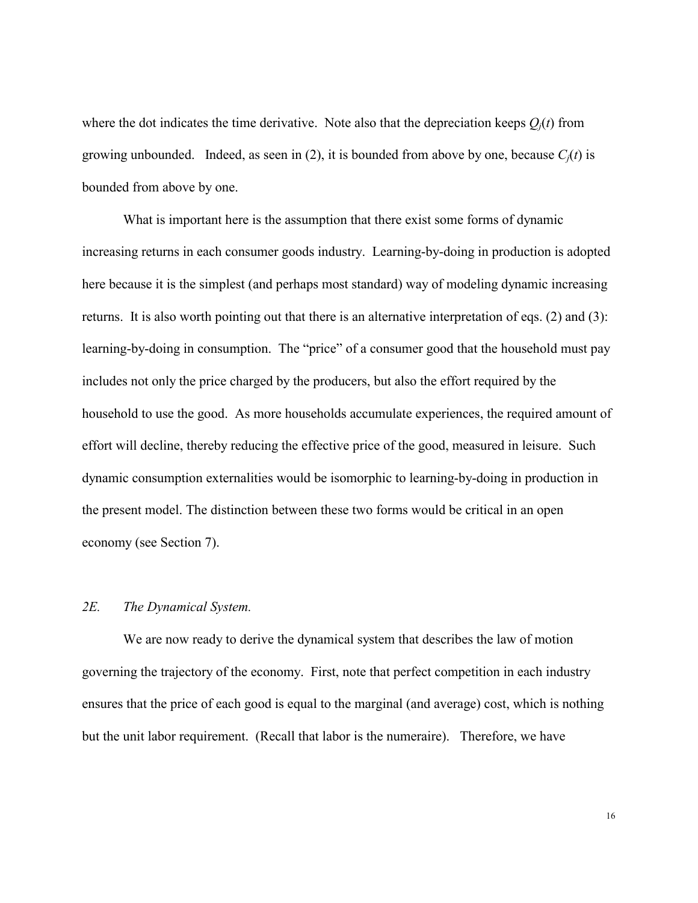where the dot indicates the time derivative. Note also that the depreciation keeps $Q_j(t)$ from growing unbounded. Indeed, as seen in (2), it is bounded from above by one, because $C_j(t)$ is bounded from above by one.

What is important here is the assumption that there exist some forms of dynamic increasing returns in each consumer goods industry. Learning-by-doing in production is adopted here because it is the simplest (and perhaps most standard) way of modeling dynamic increasing returns. It is also worth pointing out that there is an alternative interpretation of eqs. (2) and (3): learning-by-doing in consumption. The "price" of a consumer good that the household must pay includes not only the price charged by the producers, but also the effort required by the household to use the good. As more households accumulate experiences, the required amount of effort will decline, thereby reducing the effective price of the good, measured in leisure. Such dynamic consumption externalities would be isomorphic to learning-by-doing in production in the present model. The distinction between these two forms would be critical in an open economy (see Section 7).

### *2E. The Dynamical System.*

We are now ready to derive the dynamical system that describes the law of motion governing the trajectory of the economy. First, note that perfect competition in each industry ensures that the price of each good is equal to the marginal (and average) cost, which is nothing but the unit labor requirement. (Recall that labor is the numeraire). Therefore, we have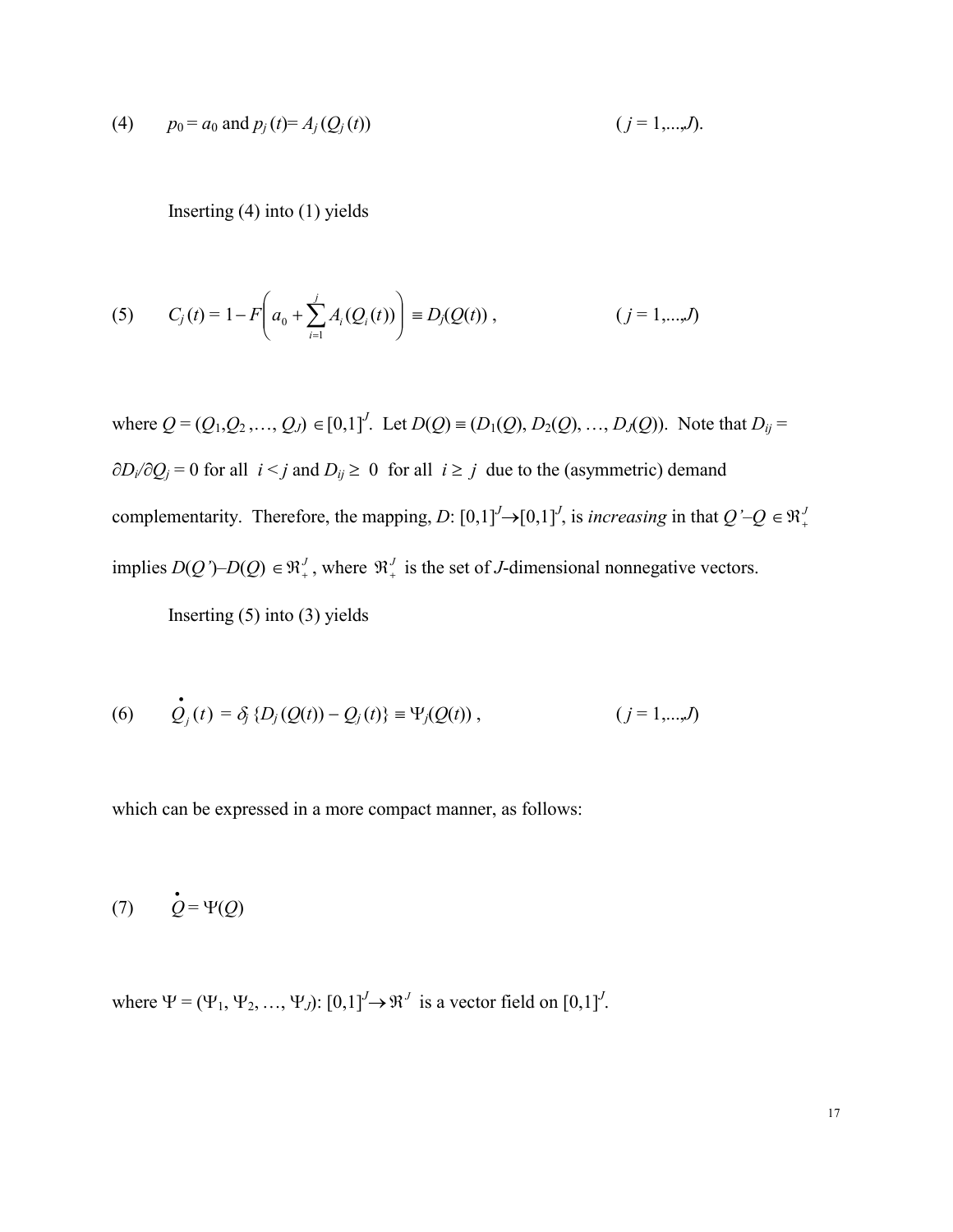$$\text{(4)} \qquad p_0 = a_0 \text{ and } p_j(t) = A_j(Q_j(t)) \qquad\qquad (j = 1,\ldots,J).$$

Inserting (4) into (1) yields

$$\text{(5)} \qquad C_j(t) = 1 - F\left(a_0 + \sum_{i=1}^{j} A_i(Q_i(t))\right) \equiv D_j(Q(t)), \qquad\qquad (j = 1,\ldots,J)$$

where $Q = (Q_1, Q_2, \ldots, Q_J) \in [0,1]^J$. Let $D(Q) \equiv (D_1(Q), D_2(Q), \ldots, D_J(Q))$. Note that $D_{ij} = \partial D_i / \partial Q_j = 0$ for all $i < j$ and $D_{ij} \geq 0$ for all $i \geq j$ due to the (asymmetric) demand complementarity. Therefore, the mapping, $D$: $[0,1]^J \rightarrow [0,1]^J$, is *increasing* in that $Q' - Q \in \Re^J_+$ implies $D(Q') - D(Q) \in \Re^J_+$, where $\Re^J_+$ is the set of $J$-dimensional nonnegative vectors.

Inserting (5) into (3) yields

$$\text{(6)} \qquad \dot{Q}_j(t) = \delta_j \{D_j(Q(t)) - Q_j(t)\} \equiv \Psi_j(Q(t)), \qquad\qquad (j = 1,\ldots,J)$$

which can be expressed in a more compact manner, as follows:

$$\text{(7)} \qquad \dot{Q} = \Psi(Q)$$

where $\Psi = (\Psi_1, \Psi_2, \ldots, \Psi_J)$: $[0,1]^J \rightarrow \Re^J$ is a vector field on $[0,1]^J$.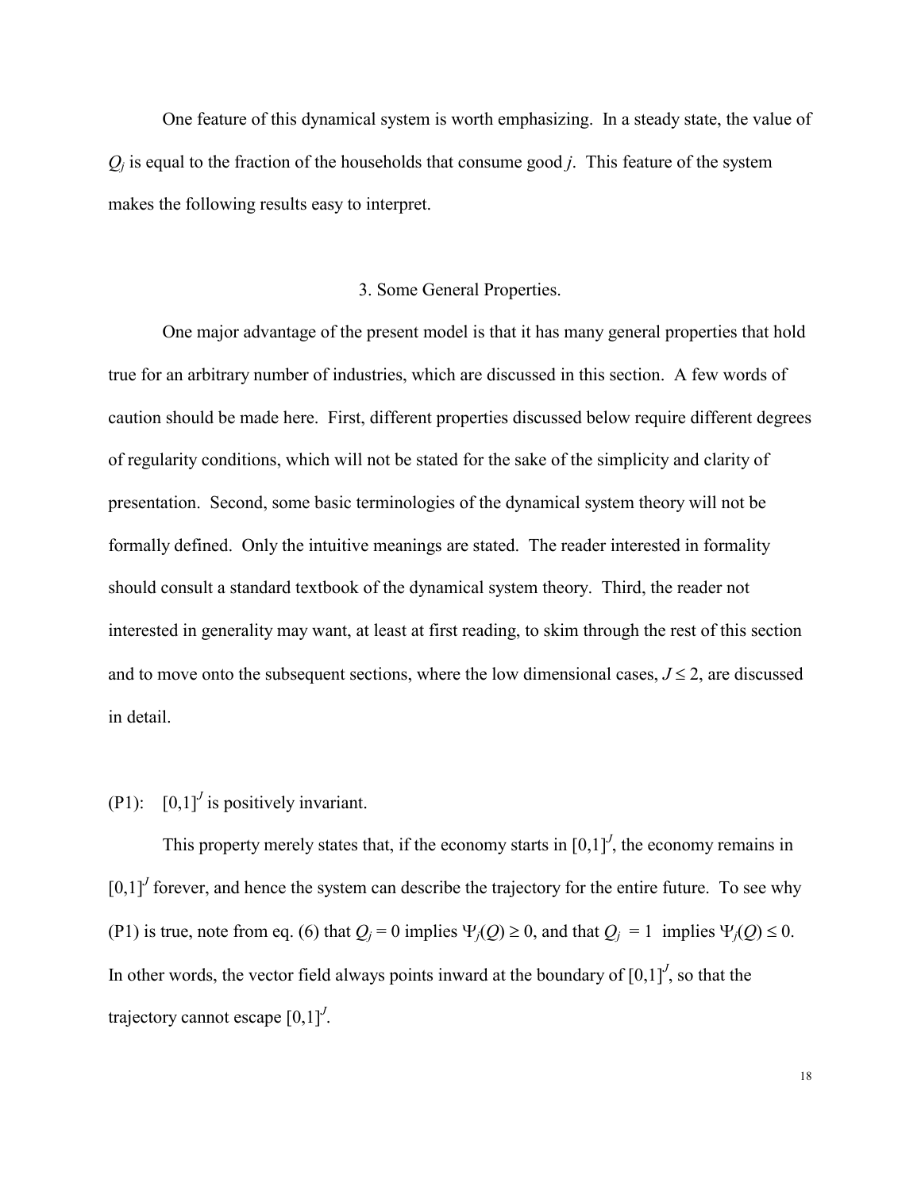One feature of this dynamical system is worth emphasizing. In a steady state, the value of $Q_j$ is equal to the fraction of the households that consume good $j$. This feature of the system makes the following results easy to interpret.

## 3. Some General Properties.

One major advantage of the present model is that it has many general properties that hold true for an arbitrary number of industries, which are discussed in this section. A few words of caution should be made here. First, different properties discussed below require different degrees of regularity conditions, which will not be stated for the sake of the simplicity and clarity of presentation. Second, some basic terminologies of the dynamical system theory will not be formally defined. Only the intuitive meanings are stated. The reader interested in formality should consult a standard textbook of the dynamical system theory. Third, the reader not interested in generality may want, at least at first reading, to skim through the rest of this section and to move onto the subsequent sections, where the low dimensional cases, $J \leq 2$, are discussed in detail.

(P1): $[0,1]^J$ is positively invariant.

This property merely states that, if the economy starts in $[0,1]^J$, the economy remains in $[0,1]^J$ forever, and hence the system can describe the trajectory for the entire future. To see why (P1) is true, note from eq. (6) that $Q_j = 0$ implies $\Psi_j(Q) \geq 0$, and that $Q_j = 1$ implies $\Psi_j(Q) \leq 0$. In other words, the vector field always points inward at the boundary of $[0,1]^J$, so that the trajectory cannot escape $[0,1]^J$.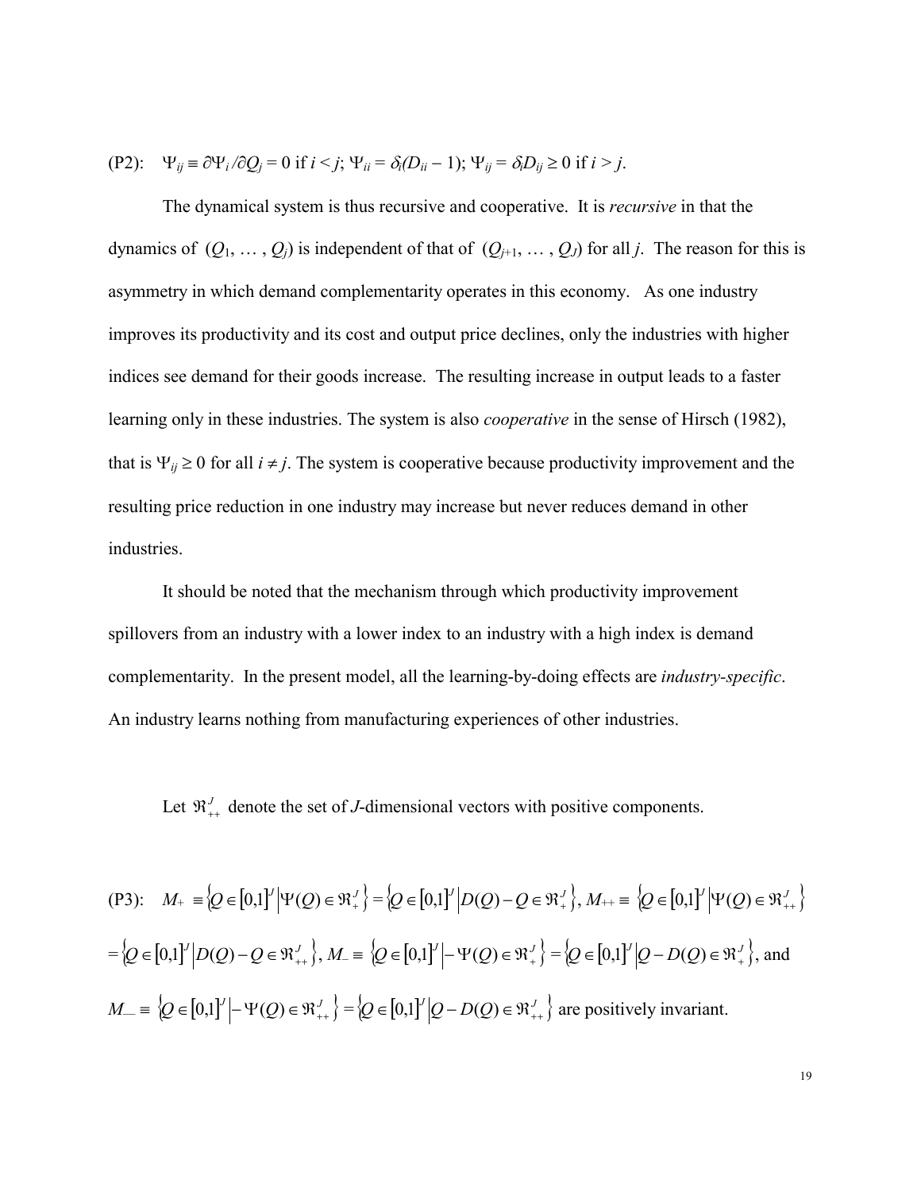(P2): $\Psi_{ij} \equiv \partial\Psi_i/\partial Q_j = 0$ if $i < j$; $\Psi_{ii} = \delta_i(D_{ii} - 1)$; $\Psi_{ij} = \delta_i D_{ij} \geq 0$ if $i > j$.

The dynamical system is thus recursive and cooperative. It is *recursive* in that the dynamics of $(Q_1, \ldots, Q_j)$ is independent of that of $(Q_{j+1}, \ldots, Q_J)$ for all $j$. The reason for this is asymmetry in which demand complementarity operates in this economy. As one industry improves its productivity and its cost and output price declines, only the industries with higher indices see demand for their goods increase. The resulting increase in output leads to a faster learning only in these industries. The system is also *cooperative* in the sense of Hirsch (1982), that is $\Psi_{ij} \geq 0$ for all $i \neq j$. The system is cooperative because productivity improvement and the resulting price reduction in one industry may increase but never reduces demand in other industries.

It should be noted that the mechanism through which productivity improvement spillovers from an industry with a lower index to an industry with a high index is demand complementarity. In the present model, all the learning-by-doing effects are *industry-specific*. An industry learns nothing from manufacturing experiences of other industries.

Let $\Re^J_{++}$ denote the set of $J$-dimensional vectors with positive components.

(P3): $M_+ \equiv \left\{Q \in [0,1]^J \middle| \Psi(Q) \in \Re^J_+\right\} = \left\{Q \in [0,1]^J \middle| D(Q) - Q \in \Re^J_+\right\}$, $M_{++} \equiv \left\{Q \in [0,1]^J \middle| \Psi(Q) \in \Re^J_{++}\right\}$ $= \left\{Q \in [0,1]^J \middle| D(Q) - Q \in \Re^J_{++}\right\}$, $M_- \equiv \left\{Q \in [0,1]^J \middle| -\Psi(Q) \in \Re^J_+\right\} = \left\{Q \in [0,1]^J \middle| Q - D(Q) \in \Re^J_+\right\}$, and $M_{--} \equiv \left\{Q \in [0,1]^J \middle| -\Psi(Q) \in \Re^J_{++}\right\} = \left\{Q \in [0,1]^J \middle| Q - D(Q) \in \Re^J_{++}\right\}$ are positively invariant.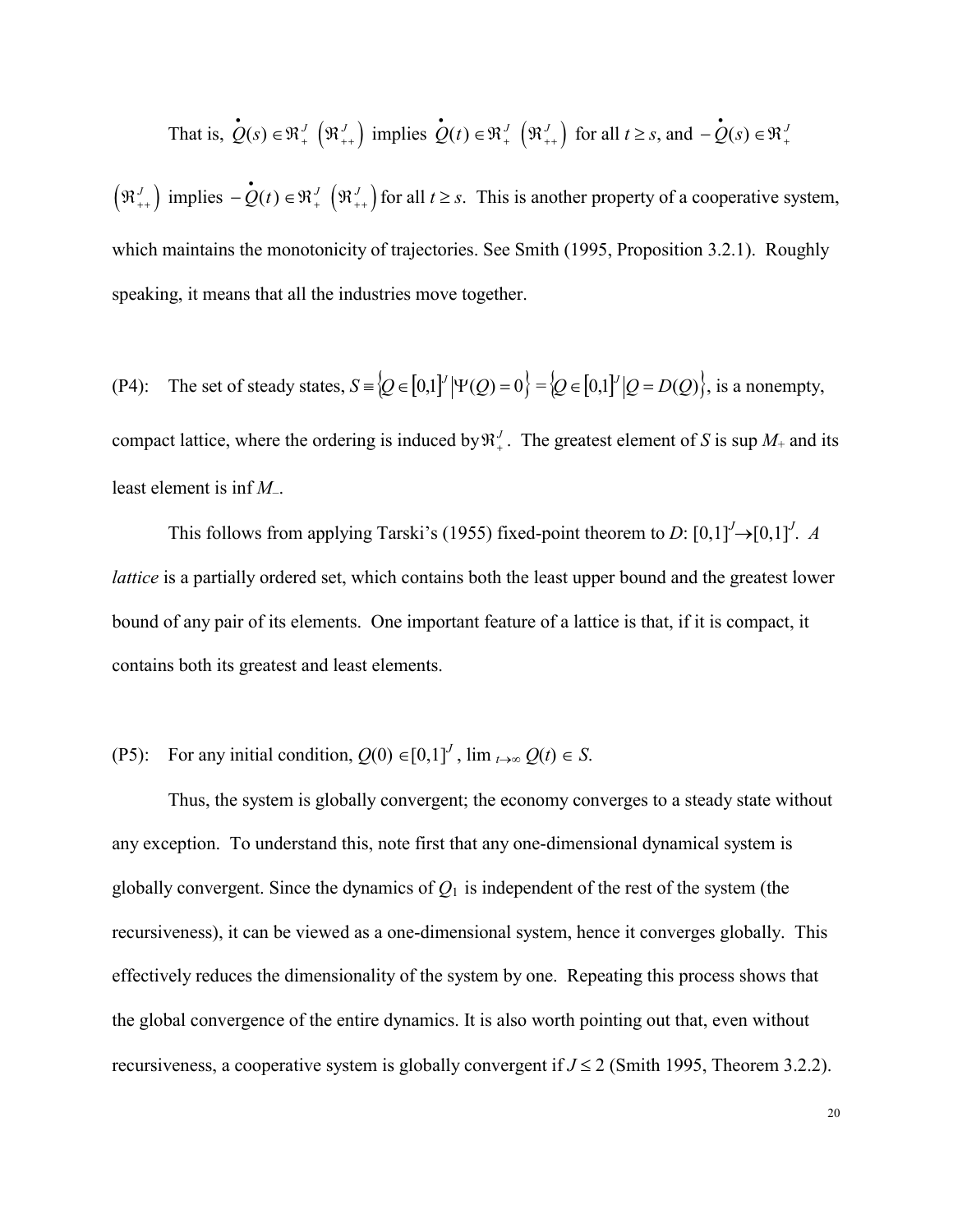That is, $\dot{Q}(s) \in \Re_+^J$ $\left(\Re_{++}^J\right)$ implies $\dot{Q}(t) \in \Re_+^J$ $\left(\Re_{++}^J\right)$ for all $t \geq s$, and $-\dot{Q}(s) \in \Re_+^J$ $\left(\Re_{++}^J\right)$ implies $-\dot{Q}(t) \in \Re_+^J$ $\left(\Re_{++}^J\right)$ for all $t \geq s$. This is another property of a cooperative system, which maintains the monotonicity of trajectories. See Smith (1995, Proposition 3.2.1). Roughly speaking, it means that all the industries move together.

(P4): The set of steady states, $S \equiv \left\{Q \in [0,1]^J \middle| \Psi(Q) = 0\right\} = \left\{Q \in [0,1]^J \middle| Q = D(Q)\right\}$, is a nonempty, compact lattice, where the ordering is induced by $\Re_+^J$. The greatest element of $S$ is sup $M_+$ and its least element is inf $M_-$.

This follows from applying Tarski's (1955) fixed-point theorem to $D$: $[0,1]^J \to [0,1]^J$. *A lattice* is a partially ordered set, which contains both the least upper bound and the greatest lower bound of any pair of its elements. One important feature of a lattice is that, if it is compact, it contains both its greatest and least elements.

(P5): For any initial condition, $Q(0) \in [0,1]^J$, $\lim_{t\to\infty} Q(t) \in S$.

Thus, the system is globally convergent; the economy converges to a steady state without any exception. To understand this, note first that any one-dimensional dynamical system is globally convergent. Since the dynamics of $Q_1$ is independent of the rest of the system (the recursiveness), it can be viewed as a one-dimensional system, hence it converges globally. This effectively reduces the dimensionality of the system by one. Repeating this process shows that the global convergence of the entire dynamics. It is also worth pointing out that, even without recursiveness, a cooperative system is globally convergent if $J \leq 2$ (Smith 1995, Theorem 3.2.2).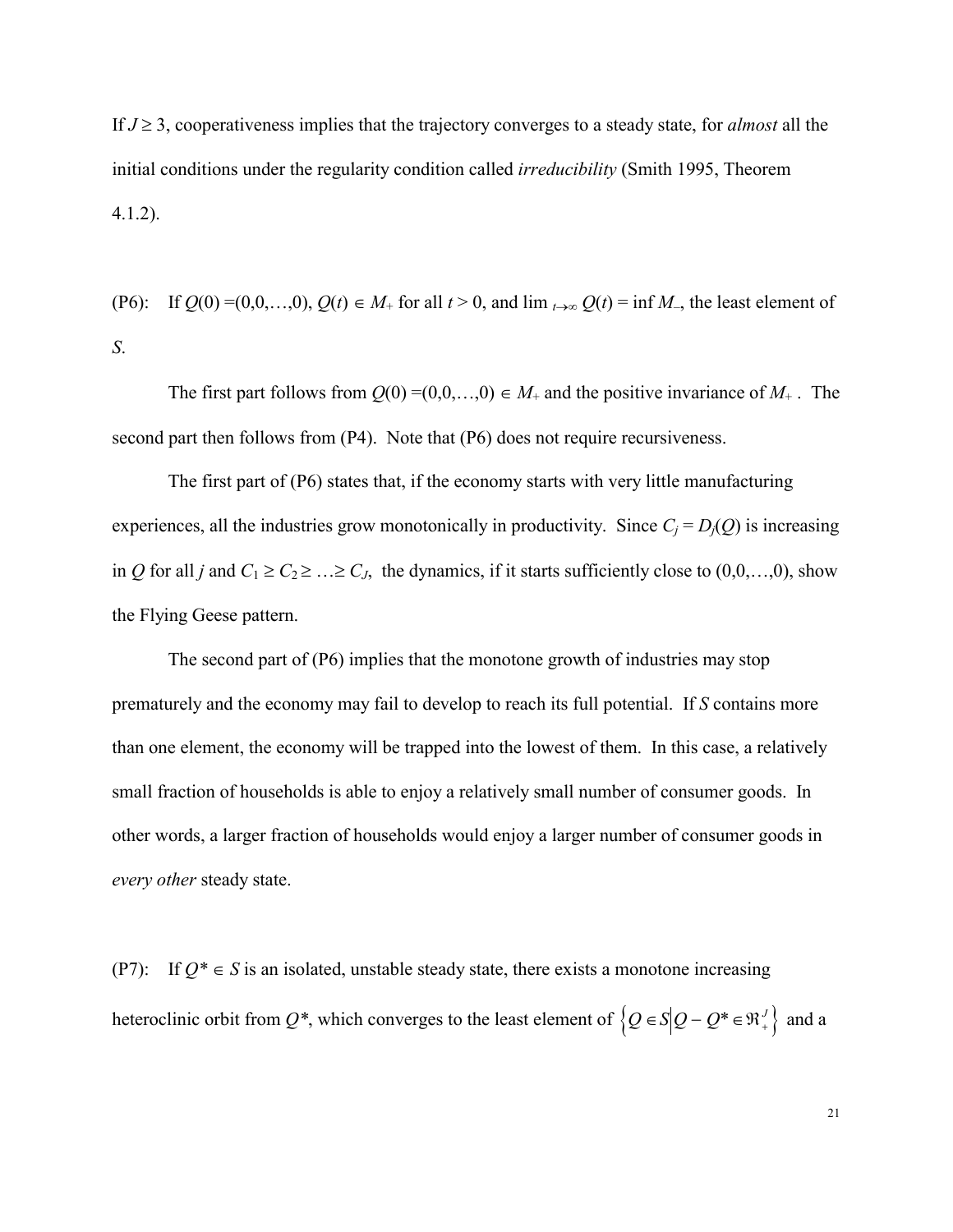If $J \geq 3$, cooperativeness implies that the trajectory converges to a steady state, for *almost* all the initial conditions under the regularity condition called *irreducibility* (Smith 1995, Theorem 4.1.2).

(P6): If $Q(0) = (0,0,\ldots,0)$, $Q(t) \in M_+$ for all $t > 0$, and $\lim_{t\to\infty} Q(t) = \inf M_-$, the least element of $S$.

The first part follows from $Q(0) = (0,0,\ldots,0) \in M_+$ and the positive invariance of $M_+$. The second part then follows from (P4). Note that (P6) does not require recursiveness.

The first part of (P6) states that, if the economy starts with very little manufacturing experiences, all the industries grow monotonically in productivity. Since $C_j = D_j(Q)$ is increasing in $Q$ for all $j$ and $C_1 \geq C_2 \geq \ldots \geq C_J$, the dynamics, if it starts sufficiently close to $(0,0,\ldots,0)$, show the Flying Geese pattern.

The second part of (P6) implies that the monotone growth of industries may stop prematurely and the economy may fail to develop to reach its full potential. If $S$ contains more than one element, the economy will be trapped into the lowest of them. In this case, a relatively small fraction of households is able to enjoy a relatively small number of consumer goods. In other words, a larger fraction of households would enjoy a larger number of consumer goods in *every other* steady state.

(P7): If $Q^* \in S$ is an isolated, unstable steady state, there exists a monotone increasing heteroclinic orbit from $Q^*$, which converges to the least element of $\left\{Q \in S \middle| Q - Q^* \in \Re^J_+\right\}$ and a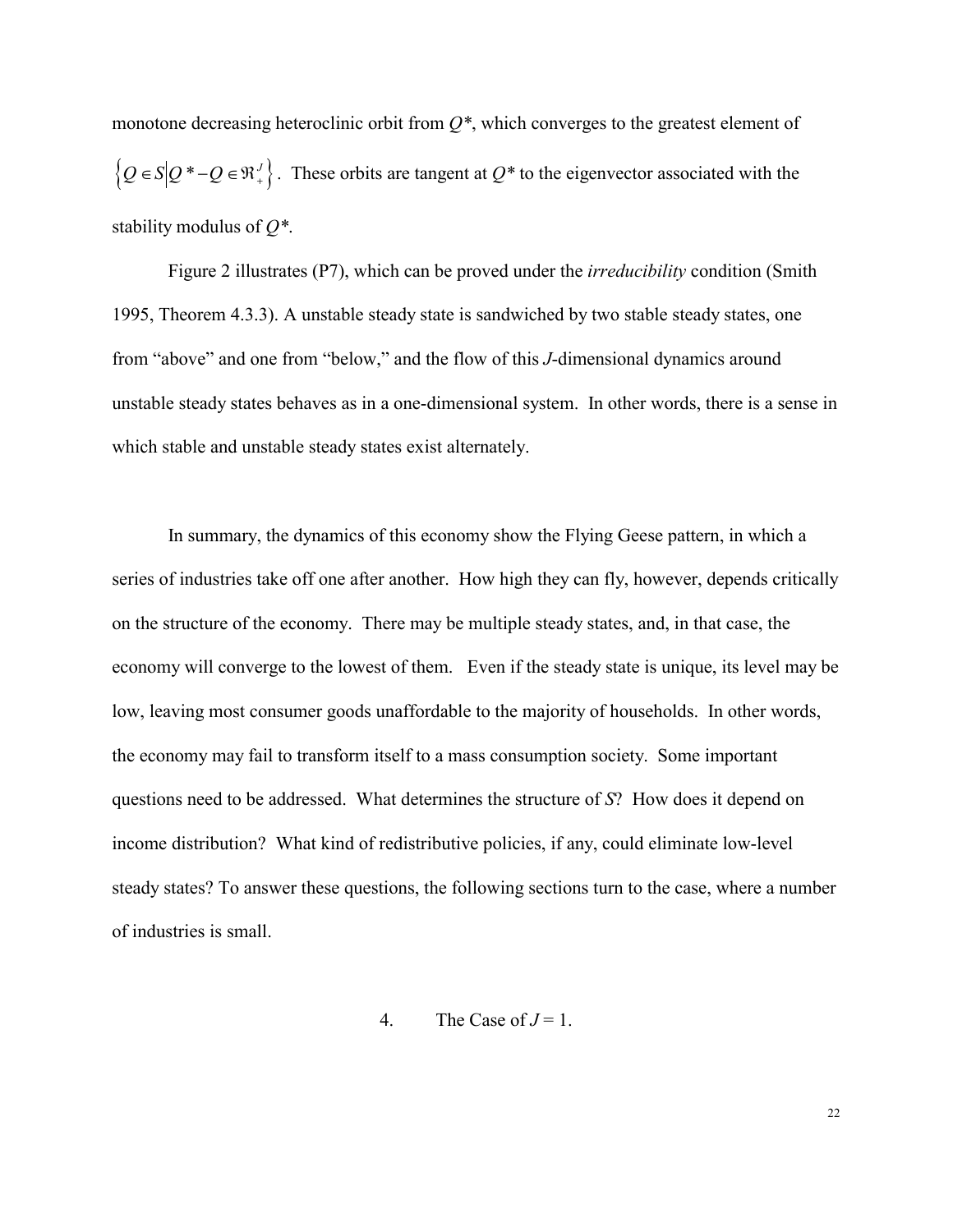monotone decreasing heteroclinic orbit from $Q^*$, which converges to the greatest element of $\left\{Q \in S \middle| Q^* - Q \in \Re_+^J\right\}$. These orbits are tangent at $Q^*$ to the eigenvector associated with the stability modulus of $Q^*$.

Figure 2 illustrates (P7), which can be proved under the *irreducibility* condition (Smith 1995, Theorem 4.3.3). A unstable steady state is sandwiched by two stable steady states, one from "above" and one from "below," and the flow of this $J$-dimensional dynamics around unstable steady states behaves as in a one-dimensional system. In other words, there is a sense in which stable and unstable steady states exist alternately.

In summary, the dynamics of this economy show the Flying Geese pattern, in which a series of industries take off one after another. How high they can fly, however, depends critically on the structure of the economy. There may be multiple steady states, and, in that case, the economy will converge to the lowest of them. Even if the steady state is unique, its level may be low, leaving most consumer goods unaffordable to the majority of households. In other words, the economy may fail to transform itself to a mass consumption society. Some important questions need to be addressed. What determines the structure of $S$? How does it depend on income distribution? What kind of redistributive policies, if any, could eliminate low-level steady states? To answer these questions, the following sections turn to the case, where a number of industries is small.

## 4. The Case of $J = 1$.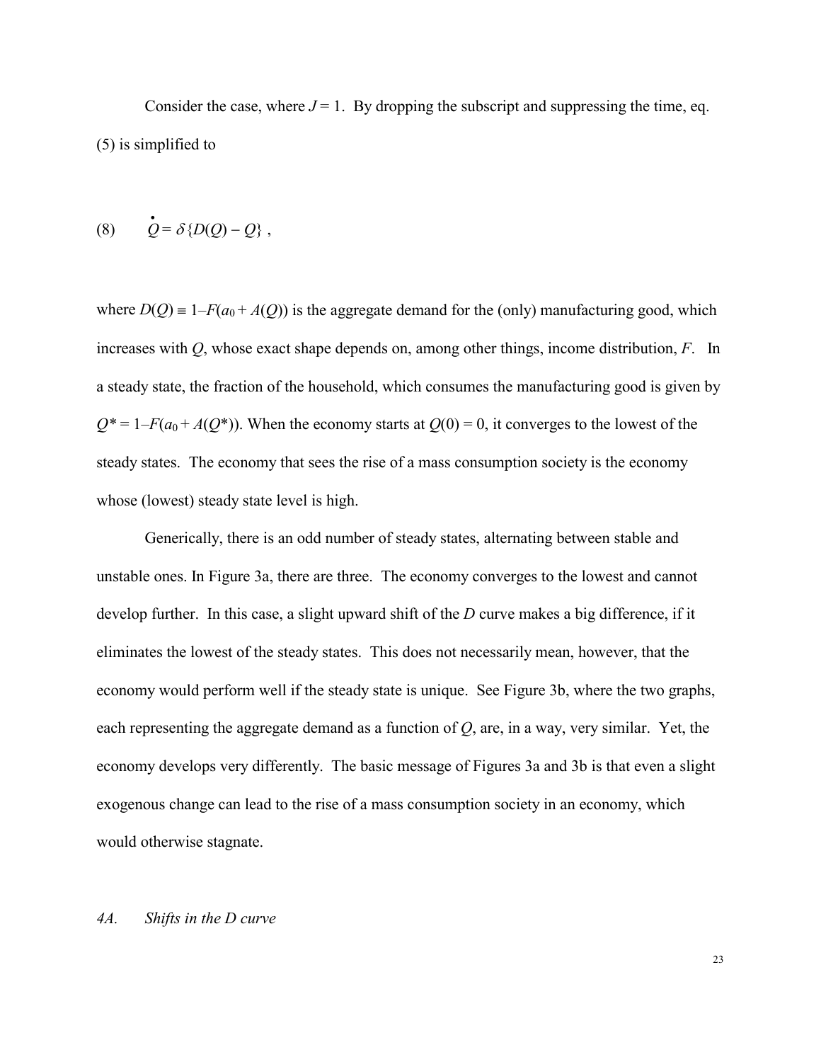Consider the case, where $J = 1$. By dropping the subscript and suppressing the time, eq. (5) is simplified to

$$\dot{Q} = \delta\{D(Q) - Q\}\,, \tag{8}$$

where $D(Q) \equiv 1 - F(a_0 + A(Q))$ is the aggregate demand for the (only) manufacturing good, which increases with $Q$, whose exact shape depends on, among other things, income distribution, $F$. In a steady state, the fraction of the household, which consumes the manufacturing good is given by $Q^* = 1 - F(a_0 + A(Q^*))$. When the economy starts at $Q(0) = 0$, it converges to the lowest of the steady states. The economy that sees the rise of a mass consumption society is the economy whose (lowest) steady state level is high.

Generically, there is an odd number of steady states, alternating between stable and unstable ones. In Figure 3a, there are three. The economy converges to the lowest and cannot develop further. In this case, a slight upward shift of the $D$ curve makes a big difference, if it eliminates the lowest of the steady states. This does not necessarily mean, however, that the economy would perform well if the steady state is unique. See Figure 3b, where the two graphs, each representing the aggregate demand as a function of $Q$, are, in a way, very similar. Yet, the economy develops very differently. The basic message of Figures 3a and 3b is that even a slight exogenous change can lead to the rise of a mass consumption society in an economy, which would otherwise stagnate.

### *4A. Shifts in the D curve*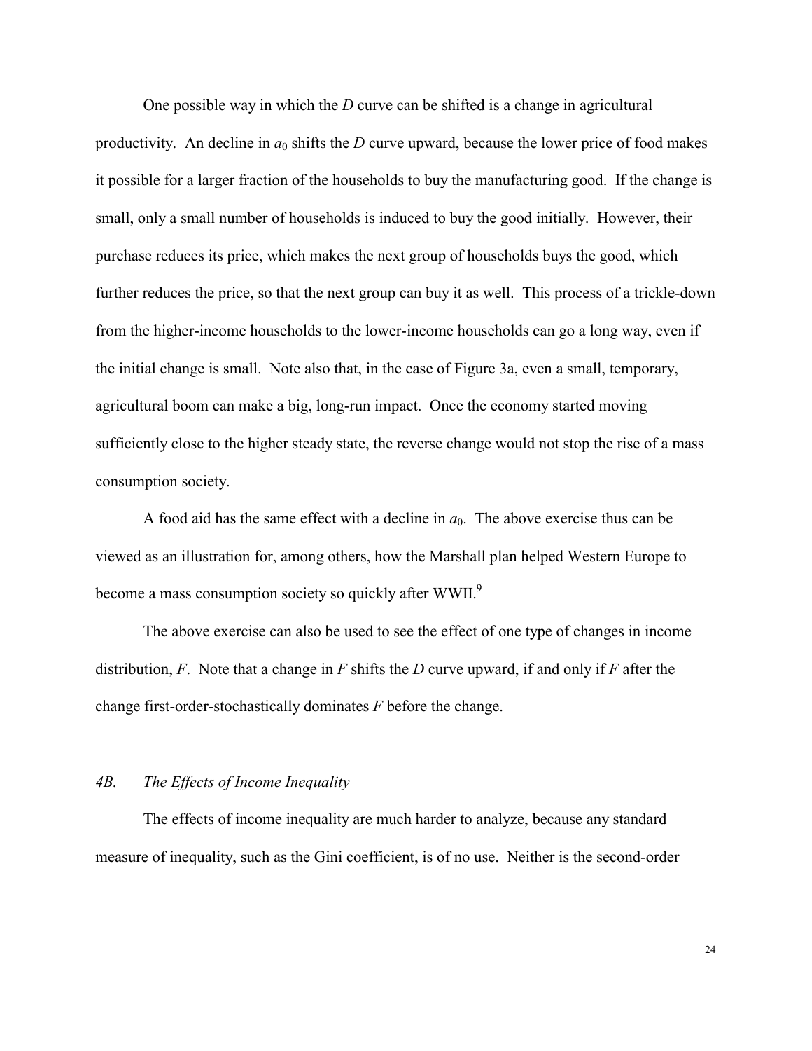One possible way in which the *D* curve can be shifted is a change in agricultural productivity. An decline in $a_0$ shifts the *D* curve upward, because the lower price of food makes it possible for a larger fraction of the households to buy the manufacturing good. If the change is small, only a small number of households is induced to buy the good initially. However, their purchase reduces its price, which makes the next group of households buys the good, which further reduces the price, so that the next group can buy it as well. This process of a trickle-down from the higher-income households to the lower-income households can go a long way, even if the initial change is small. Note also that, in the case of Figure 3a, even a small, temporary, agricultural boom can make a big, long-run impact. Once the economy started moving sufficiently close to the higher steady state, the reverse change would not stop the rise of a mass consumption society.

A food aid has the same effect with a decline in $a_0$. The above exercise thus can be viewed as an illustration for, among others, how the Marshall plan helped Western Europe to become a mass consumption society so quickly after WWII.[9]

The above exercise can also be used to see the effect of one type of changes in income distribution, *F*. Note that a change in *F* shifts the *D* curve upward, if and only if *F* after the change first-order-stochastically dominates *F* before the change.

### *4B. The Effects of Income Inequality*

The effects of income inequality are much harder to analyze, because any standard measure of inequality, such as the Gini coefficient, is of no use. Neither is the second-order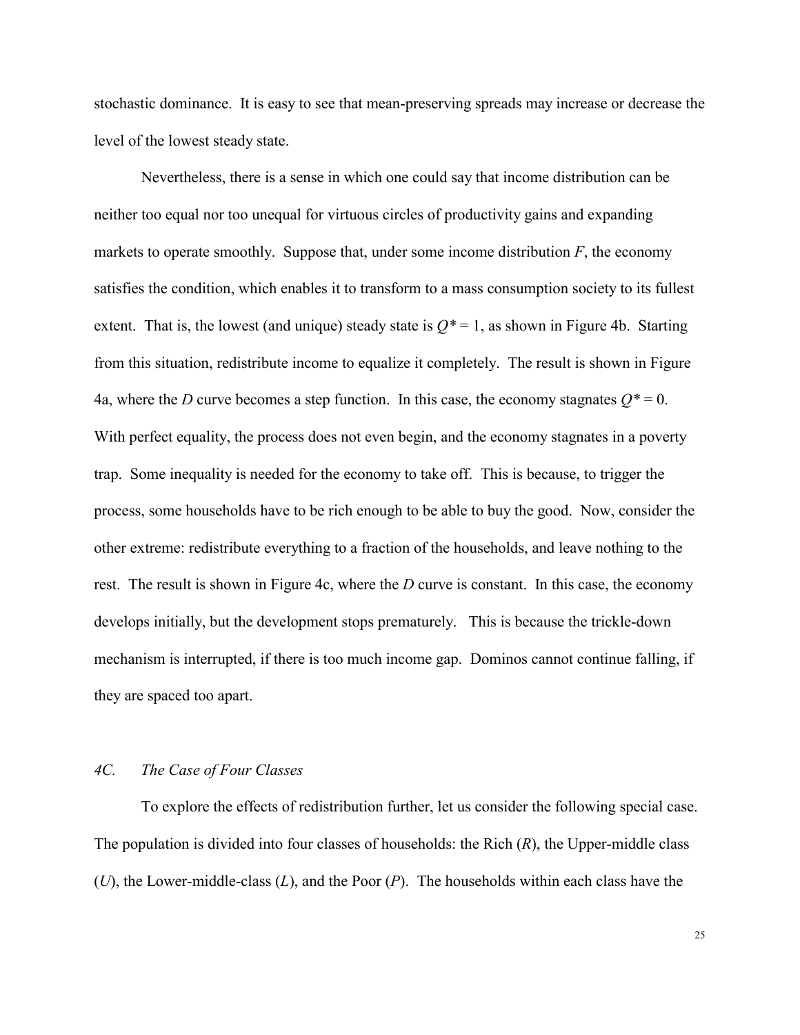stochastic dominance. It is easy to see that mean-preserving spreads may increase or decrease the level of the lowest steady state.

Nevertheless, there is a sense in which one could say that income distribution can be neither too equal nor too unequal for virtuous circles of productivity gains and expanding markets to operate smoothly. Suppose that, under some income distribution $F$, the economy satisfies the condition, which enables it to transform to a mass consumption society to its fullest extent. That is, the lowest (and unique) steady state is $Q^* = 1$, as shown in Figure 4b. Starting from this situation, redistribute income to equalize it completely. The result is shown in Figure 4a, where the $D$ curve becomes a step function. In this case, the economy stagnates $Q^* = 0$. With perfect equality, the process does not even begin, and the economy stagnates in a poverty trap. Some inequality is needed for the economy to take off. This is because, to trigger the process, some households have to be rich enough to be able to buy the good. Now, consider the other extreme: redistribute everything to a fraction of the households, and leave nothing to the rest. The result is shown in Figure 4c, where the $D$ curve is constant. In this case, the economy develops initially, but the development stops prematurely. This is because the trickle-down mechanism is interrupted, if there is too much income gap. Dominos cannot continue falling, if they are spaced too apart.

### *4C. The Case of Four Classes*

To explore the effects of redistribution further, let us consider the following special case. The population is divided into four classes of households: the Rich ($R$), the Upper-middle class ($U$), the Lower-middle-class ($L$), and the Poor ($P$). The households within each class have the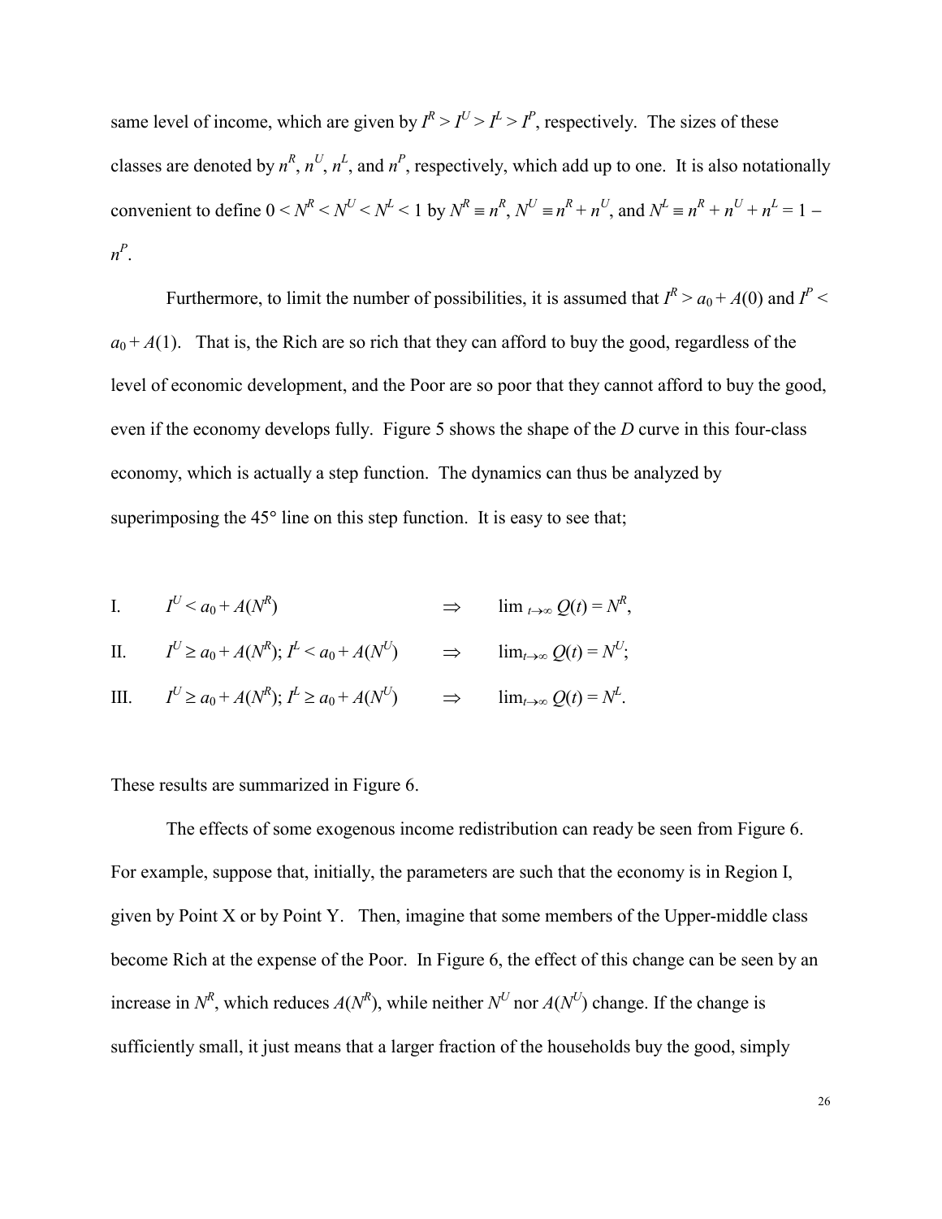same level of income, which are given by $I^R > I^U > I^L > I^P$, respectively. The sizes of these classes are denoted by $n^R$, $n^U$, $n^L$, and $n^P$, respectively, which add up to one. It is also notationally convenient to define $0 < N^R < N^U < N^L < 1$ by $N^R \equiv n^R$, $N^U \equiv n^R + n^U$, and $N^L \equiv n^R + n^U + n^L = 1 - n^P$.

Furthermore, to limit the number of possibilities, it is assumed that $I^R > a_0 + A(0)$ and $I^P < a_0 + A(1)$. That is, the Rich are so rich that they can afford to buy the good, regardless of the level of economic development, and the Poor are so poor that they cannot afford to buy the good, even if the economy develops fully. Figure 5 shows the shape of the $D$ curve in this four-class economy, which is actually a step function. The dynamics can thus be analyzed by superimposing the 45° line on this step function. It is easy to see that;

I. $I^U < a_0 + A(N^R) \quad \Rightarrow \quad \lim_{t\to\infty} Q(t) = N^R$,

II. $I^U \geq a_0 + A(N^R)$; $I^L < a_0 + A(N^U) \quad \Rightarrow \quad \lim_{t\to\infty} Q(t) = N^U$;

III. $I^U \geq a_0 + A(N^R)$; $I^L \geq a_0 + A(N^U) \quad \Rightarrow \quad \lim_{t\to\infty} Q(t) = N^L$.

These results are summarized in Figure 6.

The effects of some exogenous income redistribution can ready be seen from Figure 6. For example, suppose that, initially, the parameters are such that the economy is in Region I, given by Point X or by Point Y. Then, imagine that some members of the Upper-middle class become Rich at the expense of the Poor. In Figure 6, the effect of this change can be seen by an increase in $N^R$, which reduces $A(N^R)$, while neither $N^U$ nor $A(N^U)$ change. If the change is sufficiently small, it just means that a larger fraction of the households buy the good, simply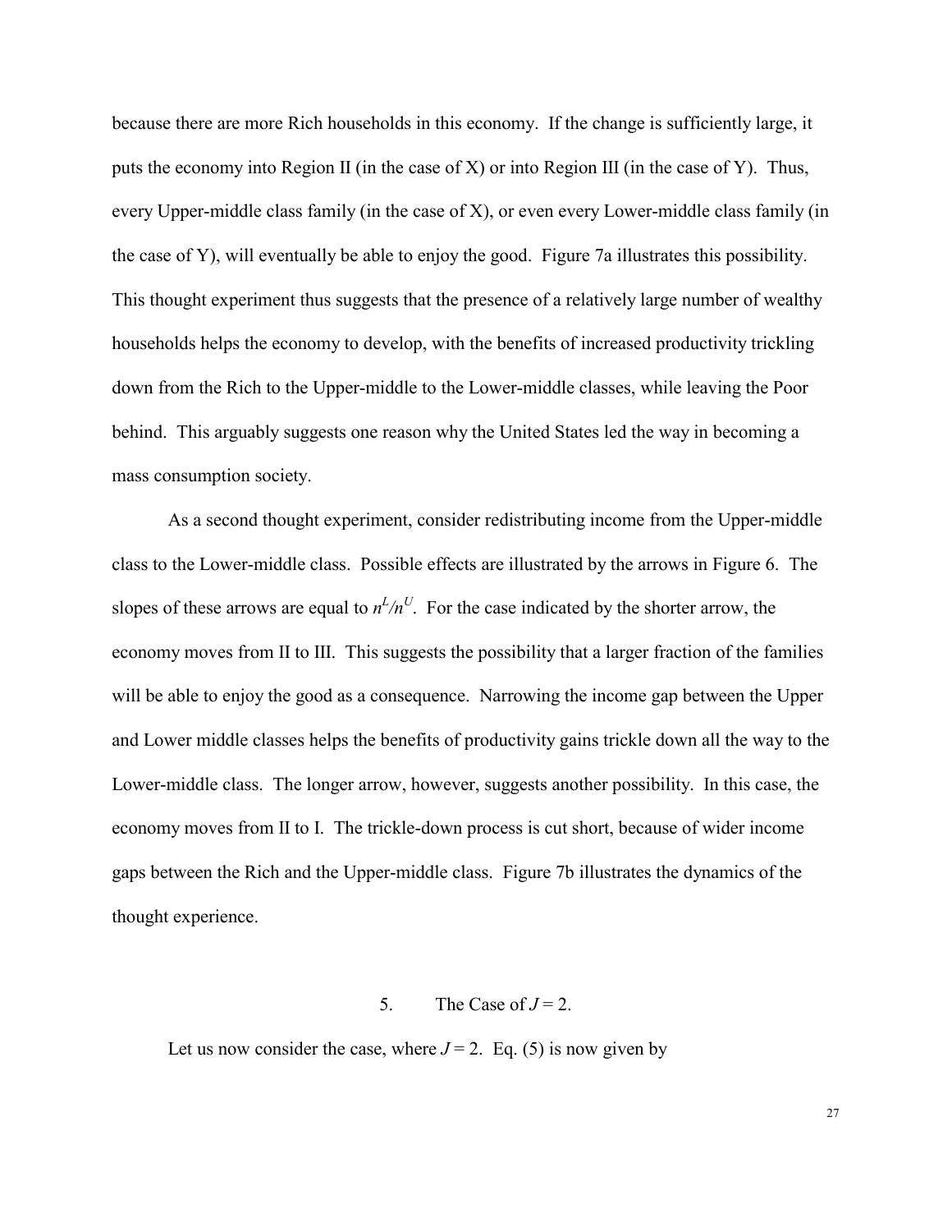because there are more Rich households in this economy. If the change is sufficiently large, it puts the economy into Region II (in the case of X) or into Region III (in the case of Y). Thus, every Upper-middle class family (in the case of X), or even every Lower-middle class family (in the case of Y), will eventually be able to enjoy the good. Figure 7a illustrates this possibility. This thought experiment thus suggests that the presence of a relatively large number of wealthy households helps the economy to develop, with the benefits of increased productivity trickling down from the Rich to the Upper-middle to the Lower-middle classes, while leaving the Poor behind. This arguably suggests one reason why the United States led the way in becoming a mass consumption society.

As a second thought experiment, consider redistributing income from the Upper-middle class to the Lower-middle class. Possible effects are illustrated by the arrows in Figure 6. The slopes of these arrows are equal to $n^L/n^U$. For the case indicated by the shorter arrow, the economy moves from II to III. This suggests the possibility that a larger fraction of the families will be able to enjoy the good as a consequence. Narrowing the income gap between the Upper and Lower middle classes helps the benefits of productivity gains trickle down all the way to the Lower-middle class. The longer arrow, however, suggests another possibility. In this case, the economy moves from II to I. The trickle-down process is cut short, because of wider income gaps between the Rich and the Upper-middle class. Figure 7b illustrates the dynamics of the thought experience.

## 5. The Case of $J = 2$.

Let us now consider the case, where $J = 2$. Eq. (5) is now given by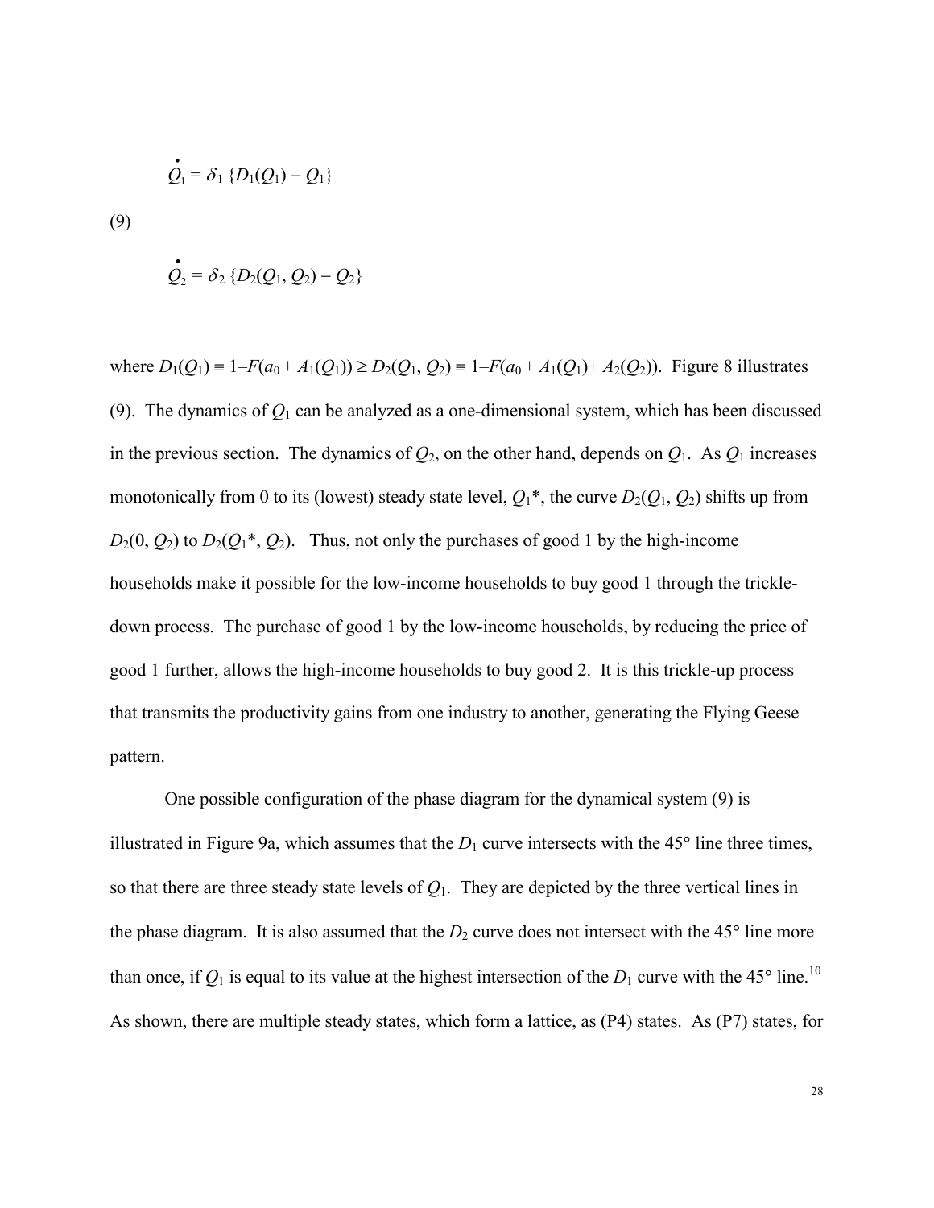$$\dot{Q}_1 = \delta_1 \{D_1(Q_1) - Q_1\}$$

(9)

$$\dot{Q}_2 = \delta_2 \{D_2(Q_1, Q_2) - Q_2\}$$

where $D_1(Q_1) \equiv 1 - F(a_0 + A_1(Q_1)) \geq D_2(Q_1, Q_2) \equiv 1 - F(a_0 + A_1(Q_1) + A_2(Q_2))$. Figure 8 illustrates (9). The dynamics of $Q_1$ can be analyzed as a one-dimensional system, which has been discussed in the previous section. The dynamics of $Q_2$, on the other hand, depends on $Q_1$. As $Q_1$ increases monotonically from 0 to its (lowest) steady state level, $Q_1^*$, the curve $D_2(Q_1, Q_2)$ shifts up from $D_2(0, Q_2)$ to $D_2(Q_1^*, Q_2)$. Thus, not only the purchases of good 1 by the high-income households make it possible for the low-income households to buy good 1 through the trickle-down process. The purchase of good 1 by the low-income households, by reducing the price of good 1 further, allows the high-income households to buy good 2. It is this trickle-up process that transmits the productivity gains from one industry to another, generating the Flying Geese pattern.

One possible configuration of the phase diagram for the dynamical system (9) is illustrated in Figure 9a, which assumes that the $D_1$ curve intersects with the 45° line three times, so that there are three steady state levels of $Q_1$. They are depicted by the three vertical lines in the phase diagram. It is also assumed that the $D_2$ curve does not intersect with the 45° line more than once, if $Q_1$ is equal to its value at the highest intersection of the $D_1$ curve with the 45° line.[10] As shown, there are multiple steady states, which form a lattice, as (P4) states. As (P7) states, for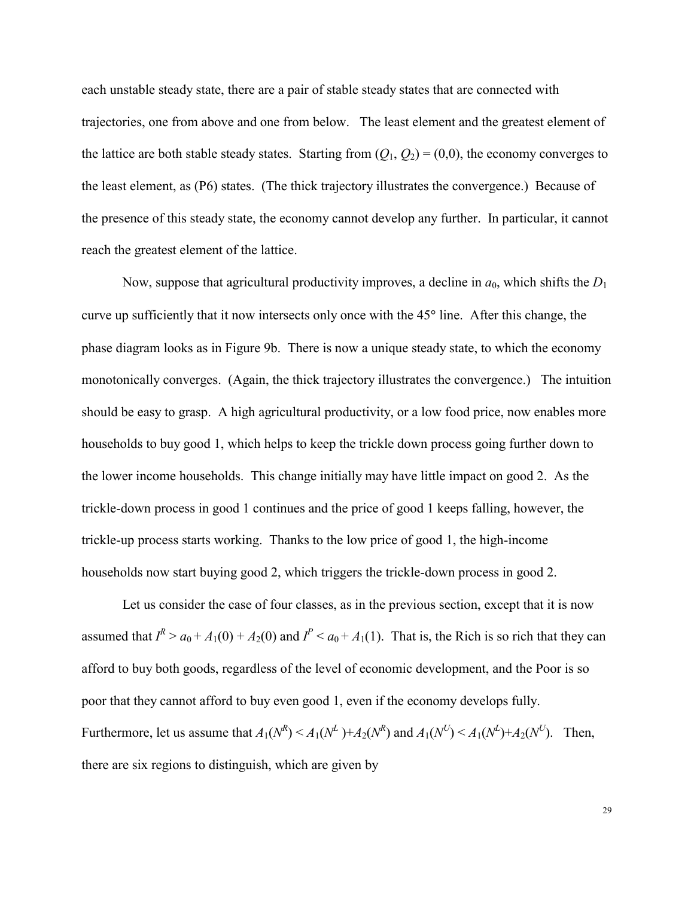each unstable steady state, there are a pair of stable steady states that are connected with trajectories, one from above and one from below. The least element and the greatest element of the lattice are both stable steady states. Starting from $(Q_1, Q_2) = (0,0)$, the economy converges to the least element, as (P6) states. (The thick trajectory illustrates the convergence.) Because of the presence of this steady state, the economy cannot develop any further. In particular, it cannot reach the greatest element of the lattice.

Now, suppose that agricultural productivity improves, a decline in $a_0$, which shifts the $D_1$ curve up sufficiently that it now intersects only once with the 45° line. After this change, the phase diagram looks as in Figure 9b. There is now a unique steady state, to which the economy monotonically converges. (Again, the thick trajectory illustrates the convergence.) The intuition should be easy to grasp. A high agricultural productivity, or a low food price, now enables more households to buy good 1, which helps to keep the trickle down process going further down to the lower income households. This change initially may have little impact on good 2. As the trickle-down process in good 1 continues and the price of good 1 keeps falling, however, the trickle-up process starts working. Thanks to the low price of good 1, the high-income households now start buying good 2, which triggers the trickle-down process in good 2.

Let us consider the case of four classes, as in the previous section, except that it is now assumed that $I^R > a_0 + A_1(0) + A_2(0)$ and $I^P < a_0 + A_1(1)$. That is, the Rich is so rich that they can afford to buy both goods, regardless of the level of economic development, and the Poor is so poor that they cannot afford to buy even good 1, even if the economy develops fully. Furthermore, let us assume that $A_1(N^R) < A_1(N^L) + A_2(N^R)$ and $A_1(N^U) < A_1(N^L) + A_2(N^U)$. Then, there are six regions to distinguish, which are given by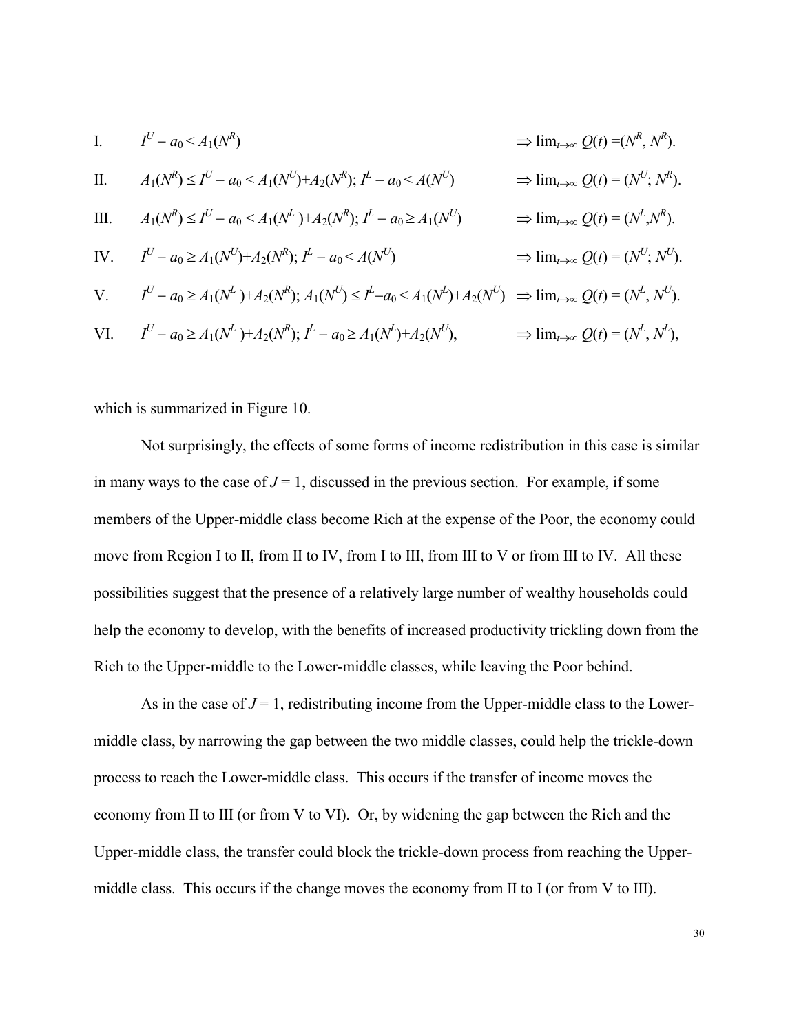I. $I^U - a_0 < A_1(N^R)$ $\Rightarrow \lim_{t\to\infty} Q(t) = (N^R, N^R)$.

II. $A_1(N^R) \leq I^U - a_0 < A_1(N^U) + A_2(N^R)$; $I^L - a_0 < A(N^U)$ $\Rightarrow \lim_{t\to\infty} Q(t) = (N^U; N^R)$.

III. $A_1(N^R) \leq I^U - a_0 < A_1(N^L) + A_2(N^R)$; $I^L - a_0 \geq A_1(N^U)$ $\Rightarrow \lim_{t\to\infty} Q(t) = (N^L, N^R)$.

IV. $I^U - a_0 \geq A_1(N^U) + A_2(N^R)$; $I^L - a_0 < A(N^U)$ $\Rightarrow \lim_{t\to\infty} Q(t) = (N^U; N^U)$.

V. $I^U - a_0 \geq A_1(N^L) + A_2(N^R)$; $A_1(N^U) \leq I^L - a_0 < A_1(N^L) + A_2(N^U)$ $\Rightarrow \lim_{t\to\infty} Q(t) = (N^L, N^U)$.

VI. $I^U - a_0 \geq A_1(N^L) + A_2(N^R)$; $I^L - a_0 \geq A_1(N^L) + A_2(N^U)$, $\Rightarrow \lim_{t\to\infty} Q(t) = (N^L, N^L)$,

which is summarized in Figure 10.

Not surprisingly, the effects of some forms of income redistribution in this case is similar in many ways to the case of $J = 1$, discussed in the previous section. For example, if some members of the Upper-middle class become Rich at the expense of the Poor, the economy could move from Region I to II, from II to IV, from I to III, from III to V or from III to IV. All these possibilities suggest that the presence of a relatively large number of wealthy households could help the economy to develop, with the benefits of increased productivity trickling down from the Rich to the Upper-middle to the Lower-middle classes, while leaving the Poor behind.

As in the case of $J = 1$, redistributing income from the Upper-middle class to the Lower-middle class, by narrowing the gap between the two middle classes, could help the trickle-down process to reach the Lower-middle class. This occurs if the transfer of income moves the economy from II to III (or from V to VI). Or, by widening the gap between the Rich and the Upper-middle class, the transfer could block the trickle-down process from reaching the Upper-middle class. This occurs if the change moves the economy from II to I (or from V to III).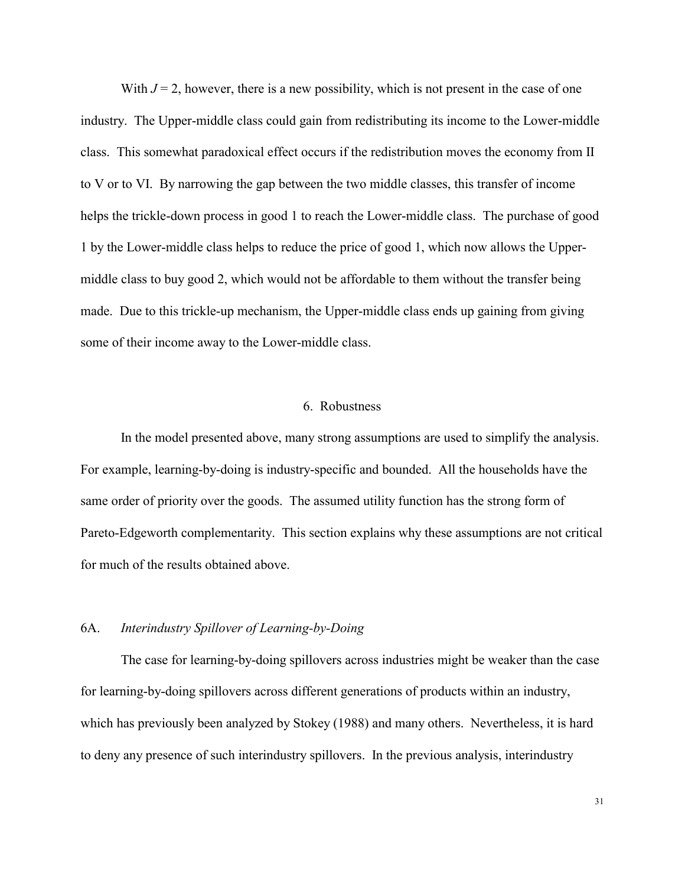With $J = 2$, however, there is a new possibility, which is not present in the case of one industry. The Upper-middle class could gain from redistributing its income to the Lower-middle class. This somewhat paradoxical effect occurs if the redistribution moves the economy from II to V or to VI. By narrowing the gap between the two middle classes, this transfer of income helps the trickle-down process in good 1 to reach the Lower-middle class. The purchase of good 1 by the Lower-middle class helps to reduce the price of good 1, which now allows the Upper-middle class to buy good 2, which would not be affordable to them without the transfer being made. Due to this trickle-up mechanism, the Upper-middle class ends up gaining from giving some of their income away to the Lower-middle class.

## 6. Robustness

In the model presented above, many strong assumptions are used to simplify the analysis. For example, learning-by-doing is industry-specific and bounded. All the households have the same order of priority over the goods. The assumed utility function has the strong form of Pareto-Edgeworth complementarity. This section explains why these assumptions are not critical for much of the results obtained above.

### 6A. *Interindustry Spillover of Learning-by-Doing*

The case for learning-by-doing spillovers across industries might be weaker than the case for learning-by-doing spillovers across different generations of products within an industry, which has previously been analyzed by Stokey (1988) and many others. Nevertheless, it is hard to deny any presence of such interindustry spillovers. In the previous analysis, interindustry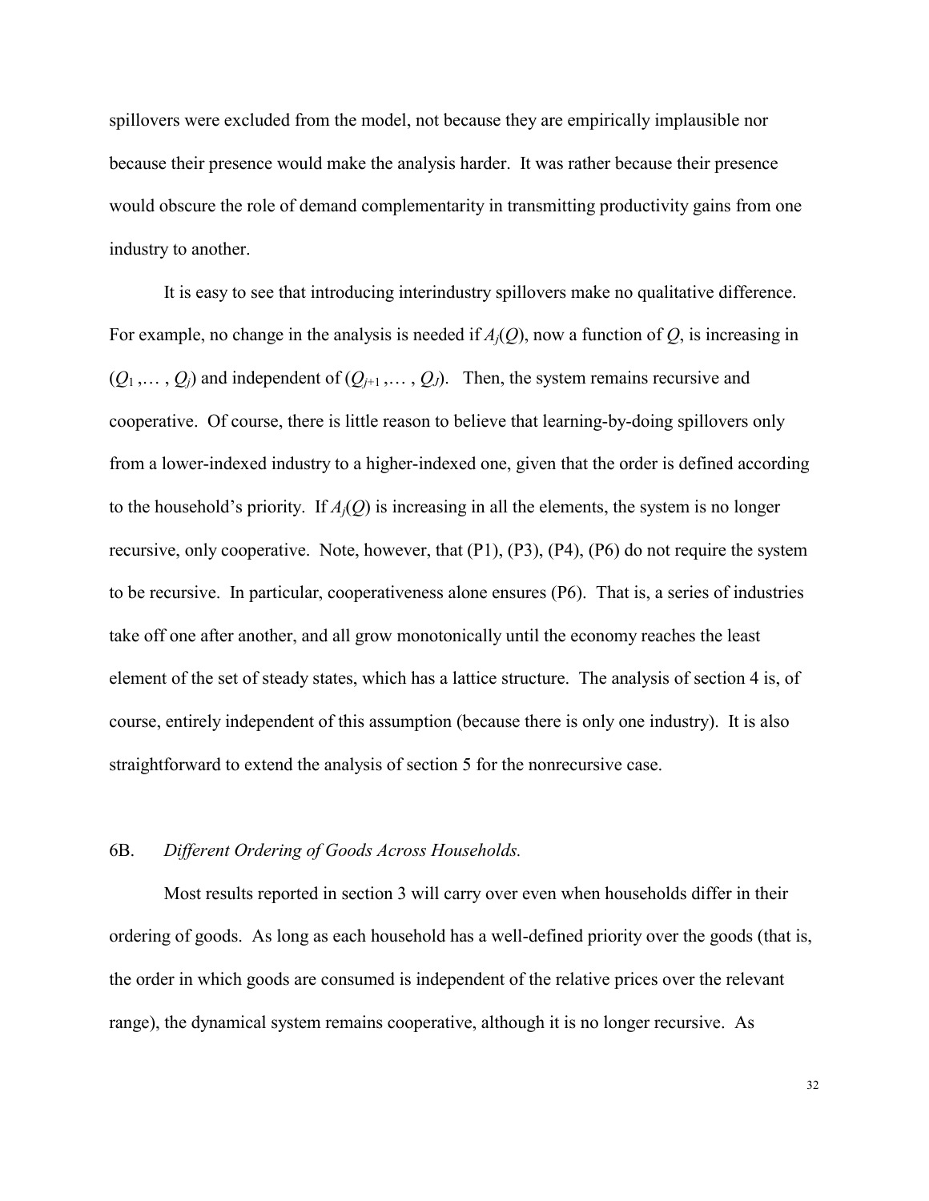spillovers were excluded from the model, not because they are empirically implausible nor because their presence would make the analysis harder. It was rather because their presence would obscure the role of demand complementarity in transmitting productivity gains from one industry to another.

It is easy to see that introducing interindustry spillovers make no qualitative difference. For example, no change in the analysis is needed if $A_j(Q)$, now a function of $Q$, is increasing in $(Q_1, \ldots, Q_j)$ and independent of $(Q_{j+1}, \ldots, Q_J)$. Then, the system remains recursive and cooperative. Of course, there is little reason to believe that learning-by-doing spillovers only from a lower-indexed industry to a higher-indexed one, given that the order is defined according to the household's priority. If $A_j(Q)$ is increasing in all the elements, the system is no longer recursive, only cooperative. Note, however, that (P1), (P3), (P4), (P6) do not require the system to be recursive. In particular, cooperativeness alone ensures (P6). That is, a series of industries take off one after another, and all grow monotonically until the economy reaches the least element of the set of steady states, which has a lattice structure. The analysis of section 4 is, of course, entirely independent of this assumption (because there is only one industry). It is also straightforward to extend the analysis of section 5 for the nonrecursive case.

## 6B. *Different Ordering of Goods Across Households.*

Most results reported in section 3 will carry over even when households differ in their ordering of goods. As long as each household has a well-defined priority over the goods (that is, the order in which goods are consumed is independent of the relative prices over the relevant range), the dynamical system remains cooperative, although it is no longer recursive. As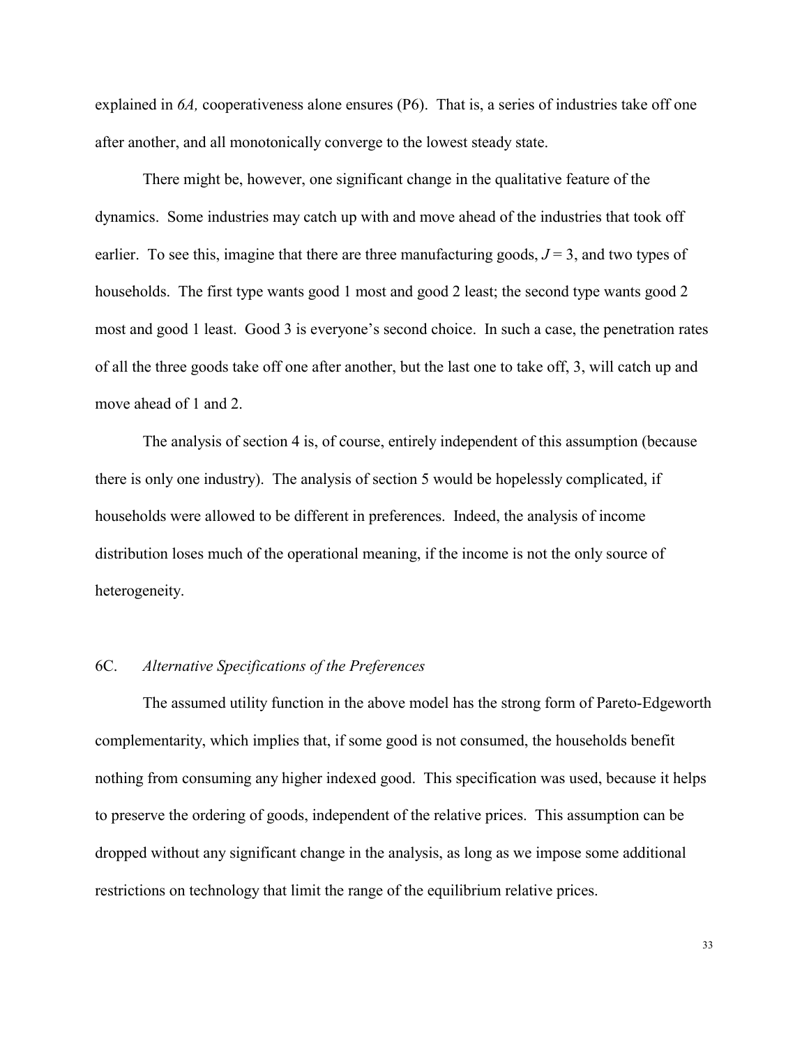explained in *6A,* cooperativeness alone ensures (P6). That is, a series of industries take off one after another, and all monotonically converge to the lowest steady state.

There might be, however, one significant change in the qualitative feature of the dynamics. Some industries may catch up with and move ahead of the industries that took off earlier. To see this, imagine that there are three manufacturing goods, $J = 3$, and two types of households. The first type wants good 1 most and good 2 least; the second type wants good 2 most and good 1 least. Good 3 is everyone's second choice. In such a case, the penetration rates of all the three goods take off one after another, but the last one to take off, 3, will catch up and move ahead of 1 and 2.

The analysis of section 4 is, of course, entirely independent of this assumption (because there is only one industry). The analysis of section 5 would be hopelessly complicated, if households were allowed to be different in preferences. Indeed, the analysis of income distribution loses much of the operational meaning, if the income is not the only source of heterogeneity.

### 6C. *Alternative Specifications of the Preferences*

The assumed utility function in the above model has the strong form of Pareto-Edgeworth complementarity, which implies that, if some good is not consumed, the households benefit nothing from consuming any higher indexed good. This specification was used, because it helps to preserve the ordering of goods, independent of the relative prices. This assumption can be dropped without any significant change in the analysis, as long as we impose some additional restrictions on technology that limit the range of the equilibrium relative prices.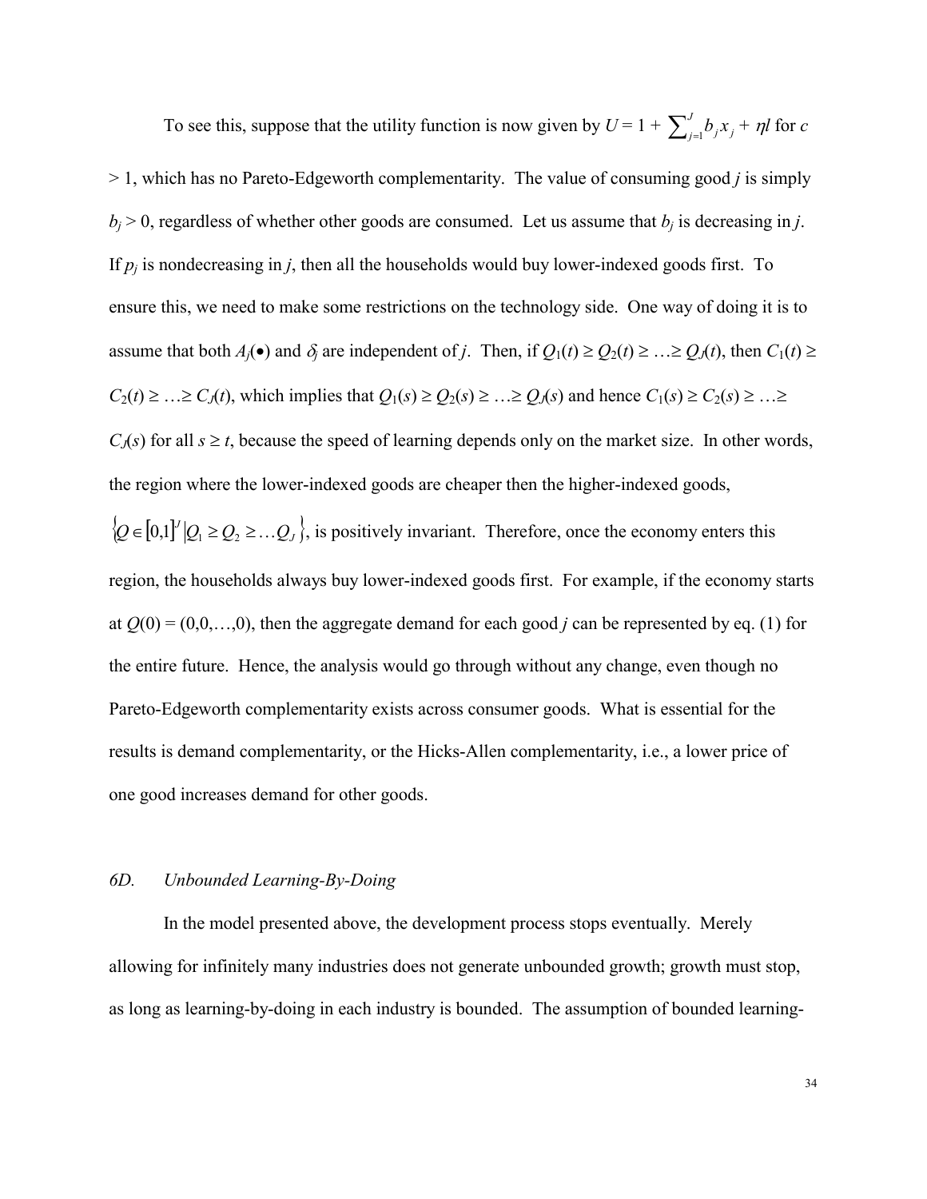To see this, suppose that the utility function is now given by $U = 1 + \sum_{j=1}^{J} b_j x_j + \eta l$ for $c > 1$, which has no Pareto-Edgeworth complementarity. The value of consuming good $j$ is simply $b_j > 0$, regardless of whether other goods are consumed. Let us assume that $b_j$ is decreasing in $j$. If $p_j$ is nondecreasing in $j$, then all the households would buy lower-indexed goods first. To ensure this, we need to make some restrictions on the technology side. One way of doing it is to assume that both $A_j(\bullet)$ and $\delta_j$ are independent of $j$. Then, if $Q_1(t) \geq Q_2(t) \geq \ldots \geq Q_J(t)$, then $C_1(t) \geq C_2(t) \geq \ldots \geq C_J(t)$, which implies that $Q_1(s) \geq Q_2(s) \geq \ldots \geq Q_J(s)$ and hence $C_1(s) \geq C_2(s) \geq \ldots \geq C_J(s)$ for all $s \geq t$, because the speed of learning depends only on the market size. In other words, the region where the lower-indexed goods are cheaper then the higher-indexed goods, $\{Q \in [0,1]^J | Q_1 \geq Q_2 \geq \ldots Q_J\}$, is positively invariant. Therefore, once the economy enters this region, the households always buy lower-indexed goods first. For example, if the economy starts at $Q(0) = (0,0,\ldots,0)$, then the aggregate demand for each good $j$ can be represented by eq. (1) for the entire future. Hence, the analysis would go through without any change, even though no Pareto-Edgeworth complementarity exists across consumer goods. What is essential for the results is demand complementarity, or the Hicks-Allen complementarity, i.e., a lower price of one good increases demand for other goods.

### *6D. Unbounded Learning-By-Doing*

In the model presented above, the development process stops eventually. Merely allowing for infinitely many industries does not generate unbounded growth; growth must stop, as long as learning-by-doing in each industry is bounded. The assumption of bounded learning-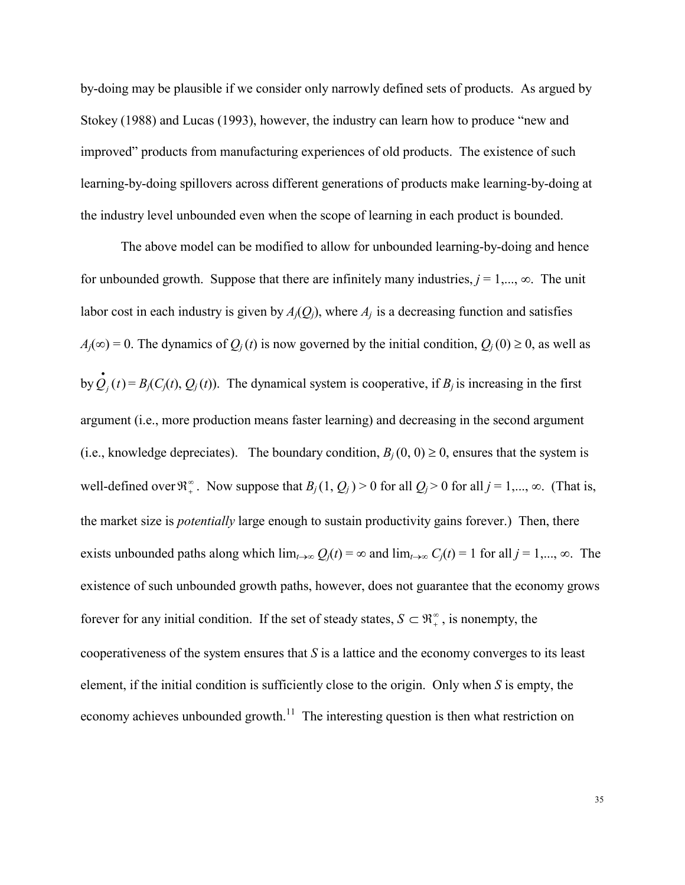by-doing may be plausible if we consider only narrowly defined sets of products. As argued by Stokey (1988) and Lucas (1993), however, the industry can learn how to produce "new and improved" products from manufacturing experiences of old products. The existence of such learning-by-doing spillovers across different generations of products make learning-by-doing at the industry level unbounded even when the scope of learning in each product is bounded.

The above model can be modified to allow for unbounded learning-by-doing and hence for unbounded growth. Suppose that there are infinitely many industries, $j = 1,..., \infty$. The unit labor cost in each industry is given by $A_j(Q_j)$, where $A_j$ is a decreasing function and satisfies $A_j(\infty) = 0$. The dynamics of $Q_j(t)$ is now governed by the initial condition, $Q_j(0) \geq 0$, as well as by $\dot{Q}_j(t) = B_j(C_j(t), Q_j(t))$. The dynamical system is cooperative, if $B_j$ is increasing in the first argument (i.e., more production means faster learning) and decreasing in the second argument (i.e., knowledge depreciates). The boundary condition, $B_j(0, 0) \geq 0$, ensures that the system is well-defined over $\Re_+^\infty$. Now suppose that $B_j(1, Q_j) > 0$ for all $Q_j > 0$ for all $j = 1,..., \infty$. (That is, the market size is *potentially* large enough to sustain productivity gains forever.) Then, there exists unbounded paths along which $\lim_{t\to\infty} Q_j(t) = \infty$ and $\lim_{t\to\infty} C_j(t) = 1$ for all $j = 1,..., \infty$. The existence of such unbounded growth paths, however, does not guarantee that the economy grows forever for any initial condition. If the set of steady states, $S \subset \Re_+^\infty$, is nonempty, the cooperativeness of the system ensures that $S$ is a lattice and the economy converges to its least element, if the initial condition is sufficiently close to the origin. Only when $S$ is empty, the economy achieves unbounded growth.[11] The interesting question is then what restriction on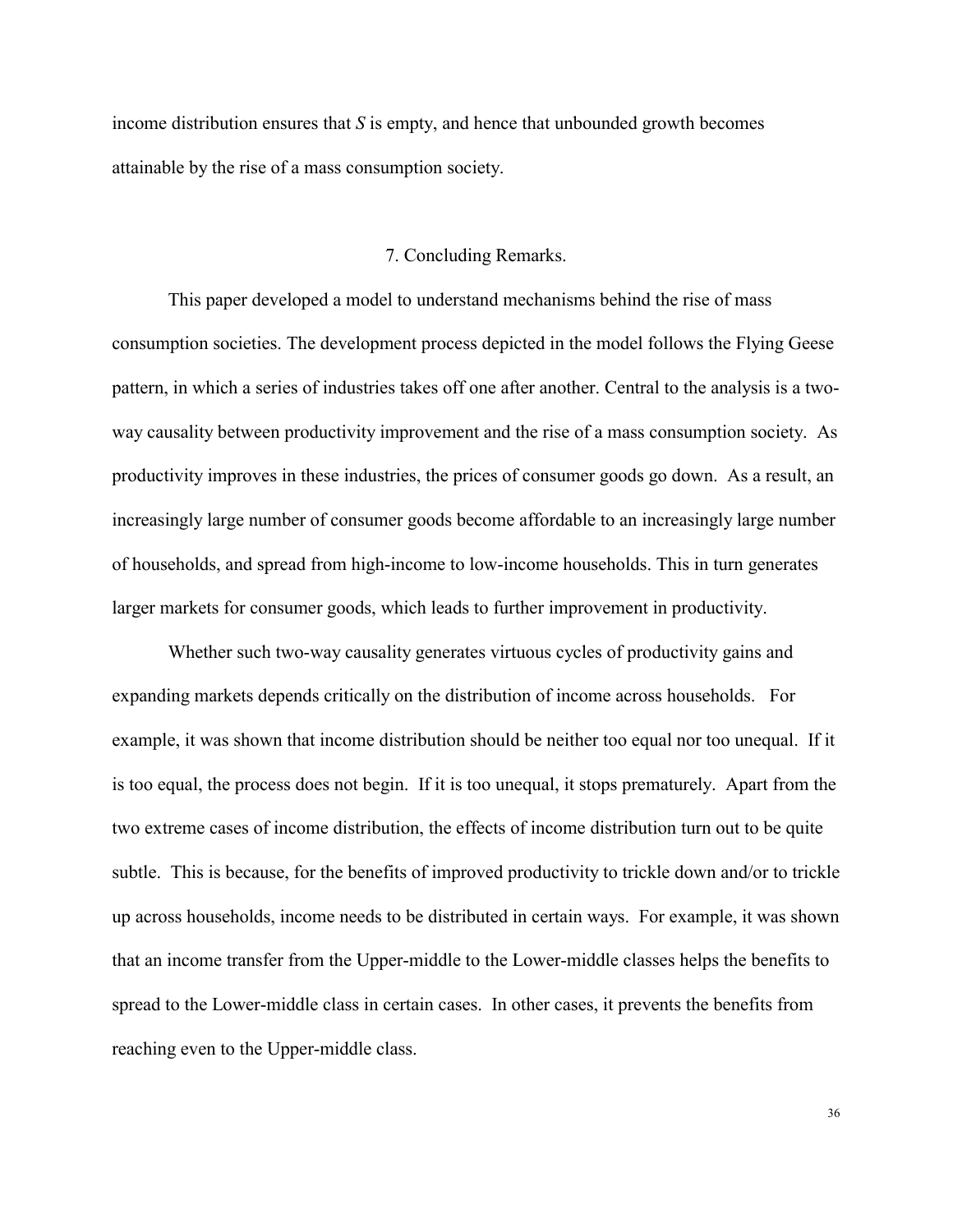income distribution ensures that $S$ is empty, and hence that unbounded growth becomes attainable by the rise of a mass consumption society.

## 7. Concluding Remarks.

This paper developed a model to understand mechanisms behind the rise of mass consumption societies. The development process depicted in the model follows the Flying Geese pattern, in which a series of industries takes off one after another. Central to the analysis is a two-way causality between productivity improvement and the rise of a mass consumption society. As productivity improves in these industries, the prices of consumer goods go down. As a result, an increasingly large number of consumer goods become affordable to an increasingly large number of households, and spread from high-income to low-income households. This in turn generates larger markets for consumer goods, which leads to further improvement in productivity.

Whether such two-way causality generates virtuous cycles of productivity gains and expanding markets depends critically on the distribution of income across households. For example, it was shown that income distribution should be neither too equal nor too unequal. If it is too equal, the process does not begin. If it is too unequal, it stops prematurely. Apart from the two extreme cases of income distribution, the effects of income distribution turn out to be quite subtle. This is because, for the benefits of improved productivity to trickle down and/or to trickle up across households, income needs to be distributed in certain ways. For example, it was shown that an income transfer from the Upper-middle to the Lower-middle classes helps the benefits to spread to the Lower-middle class in certain cases. In other cases, it prevents the benefits from reaching even to the Upper-middle class.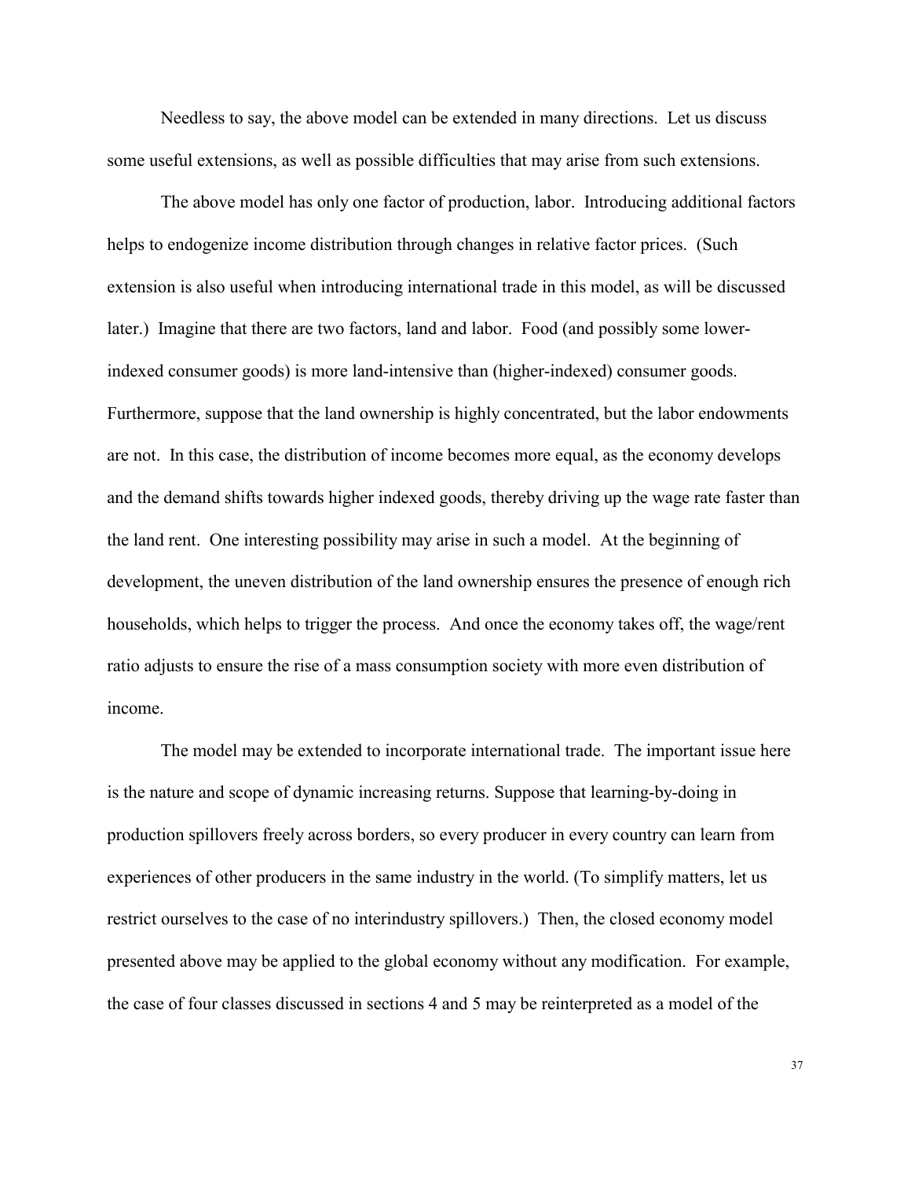Needless to say, the above model can be extended in many directions. Let us discuss some useful extensions, as well as possible difficulties that may arise from such extensions.

The above model has only one factor of production, labor. Introducing additional factors helps to endogenize income distribution through changes in relative factor prices. (Such extension is also useful when introducing international trade in this model, as will be discussed later.) Imagine that there are two factors, land and labor. Food (and possibly some lower-indexed consumer goods) is more land-intensive than (higher-indexed) consumer goods. Furthermore, suppose that the land ownership is highly concentrated, but the labor endowments are not. In this case, the distribution of income becomes more equal, as the economy develops and the demand shifts towards higher indexed goods, thereby driving up the wage rate faster than the land rent. One interesting possibility may arise in such a model. At the beginning of development, the uneven distribution of the land ownership ensures the presence of enough rich households, which helps to trigger the process. And once the economy takes off, the wage/rent ratio adjusts to ensure the rise of a mass consumption society with more even distribution of income.

The model may be extended to incorporate international trade. The important issue here is the nature and scope of dynamic increasing returns. Suppose that learning-by-doing in production spillovers freely across borders, so every producer in every country can learn from experiences of other producers in the same industry in the world. (To simplify matters, let us restrict ourselves to the case of no interindustry spillovers.) Then, the closed economy model presented above may be applied to the global economy without any modification. For example, the case of four classes discussed in sections 4 and 5 may be reinterpreted as a model of the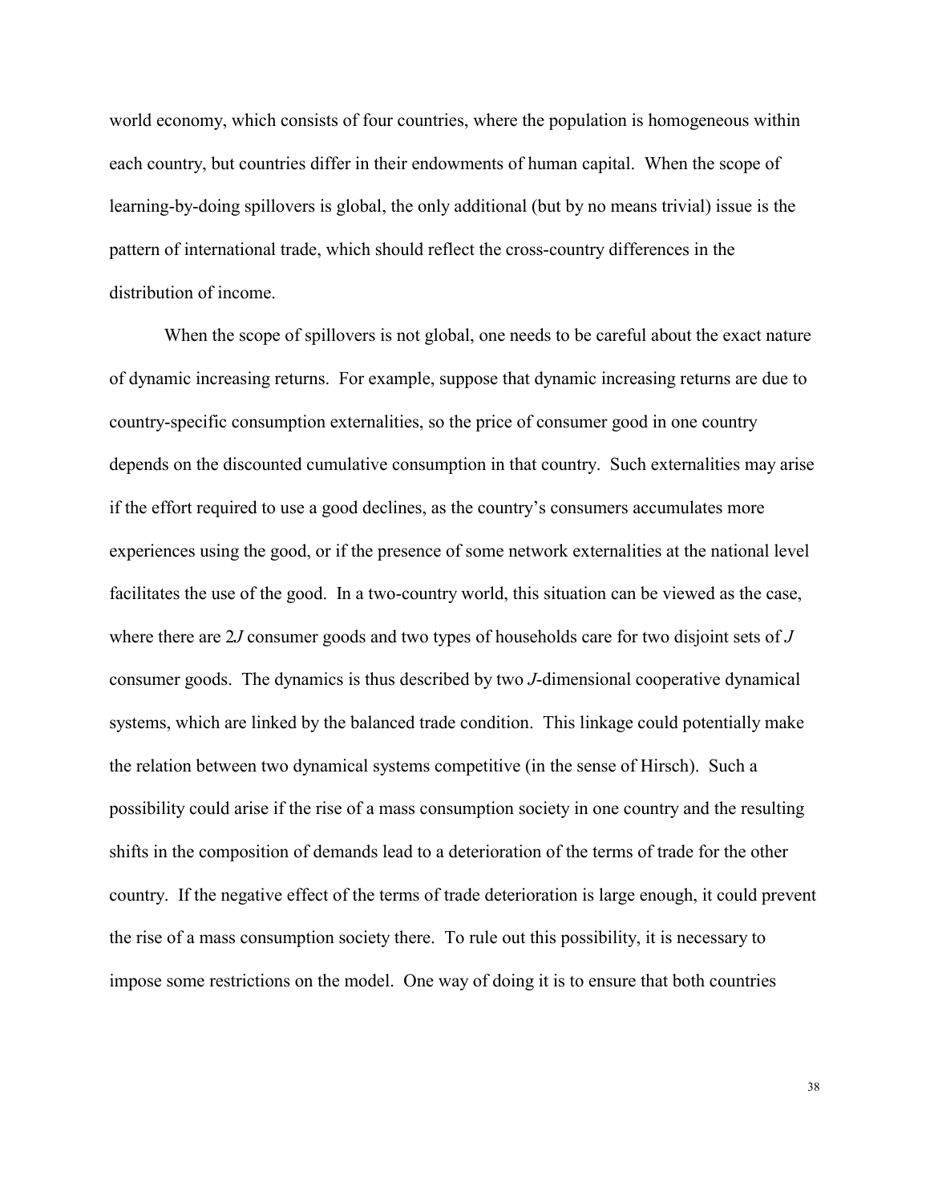world economy, which consists of four countries, where the population is homogeneous within each country, but countries differ in their endowments of human capital. When the scope of learning-by-doing spillovers is global, the only additional (but by no means trivial) issue is the pattern of international trade, which should reflect the cross-country differences in the distribution of income.

When the scope of spillovers is not global, one needs to be careful about the exact nature of dynamic increasing returns. For example, suppose that dynamic increasing returns are due to country-specific consumption externalities, so the price of consumer good in one country depends on the discounted cumulative consumption in that country. Such externalities may arise if the effort required to use a good declines, as the country's consumers accumulates more experiences using the good, or if the presence of some network externalities at the national level facilitates the use of the good. In a two-country world, this situation can be viewed as the case, where there are $2J$ consumer goods and two types of households care for two disjoint sets of $J$ consumer goods. The dynamics is thus described by two $J$-dimensional cooperative dynamical systems, which are linked by the balanced trade condition. This linkage could potentially make the relation between two dynamical systems competitive (in the sense of Hirsch). Such a possibility could arise if the rise of a mass consumption society in one country and the resulting shifts in the composition of demands lead to a deterioration of the terms of trade for the other country. If the negative effect of the terms of trade deterioration is large enough, it could prevent the rise of a mass consumption society there. To rule out this possibility, it is necessary to impose some restrictions on the model. One way of doing it is to ensure that both countries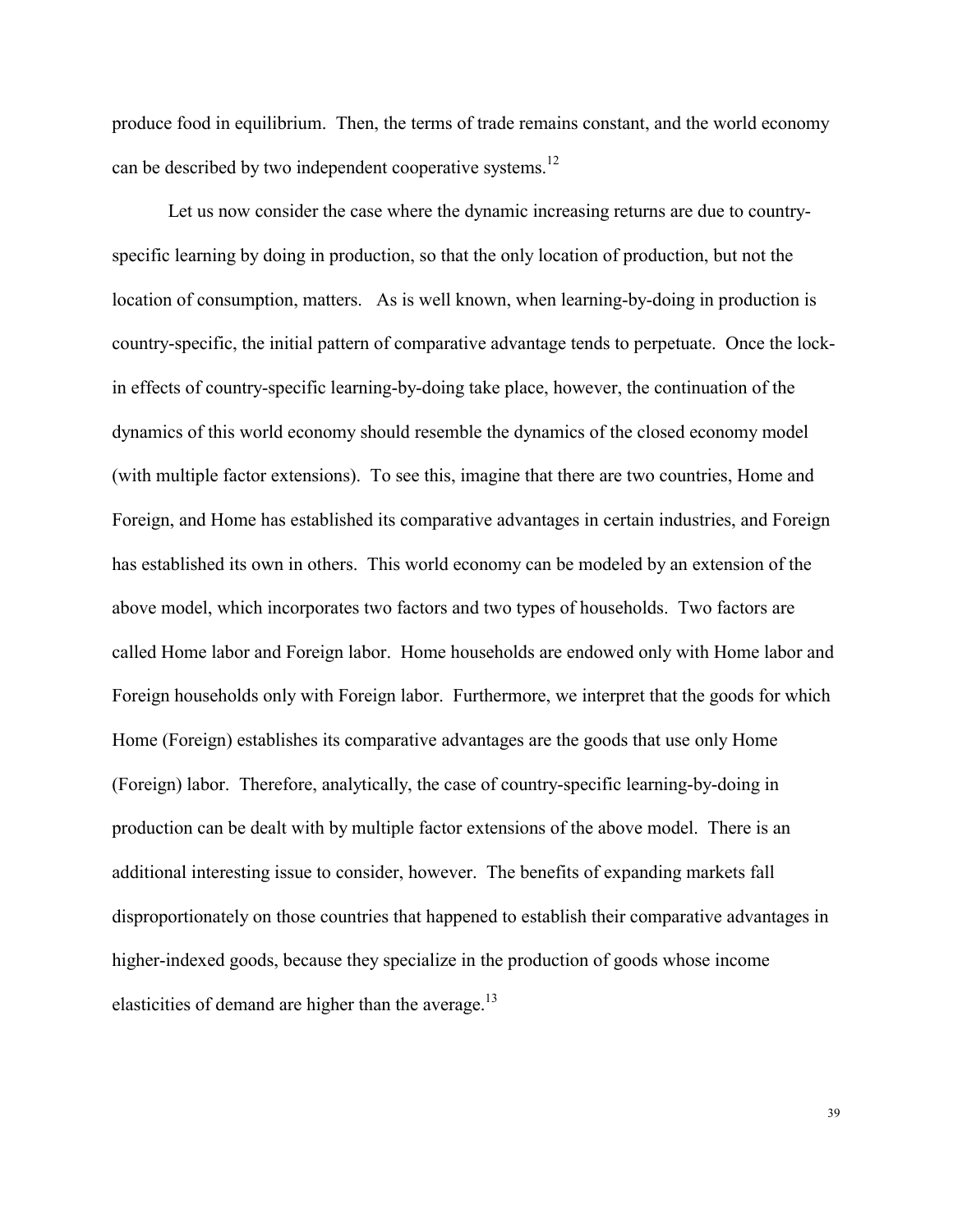produce food in equilibrium. Then, the terms of trade remains constant, and the world economy can be described by two independent cooperative systems.[12]

Let us now consider the case where the dynamic increasing returns are due to country-specific learning by doing in production, so that the only location of production, but not the location of consumption, matters. As is well known, when learning-by-doing in production is country-specific, the initial pattern of comparative advantage tends to perpetuate. Once the lock-in effects of country-specific learning-by-doing take place, however, the continuation of the dynamics of this world economy should resemble the dynamics of the closed economy model (with multiple factor extensions). To see this, imagine that there are two countries, Home and Foreign, and Home has established its comparative advantages in certain industries, and Foreign has established its own in others. This world economy can be modeled by an extension of the above model, which incorporates two factors and two types of households. Two factors are called Home labor and Foreign labor. Home households are endowed only with Home labor and Foreign households only with Foreign labor. Furthermore, we interpret that the goods for which Home (Foreign) establishes its comparative advantages are the goods that use only Home (Foreign) labor. Therefore, analytically, the case of country-specific learning-by-doing in production can be dealt with by multiple factor extensions of the above model. There is an additional interesting issue to consider, however. The benefits of expanding markets fall disproportionately on those countries that happened to establish their comparative advantages in higher-indexed goods, because they specialize in the production of goods whose income elasticities of demand are higher than the average.[13]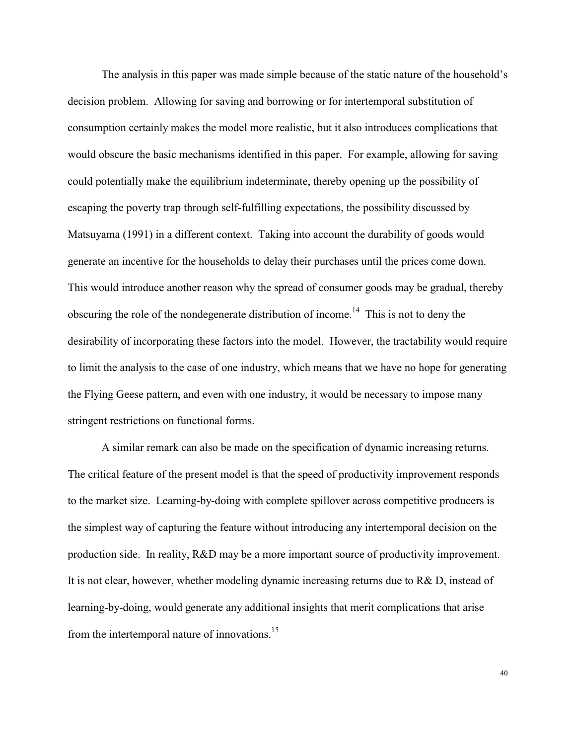The analysis in this paper was made simple because of the static nature of the household's decision problem. Allowing for saving and borrowing or for intertemporal substitution of consumption certainly makes the model more realistic, but it also introduces complications that would obscure the basic mechanisms identified in this paper. For example, allowing for saving could potentially make the equilibrium indeterminate, thereby opening up the possibility of escaping the poverty trap through self-fulfilling expectations, the possibility discussed by Matsuyama (1991) in a different context. Taking into account the durability of goods would generate an incentive for the households to delay their purchases until the prices come down. This would introduce another reason why the spread of consumer goods may be gradual, thereby obscuring the role of the nondegenerate distribution of income.[14] This is not to deny the desirability of incorporating these factors into the model. However, the tractability would require to limit the analysis to the case of one industry, which means that we have no hope for generating the Flying Geese pattern, and even with one industry, it would be necessary to impose many stringent restrictions on functional forms.

A similar remark can also be made on the specification of dynamic increasing returns. The critical feature of the present model is that the speed of productivity improvement responds to the market size. Learning-by-doing with complete spillover across competitive producers is the simplest way of capturing the feature without introducing any intertemporal decision on the production side. In reality, R&D may be a more important source of productivity improvement. It is not clear, however, whether modeling dynamic increasing returns due to R& D, instead of learning-by-doing, would generate any additional insights that merit complications that arise from the intertemporal nature of innovations.[15]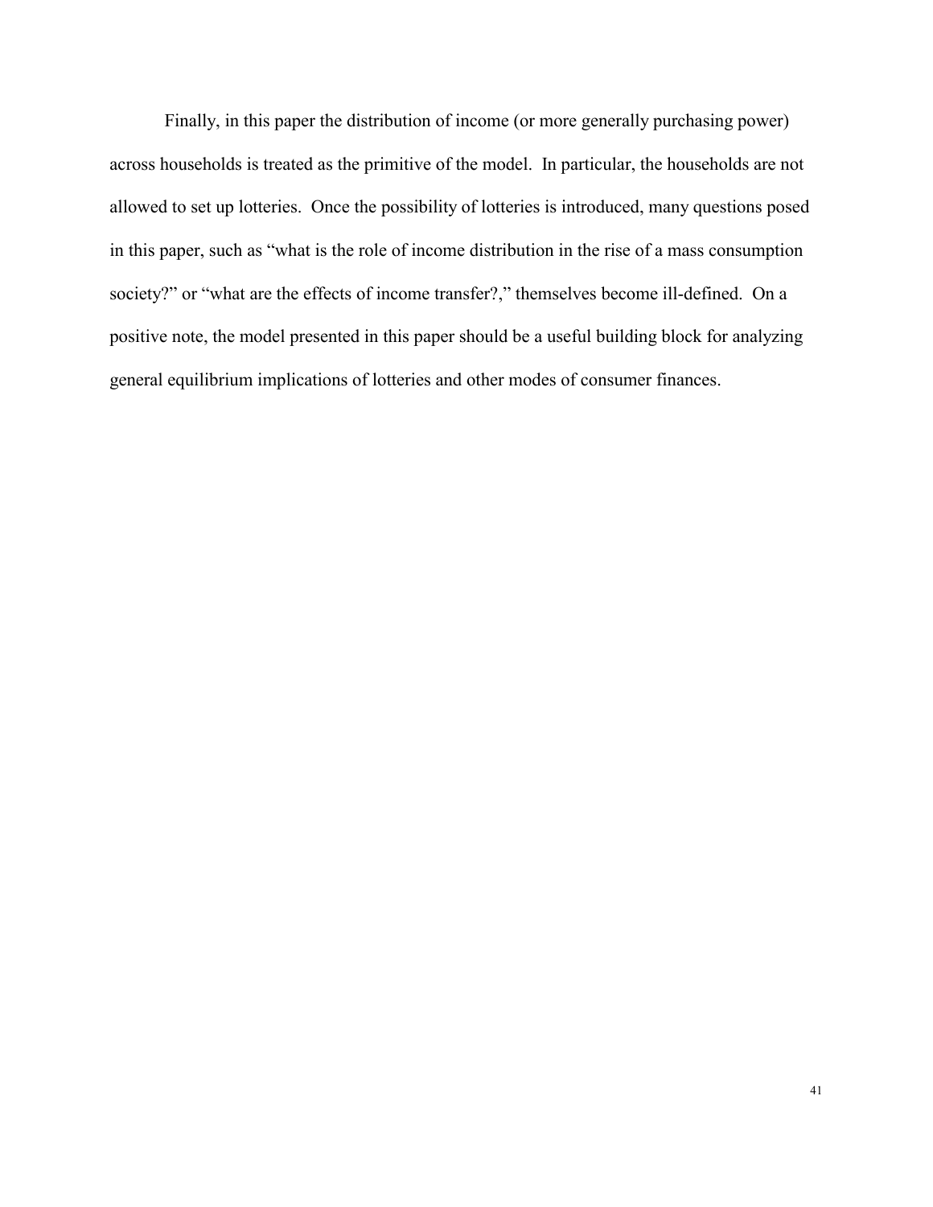Finally, in this paper the distribution of income (or more generally purchasing power) across households is treated as the primitive of the model. In particular, the households are not allowed to set up lotteries. Once the possibility of lotteries is introduced, many questions posed in this paper, such as "what is the role of income distribution in the rise of a mass consumption society?" or "what are the effects of income transfer?," themselves become ill-defined. On a positive note, the model presented in this paper should be a useful building block for analyzing general equilibrium implications of lotteries and other modes of consumer finances.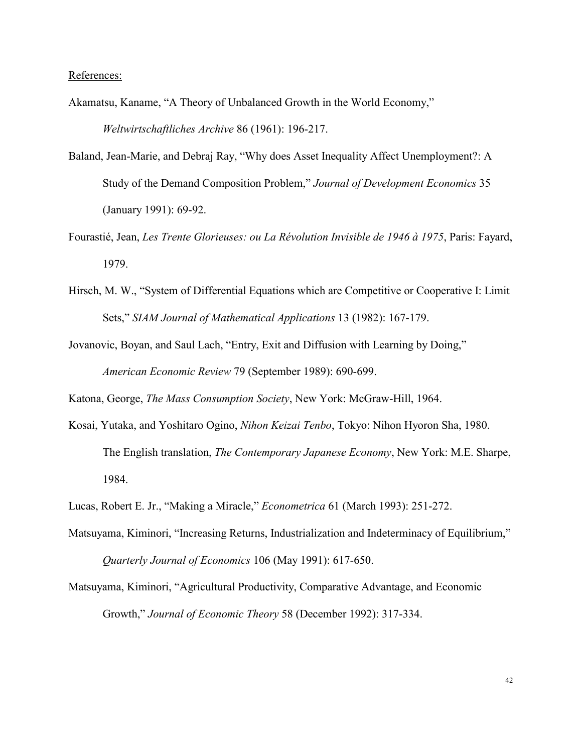References:

Akamatsu, Kaname, "A Theory of Unbalanced Growth in the World Economy," *Weltwirtschaftliches Archive* 86 (1961): 196-217.

Baland, Jean-Marie, and Debraj Ray, "Why does Asset Inequality Affect Unemployment?: A Study of the Demand Composition Problem," *Journal of Development Economics* 35 (January 1991): 69-92.

Fourastié, Jean, *Les Trente Glorieuses: ou La Révolution Invisible de 1946 à 1975*, Paris: Fayard, 1979.

Hirsch, M. W., "System of Differential Equations which are Competitive or Cooperative I: Limit Sets," *SIAM Journal of Mathematical Applications* 13 (1982): 167-179.

Jovanovic, Boyan, and Saul Lach, "Entry, Exit and Diffusion with Learning by Doing," *American Economic Review* 79 (September 1989): 690-699.

Katona, George, *The Mass Consumption Society*, New York: McGraw-Hill, 1964.

Kosai, Yutaka, and Yoshitaro Ogino, *Nihon Keizai Tenbo*, Tokyo: Nihon Hyoron Sha, 1980. The English translation, *The Contemporary Japanese Economy*, New York: M.E. Sharpe, 1984.

Lucas, Robert E. Jr., "Making a Miracle," *Econometrica* 61 (March 1993): 251-272.

Matsuyama, Kiminori, "Increasing Returns, Industrialization and Indeterminacy of Equilibrium," *Quarterly Journal of Economics* 106 (May 1991): 617-650.

Matsuyama, Kiminori, "Agricultural Productivity, Comparative Advantage, and Economic Growth," *Journal of Economic Theory* 58 (December 1992): 317-334.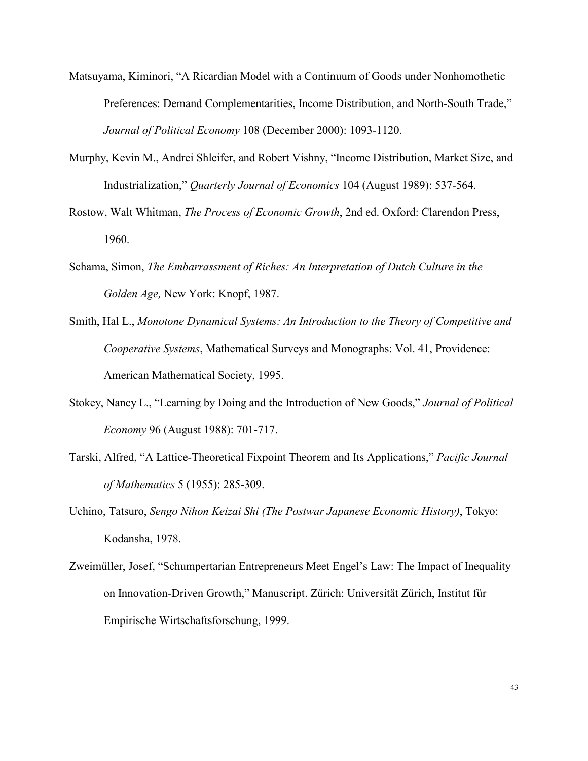Matsuyama, Kiminori, "A Ricardian Model with a Continuum of Goods under Nonhomothetic Preferences: Demand Complementarities, Income Distribution, and North-South Trade," *Journal of Political Economy* 108 (December 2000): 1093-1120.

Murphy, Kevin M., Andrei Shleifer, and Robert Vishny, "Income Distribution, Market Size, and Industrialization," *Quarterly Journal of Economics* 104 (August 1989): 537-564.

Rostow, Walt Whitman, *The Process of Economic Growth*, 2nd ed. Oxford: Clarendon Press, 1960.

Schama, Simon, *The Embarrassment of Riches: An Interpretation of Dutch Culture in the Golden Age,* New York: Knopf, 1987.

Smith, Hal L., *Monotone Dynamical Systems: An Introduction to the Theory of Competitive and Cooperative Systems*, Mathematical Surveys and Monographs: Vol. 41, Providence: American Mathematical Society, 1995.

Stokey, Nancy L., "Learning by Doing and the Introduction of New Goods," *Journal of Political Economy* 96 (August 1988): 701-717.

Tarski, Alfred, "A Lattice-Theoretical Fixpoint Theorem and Its Applications," *Pacific Journal of Mathematics* 5 (1955): 285-309.

Uchino, Tatsuro, *Sengo Nihon Keizai Shi (The Postwar Japanese Economic History)*, Tokyo: Kodansha, 1978.

Zweimüller, Josef, "Schumpertarian Entrepreneurs Meet Engel's Law: The Impact of Inequality on Innovation-Driven Growth," Manuscript. Zürich: Universität Zürich, Institut für Empirische Wirtschaftsforschung, 1999.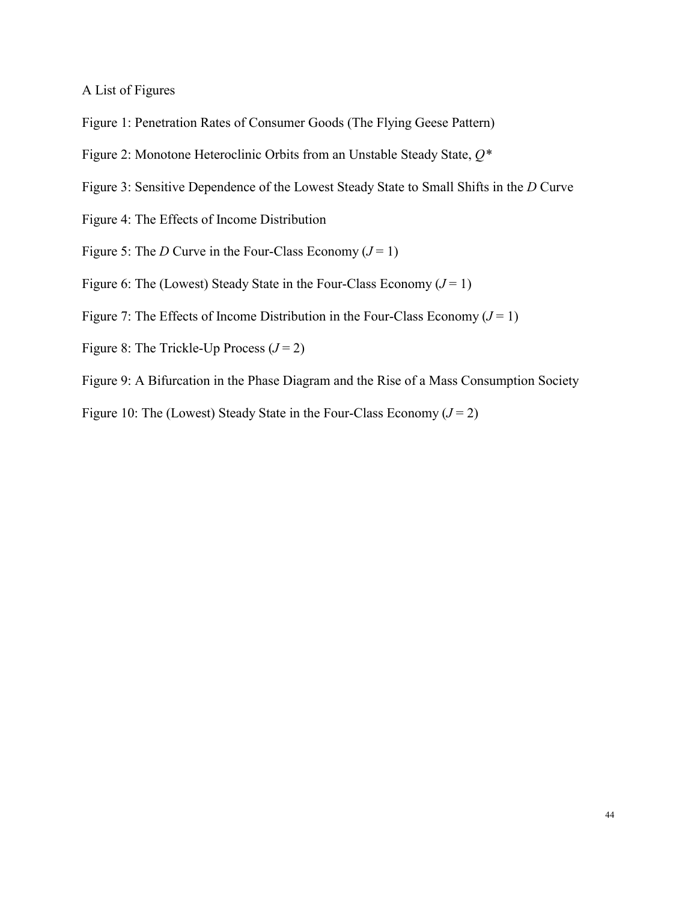A List of Figures

Figure 1: Penetration Rates of Consumer Goods (The Flying Geese Pattern)

Figure 2: Monotone Heteroclinic Orbits from an Unstable Steady State, $Q^*$

Figure 3: Sensitive Dependence of the Lowest Steady State to Small Shifts in the $D$ Curve

Figure 4: The Effects of Income Distribution

Figure 5: The $D$ Curve in the Four-Class Economy ($J = 1$)

Figure 6: The (Lowest) Steady State in the Four-Class Economy ($J = 1$)

Figure 7: The Effects of Income Distribution in the Four-Class Economy ($J = 1$)

Figure 8: The Trickle-Up Process ($J = 2$)

Figure 9: A Bifurcation in the Phase Diagram and the Rise of a Mass Consumption Society

Figure 10: The (Lowest) Steady State in the Four-Class Economy ($J = 2$)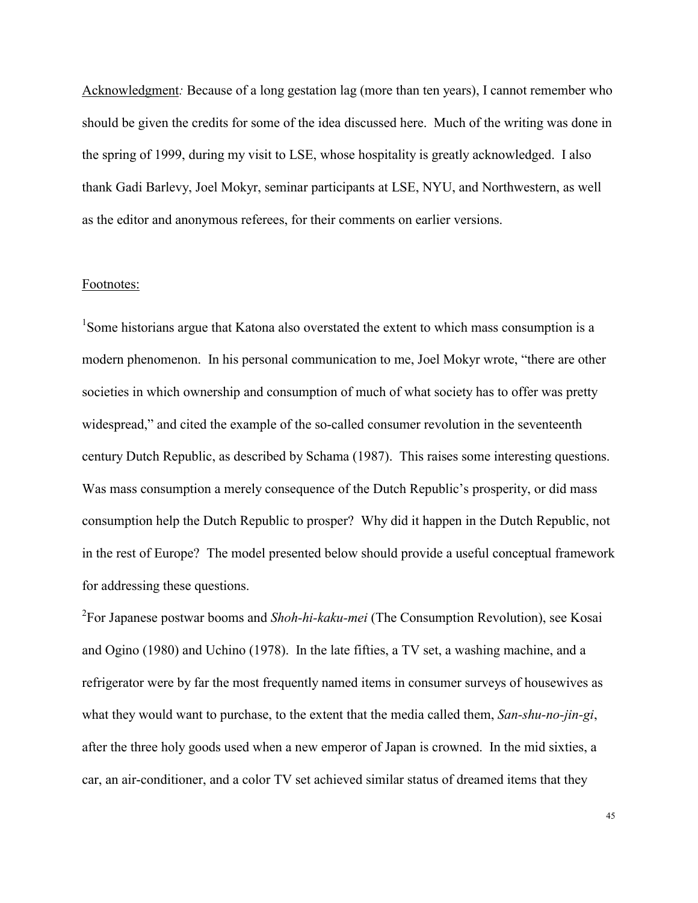Acknowledgment*:* Because of a long gestation lag (more than ten years), I cannot remember who should be given the credits for some of the idea discussed here. Much of the writing was done in the spring of 1999, during my visit to LSE, whose hospitality is greatly acknowledged. I also thank Gadi Barlevy, Joel Mokyr, seminar participants at LSE, NYU, and Northwestern, as well as the editor and anonymous referees, for their comments on earlier versions.

Footnotes:

[1]Some historians argue that Katona also overstated the extent to which mass consumption is a modern phenomenon. In his personal communication to me, Joel Mokyr wrote, "there are other societies in which ownership and consumption of much of what society has to offer was pretty widespread," and cited the example of the so-called consumer revolution in the seventeenth century Dutch Republic, as described by Schama (1987). This raises some interesting questions. Was mass consumption a merely consequence of the Dutch Republic's prosperity, or did mass consumption help the Dutch Republic to prosper? Why did it happen in the Dutch Republic, not in the rest of Europe? The model presented below should provide a useful conceptual framework for addressing these questions.

[2]For Japanese postwar booms and *Shoh-hi-kaku-mei* (The Consumption Revolution), see Kosai and Ogino (1980) and Uchino (1978). In the late fifties, a TV set, a washing machine, and a refrigerator were by far the most frequently named items in consumer surveys of housewives as what they would want to purchase, to the extent that the media called them, *San-shu-no-jin-gi*, after the three holy goods used when a new emperor of Japan is crowned. In the mid sixties, a car, an air-conditioner, and a color TV set achieved similar status of dreamed items that they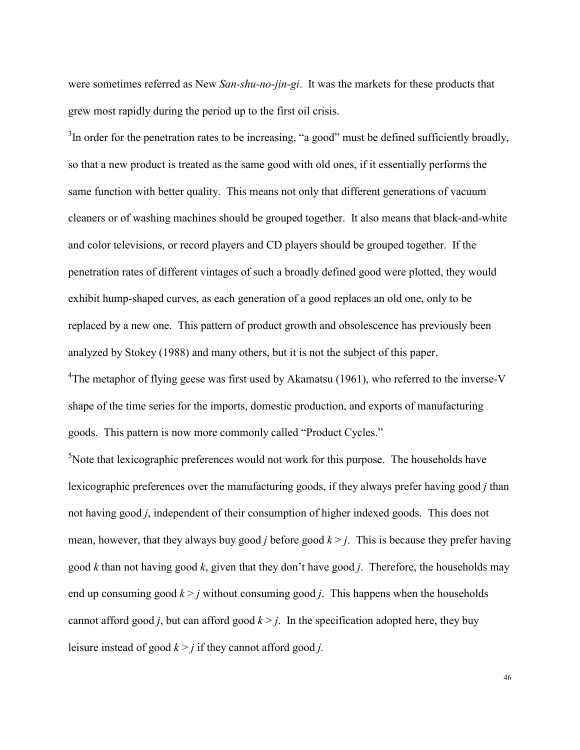were sometimes referred as New *San-shu-no-jin-gi*. It was the markets for these products that grew most rapidly during the period up to the first oil crisis.

[3]In order for the penetration rates to be increasing, "a good" must be defined sufficiently broadly, so that a new product is treated as the same good with old ones, if it essentially performs the same function with better quality. This means not only that different generations of vacuum cleaners or of washing machines should be grouped together. It also means that black-and-white and color televisions, or record players and CD players should be grouped together. If the penetration rates of different vintages of such a broadly defined good were plotted, they would exhibit hump-shaped curves, as each generation of a good replaces an old one, only to be replaced by a new one. This pattern of product growth and obsolescence has previously been analyzed by Stokey (1988) and many others, but it is not the subject of this paper.

[4]The metaphor of flying geese was first used by Akamatsu (1961), who referred to the inverse-V shape of the time series for the imports, domestic production, and exports of manufacturing goods. This pattern is now more commonly called "Product Cycles."

[5]Note that lexicographic preferences would not work for this purpose. The households have lexicographic preferences over the manufacturing goods, if they always prefer having good $j$ than not having good $j$, independent of their consumption of higher indexed goods. This does not mean, however, that they always buy good $j$ before good $k > j$. This is because they prefer having good $k$ than not having good $k$, given that they don't have good $j$. Therefore, the households may end up consuming good $k > j$ without consuming good $j$. This happens when the households cannot afford good $j$, but can afford good $k > j$. In the specification adopted here, they buy leisure instead of good $k > j$ if they cannot afford good $j$.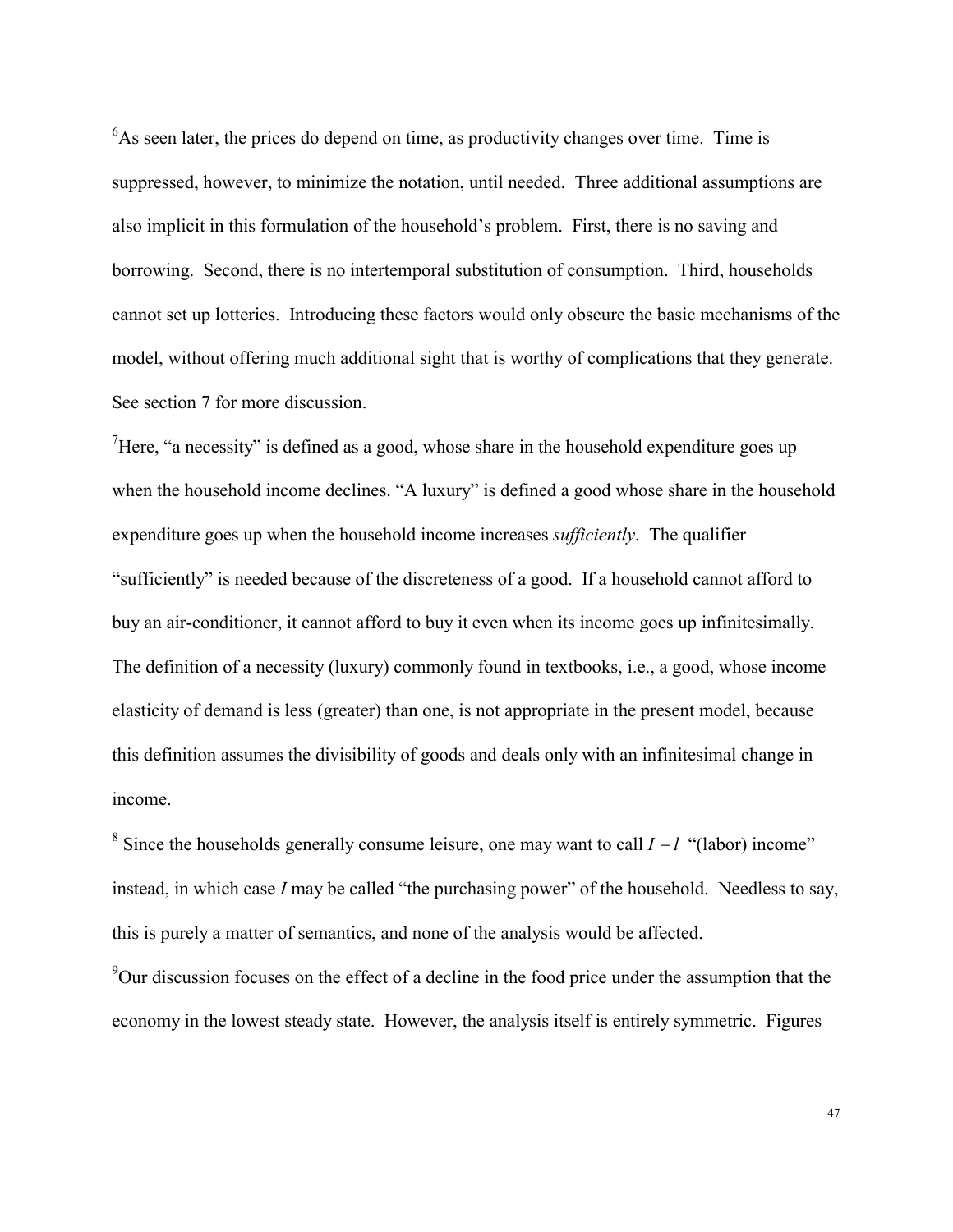[6]As seen later, the prices do depend on time, as productivity changes over time. Time is suppressed, however, to minimize the notation, until needed. Three additional assumptions are also implicit in this formulation of the household's problem. First, there is no saving and borrowing. Second, there is no intertemporal substitution of consumption. Third, households cannot set up lotteries. Introducing these factors would only obscure the basic mechanisms of the model, without offering much additional sight that is worthy of complications that they generate. See section 7 for more discussion.

[7]Here, "a necessity" is defined as a good, whose share in the household expenditure goes up when the household income declines. "A luxury" is defined a good whose share in the household expenditure goes up when the household income increases *sufficiently*. The qualifier "sufficiently" is needed because of the discreteness of a good. If a household cannot afford to buy an air-conditioner, it cannot afford to buy it even when its income goes up infinitesimally. The definition of a necessity (luxury) commonly found in textbooks, i.e., a good, whose income elasticity of demand is less (greater) than one, is not appropriate in the present model, because this definition assumes the divisibility of goods and deals only with an infinitesimal change in income.

[8] Since the households generally consume leisure, one may want to call $I - l$ "(labor) income" instead, in which case $I$ may be called "the purchasing power" of the household. Needless to say, this is purely a matter of semantics, and none of the analysis would be affected.

[9]Our discussion focuses on the effect of a decline in the food price under the assumption that the economy in the lowest steady state. However, the analysis itself is entirely symmetric. Figures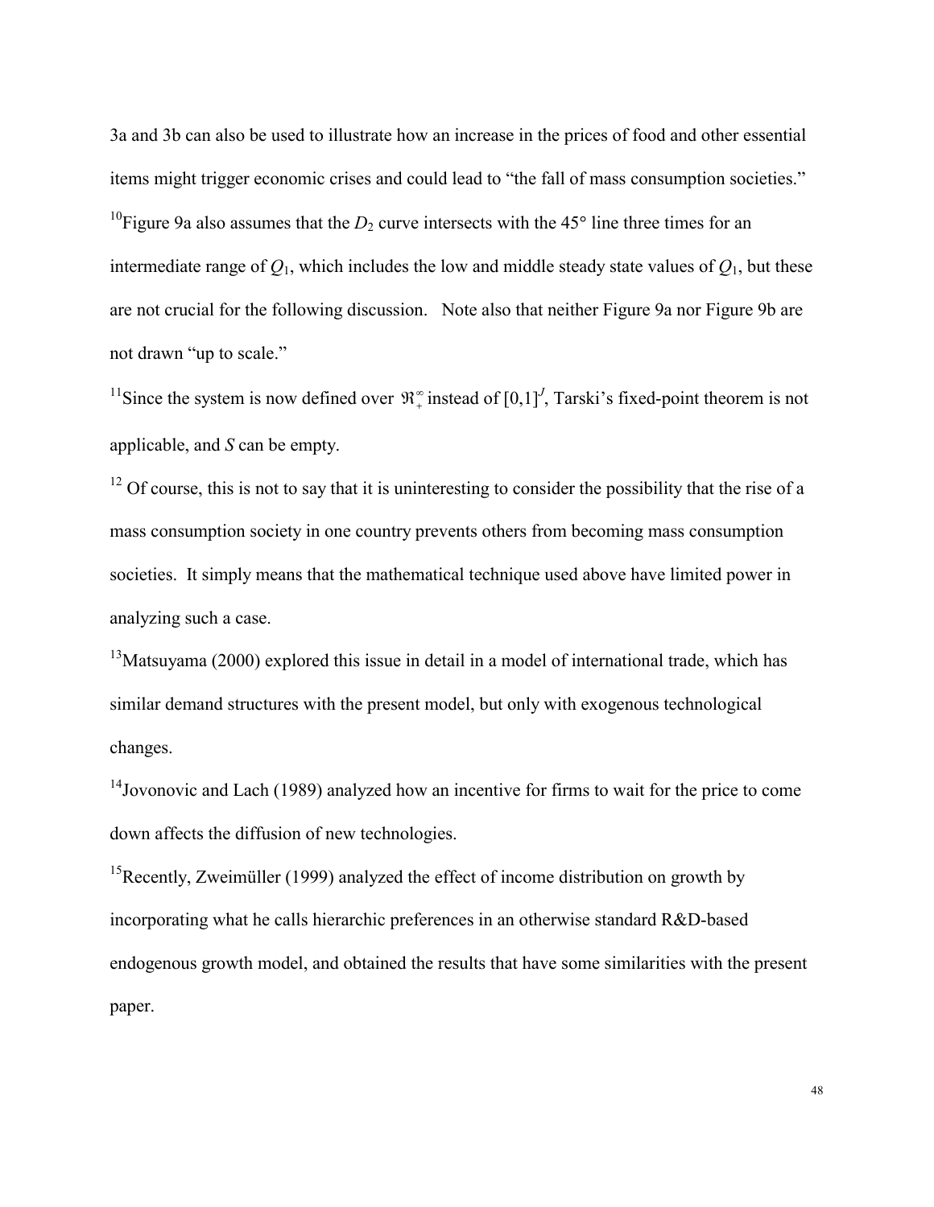3a and 3b can also be used to illustrate how an increase in the prices of food and other essential items might trigger economic crises and could lead to "the fall of mass consumption societies."

[10]Figure 9a also assumes that the $D_2$ curve intersects with the 45° line three times for an intermediate range of $Q_1$, which includes the low and middle steady state values of $Q_1$, but these are not crucial for the following discussion. Note also that neither Figure 9a nor Figure 9b are not drawn "up to scale."

[11]Since the system is now defined over $\Re_+^\infty$ instead of $[0,1]^J$, Tarski's fixed-point theorem is not applicable, and $S$ can be empty.

[12] Of course, this is not to say that it is uninteresting to consider the possibility that the rise of a mass consumption society in one country prevents others from becoming mass consumption societies. It simply means that the mathematical technique used above have limited power in analyzing such a case.

[13]Matsuyama (2000) explored this issue in detail in a model of international trade, which has similar demand structures with the present model, but only with exogenous technological changes.

[14]Jovonovic and Lach (1989) analyzed how an incentive for firms to wait for the price to come down affects the diffusion of new technologies.

[15]Recently, Zweimüller (1999) analyzed the effect of income distribution on growth by incorporating what he calls hierarchic preferences in an otherwise standard R&D-based endogenous growth model, and obtained the results that have some similarities with the present paper.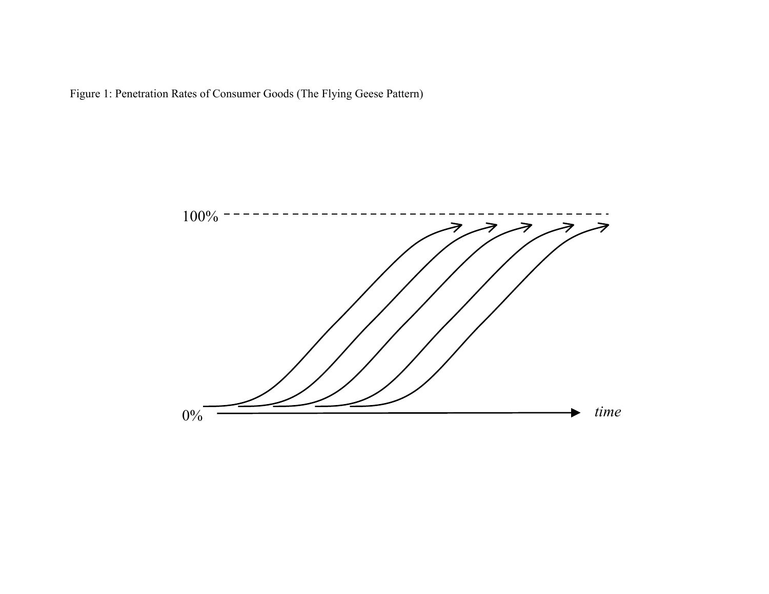Figure 1: Penetration Rates of Consumer Goods (The Flying Geese Pattern)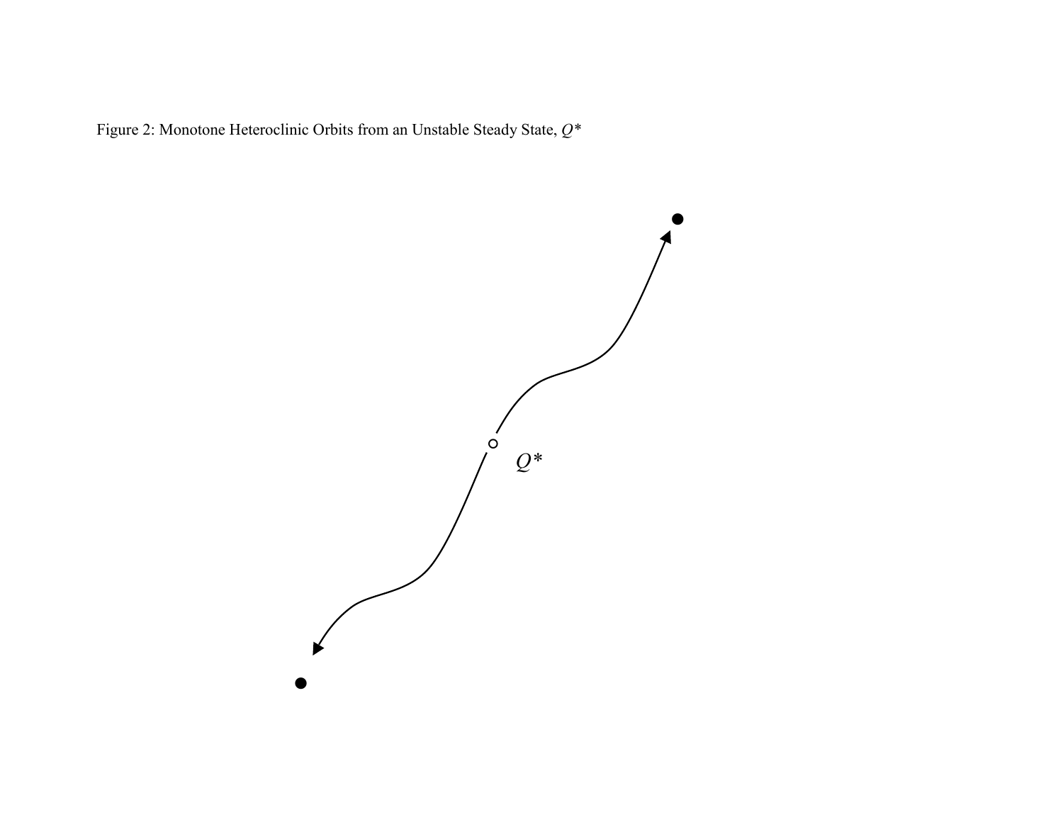Figure 2: Monotone Heteroclinic Orbits from an Unstable Steady State, $Q^*$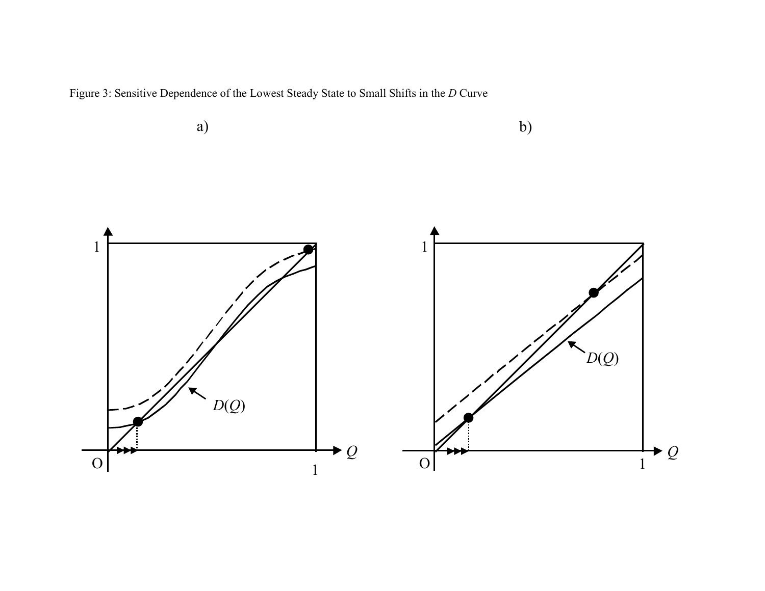Figure 3: Sensitive Dependence of the Lowest Steady State to Small Shifts in the $D$ Curve

a) b)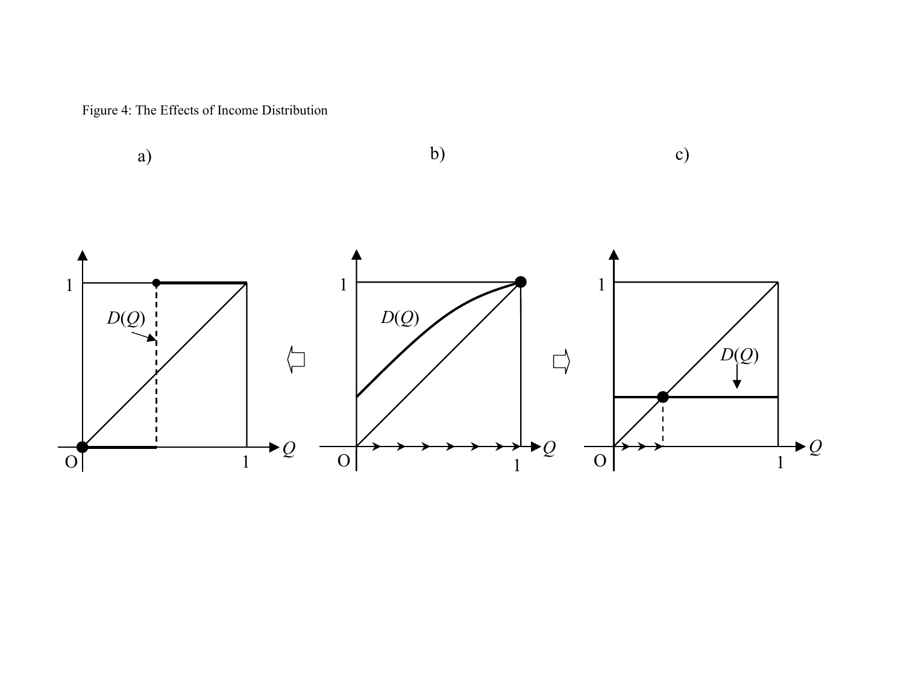Figure 4: The Effects of Income Distribution

a) b) c)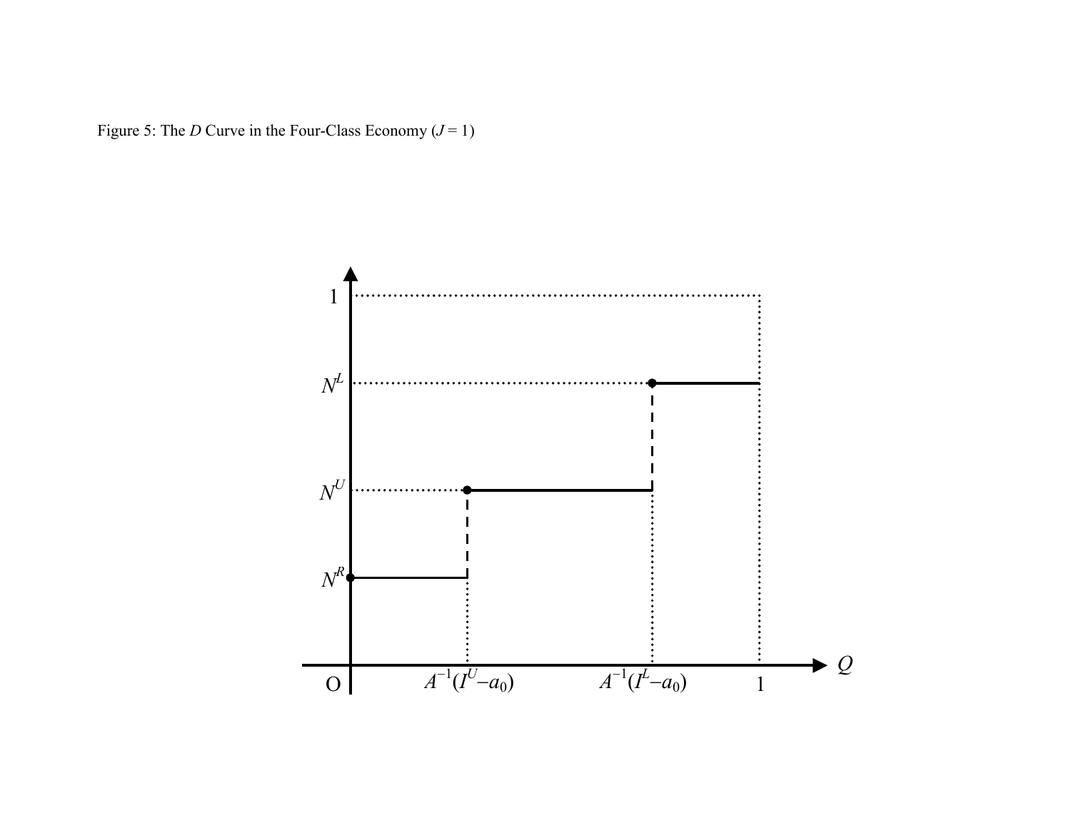Figure 5: The $D$ Curve in the Four-Class Economy ($J = 1$)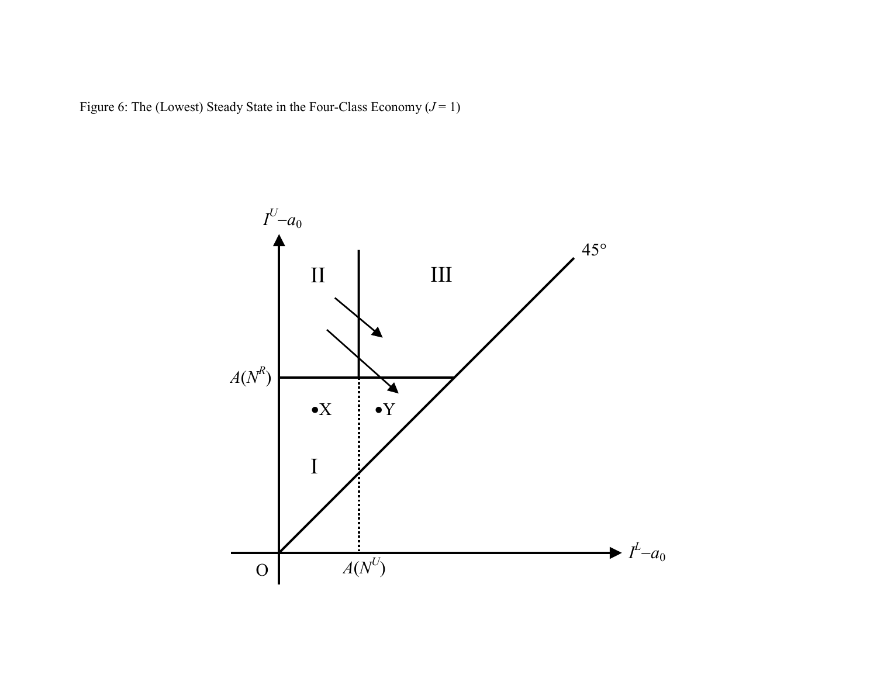Figure 6: The (Lowest) Steady State in the Four-Class Economy ($J = 1$)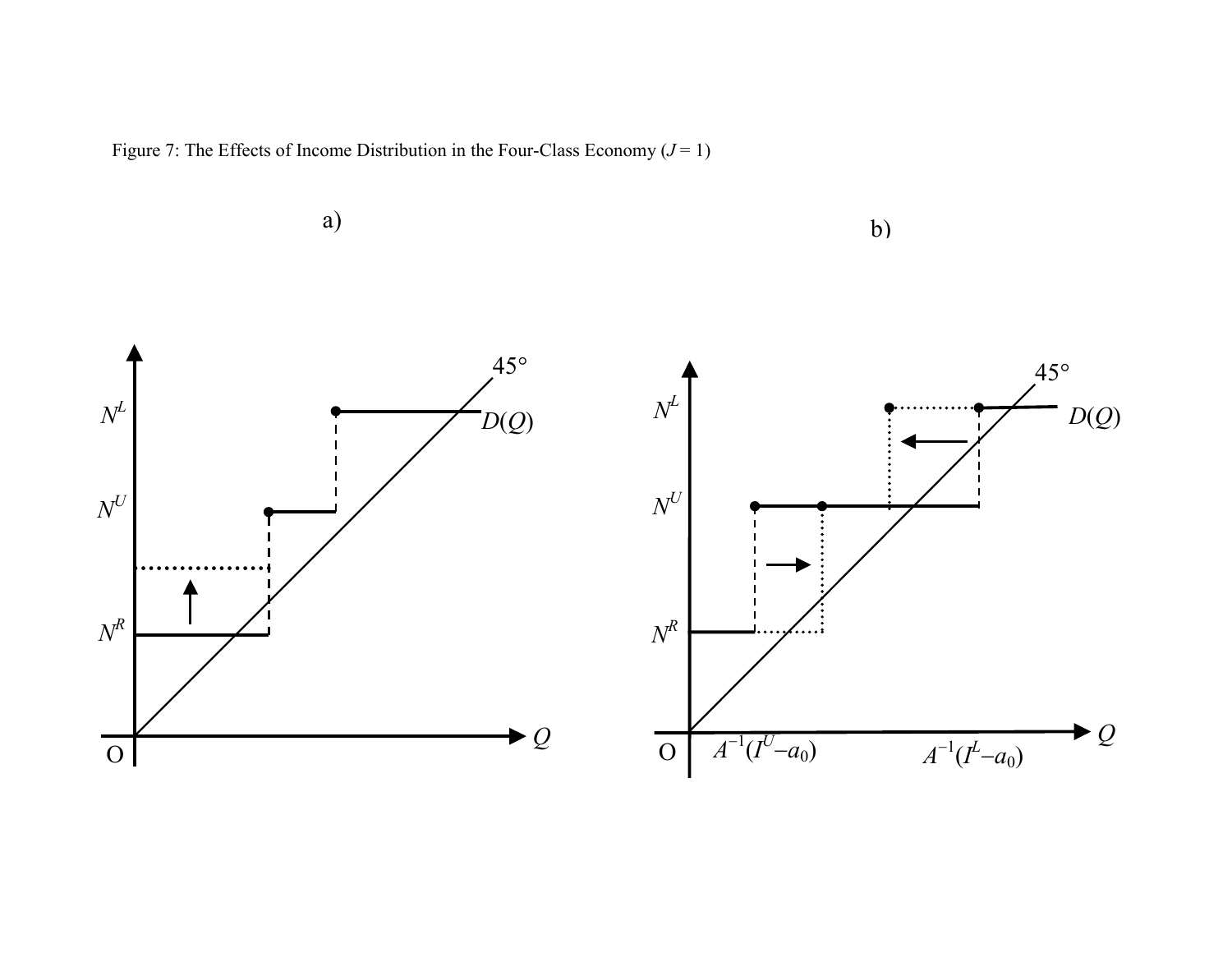Figure 7: The Effects of Income Distribution in the Four-Class Economy ($J = 1$)

a)

b)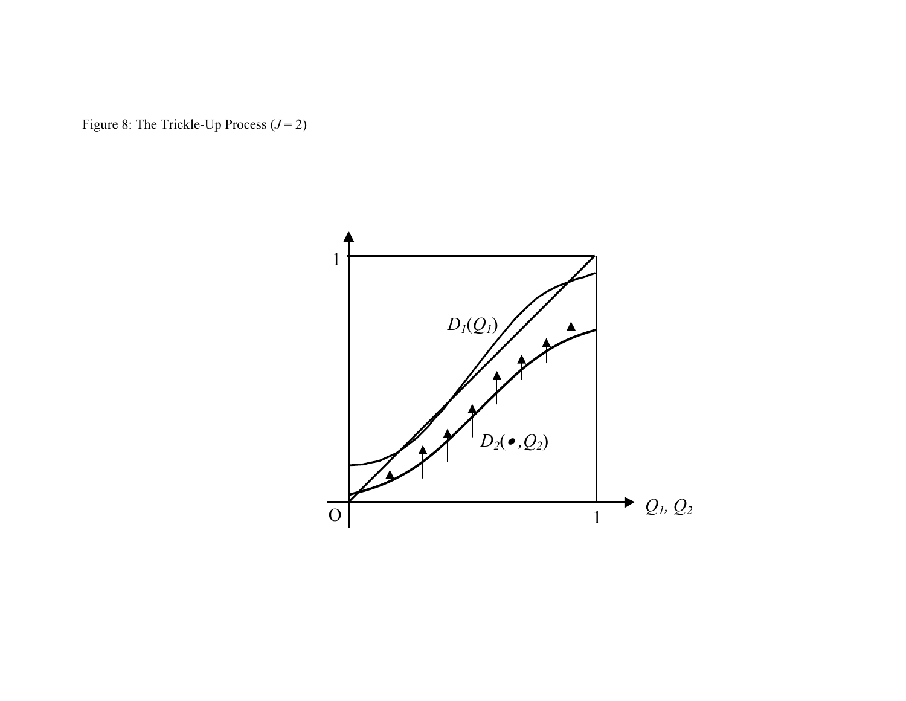Figure 8: The Trickle-Up Process ($J = 2$)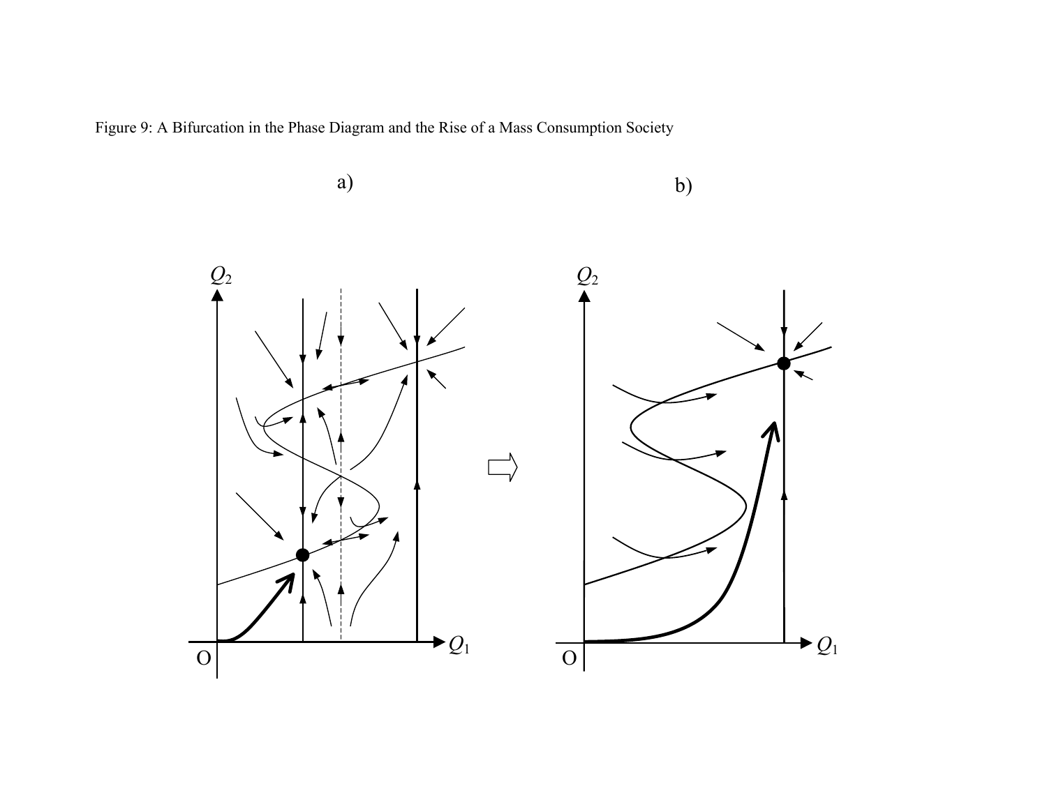Figure 9: A Bifurcation in the Phase Diagram and the Rise of a Mass Consumption Society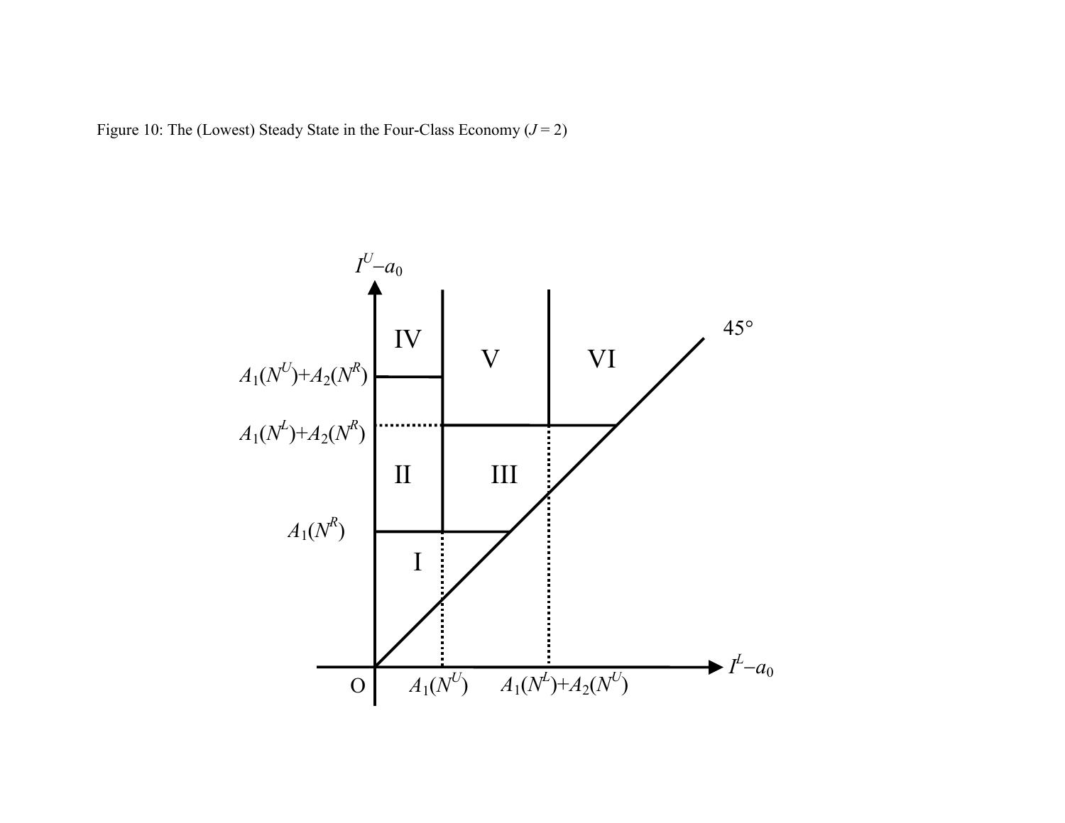Figure 10: The (Lowest) Steady State in the Four-Class Economy ($J = 2$)

$I^U - a_0$

$A_1(N^U)+A_2(N^R)$

$A_1(N^L)+A_2(N^R)$

$A_1(N^R)$

IV

V

VI

II

III

I

45°

O

$A_1(N^U)$

$A_1(N^L)+A_2(N^U)$

$I^L - a_0$